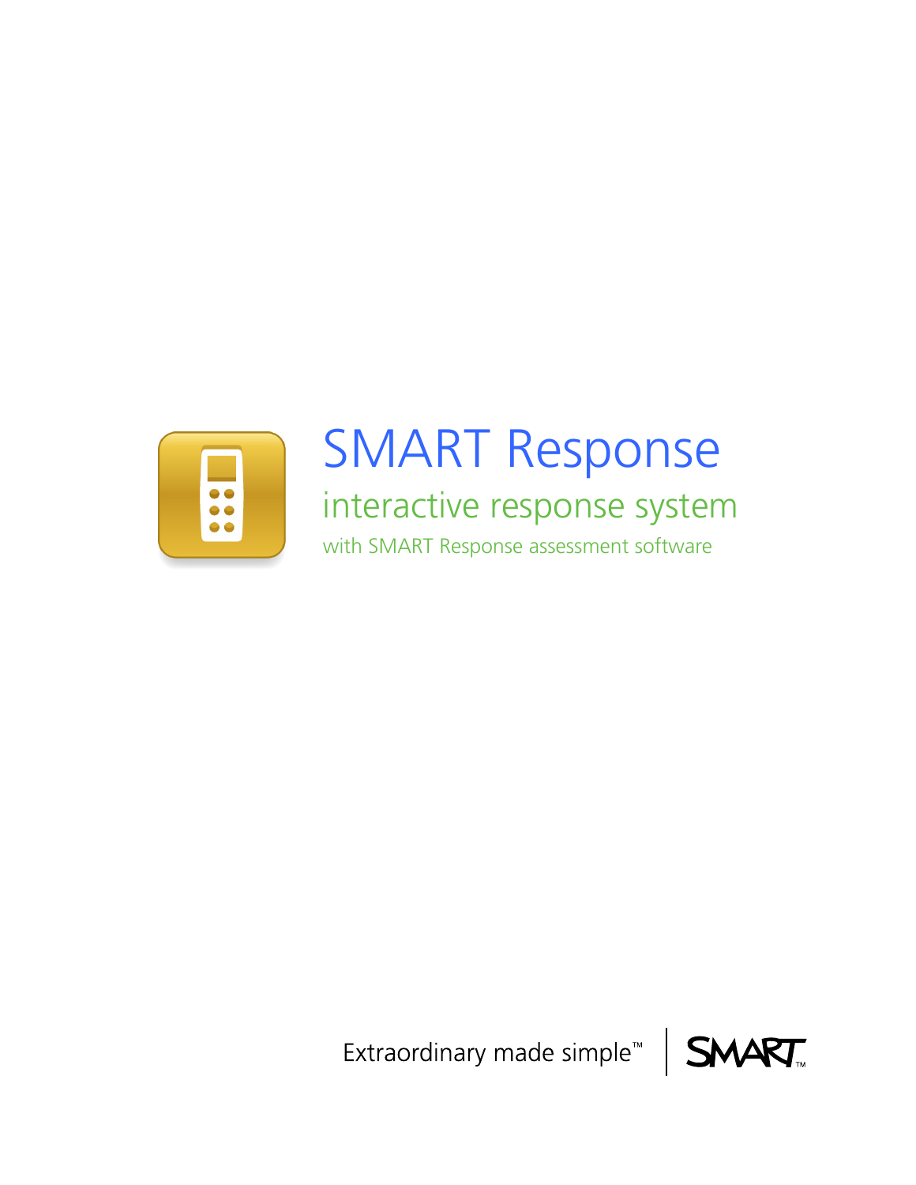# SMART Response

## interactive response system

### with SMART Response assessment software

Extraordinary made simple™ | SMART™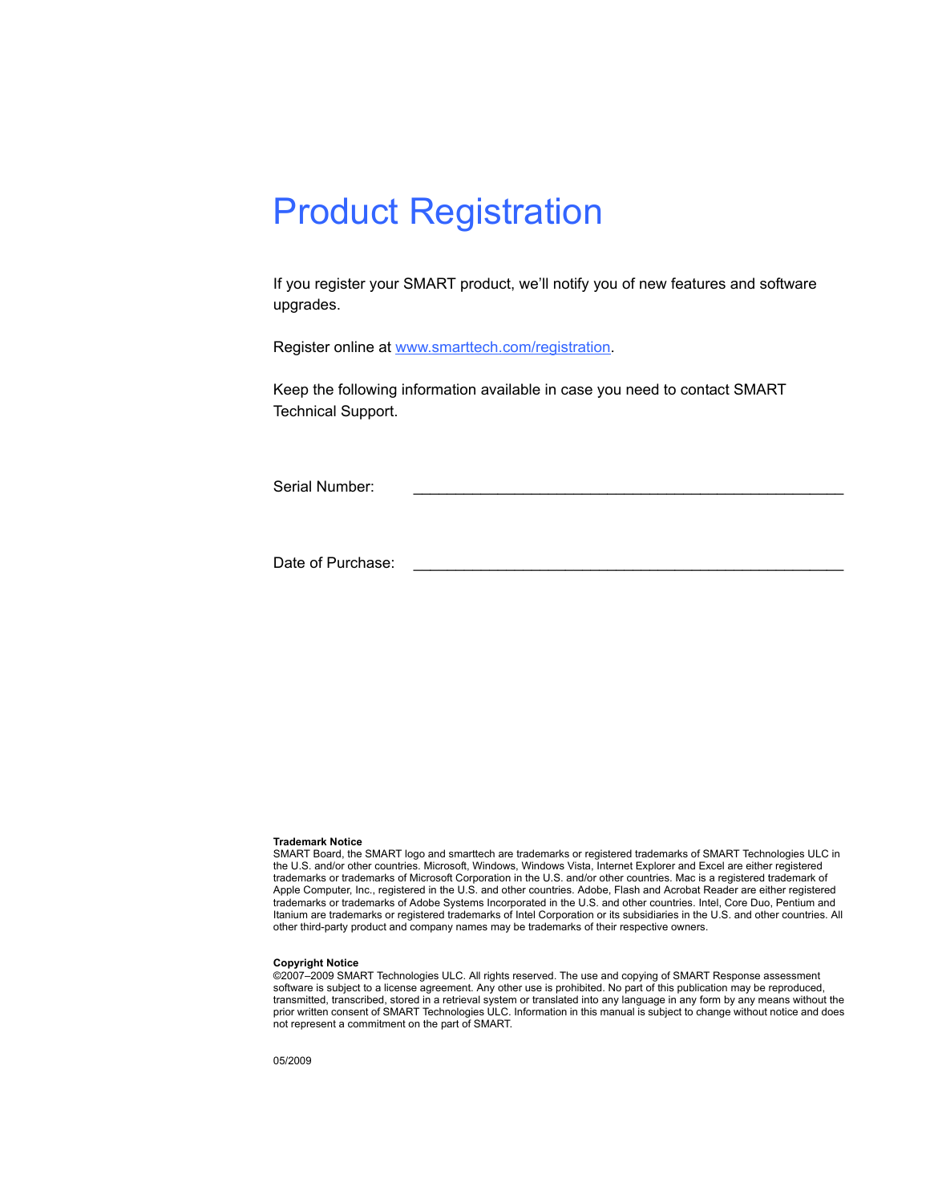# Product Registration

If you register your SMART product, we'll notify you of new features and software upgrades.

Register online at www.smarttech.com/registration.

Keep the following information available in case you need to contact SMART Technical Support.

Serial Number: ____________________________________________________

Date of Purchase: ____________________________________________________

**Trademark Notice**
SMART Board, the SMART logo and smarttech are trademarks or registered trademarks of SMART Technologies ULC in the U.S. and/or other countries. Microsoft, Windows, Windows Vista, Internet Explorer and Excel are either registered trademarks or trademarks of Microsoft Corporation in the U.S. and/or other countries. Mac is a registered trademark of Apple Computer, Inc., registered in the U.S. and other countries. Adobe, Flash and Acrobat Reader are either registered trademarks or trademarks of Adobe Systems Incorporated in the U.S. and other countries. Intel, Core Duo, Pentium and Itanium are trademarks or registered trademarks of Intel Corporation or its subsidiaries in the U.S. and other countries. All other third-party product and company names may be trademarks of their respective owners.

**Copyright Notice**
©2007–2009 SMART Technologies ULC. All rights reserved. The use and copying of SMART Response assessment software is subject to a license agreement. Any other use is prohibited. No part of this publication may be reproduced, transmitted, transcribed, stored in a retrieval system or translated into any language in any form by any means without the prior written consent of SMART Technologies ULC. Information in this manual is subject to change without notice and does not represent a commitment on the part of SMART.

05/2009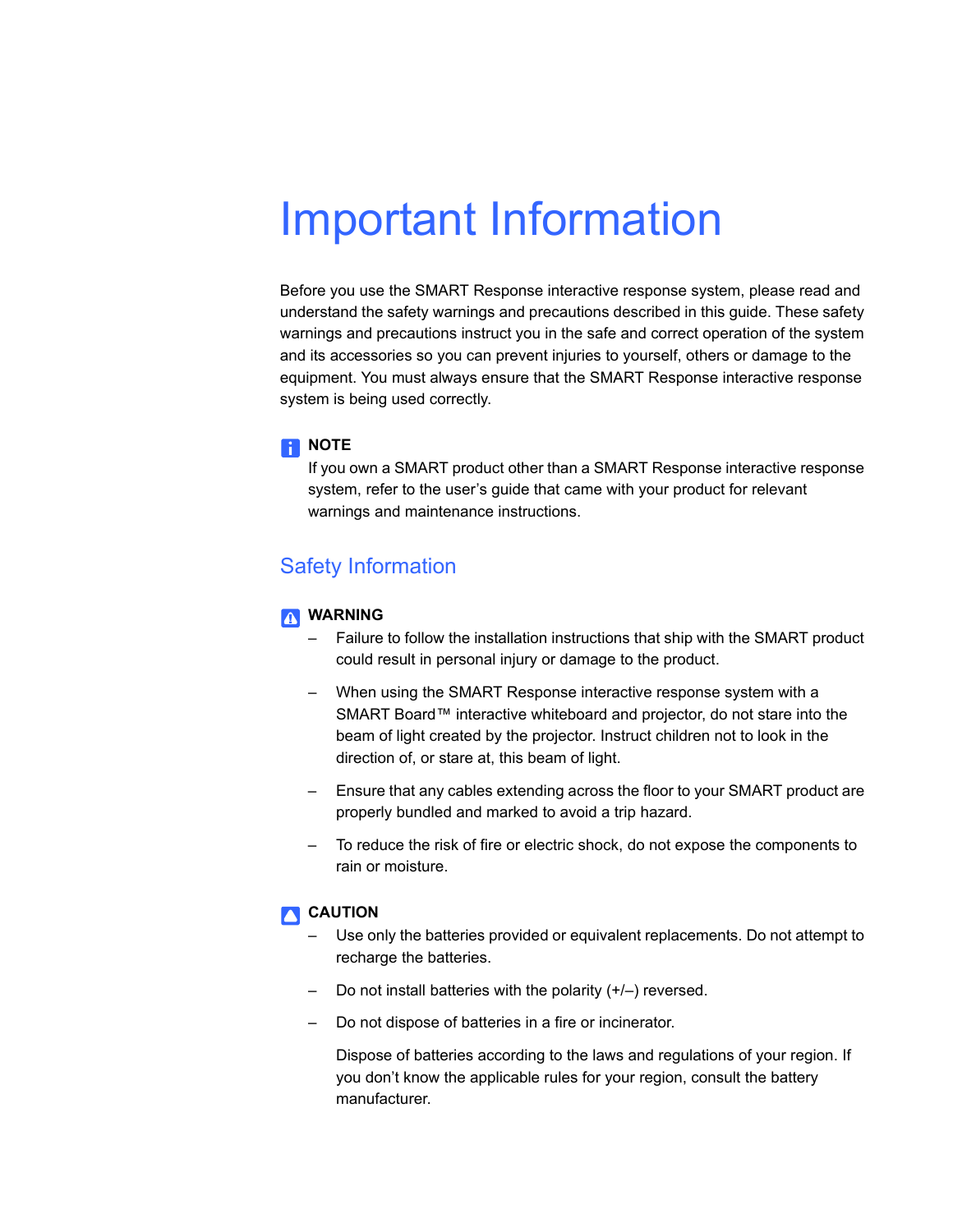# Important Information

Before you use the SMART Response interactive response system, please read and understand the safety warnings and precautions described in this guide. These safety warnings and precautions instruct you in the safe and correct operation of the system and its accessories so you can prevent injuries to yourself, others or damage to the equipment. You must always ensure that the SMART Response interactive response system is being used correctly.

**NOTE**

If you own a SMART product other than a SMART Response interactive response system, refer to the user's guide that came with your product for relevant warnings and maintenance instructions.

## Safety Information

**WARNING**

- Failure to follow the installation instructions that ship with the SMART product could result in personal injury or damage to the product.
- When using the SMART Response interactive response system with a SMART Board™ interactive whiteboard and projector, do not stare into the beam of light created by the projector. Instruct children not to look in the direction of, or stare at, this beam of light.
- Ensure that any cables extending across the floor to your SMART product are properly bundled and marked to avoid a trip hazard.
- To reduce the risk of fire or electric shock, do not expose the components to rain or moisture.

**CAUTION**

- Use only the batteries provided or equivalent replacements. Do not attempt to recharge the batteries.
- Do not install batteries with the polarity (+/–) reversed.
- Do not dispose of batteries in a fire or incinerator.

  Dispose of batteries according to the laws and regulations of your region. If you don't know the applicable rules for your region, consult the battery manufacturer.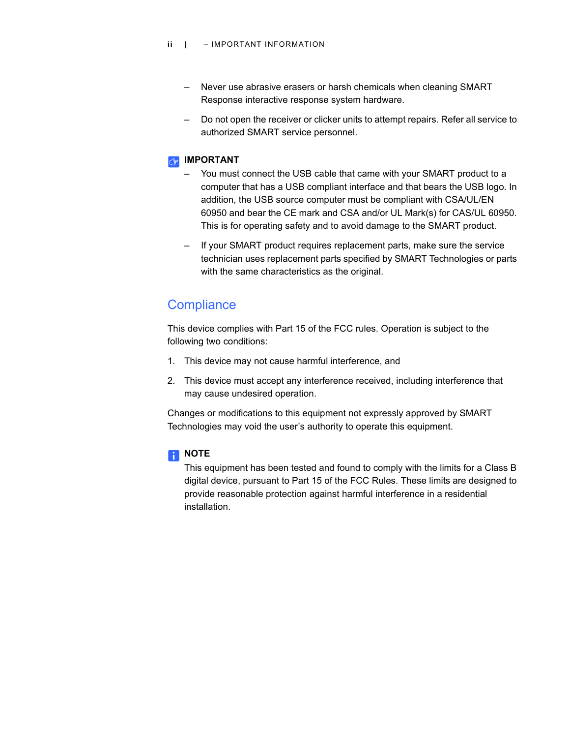– Never use abrasive erasers or harsh chemicals when cleaning SMART Response interactive response system hardware.

– Do not open the receiver or clicker units to attempt repairs. Refer all service to authorized SMART service personnel.

**IMPORTANT**

– You must connect the USB cable that came with your SMART product to a computer that has a USB compliant interface and that bears the USB logo. In addition, the USB source computer must be compliant with CSA/UL/EN 60950 and bear the CE mark and CSA and/or UL Mark(s) for CAS/UL 60950. This is for operating safety and to avoid damage to the SMART product.

– If your SMART product requires replacement parts, make sure the service technician uses replacement parts specified by SMART Technologies or parts with the same characteristics as the original.

## Compliance

This device complies with Part 15 of the FCC rules. Operation is subject to the following two conditions:

1. This device may not cause harmful interference, and
2. This device must accept any interference received, including interference that may cause undesired operation.

Changes or modifications to this equipment not expressly approved by SMART Technologies may void the user's authority to operate this equipment.

**NOTE**

This equipment has been tested and found to comply with the limits for a Class B digital device, pursuant to Part 15 of the FCC Rules. These limits are designed to provide reasonable protection against harmful interference in a residential installation.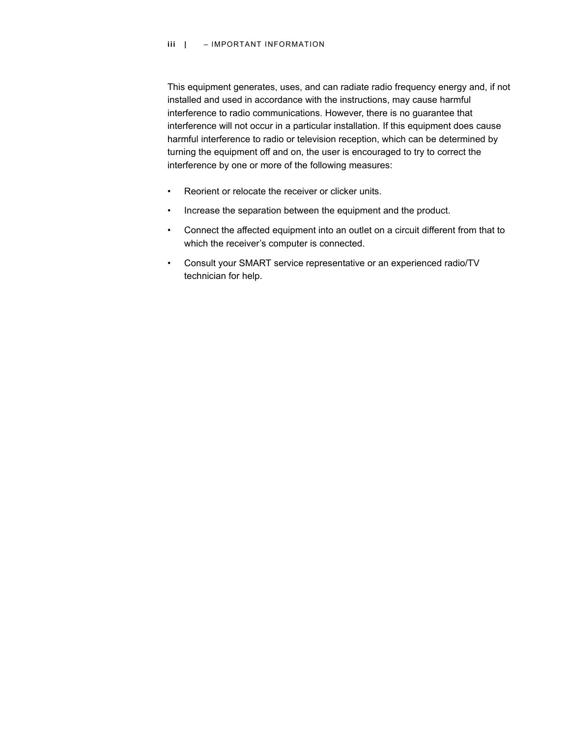This equipment generates, uses, and can radiate radio frequency energy and, if not installed and used in accordance with the instructions, may cause harmful interference to radio communications. However, there is no guarantee that interference will not occur in a particular installation. If this equipment does cause harmful interference to radio or television reception, which can be determined by turning the equipment off and on, the user is encouraged to try to correct the interference by one or more of the following measures:

- Reorient or relocate the receiver or clicker units.
- Increase the separation between the equipment and the product.
- Connect the affected equipment into an outlet on a circuit different from that to which the receiver’s computer is connected.
- Consult your SMART service representative or an experienced radio/TV technician for help.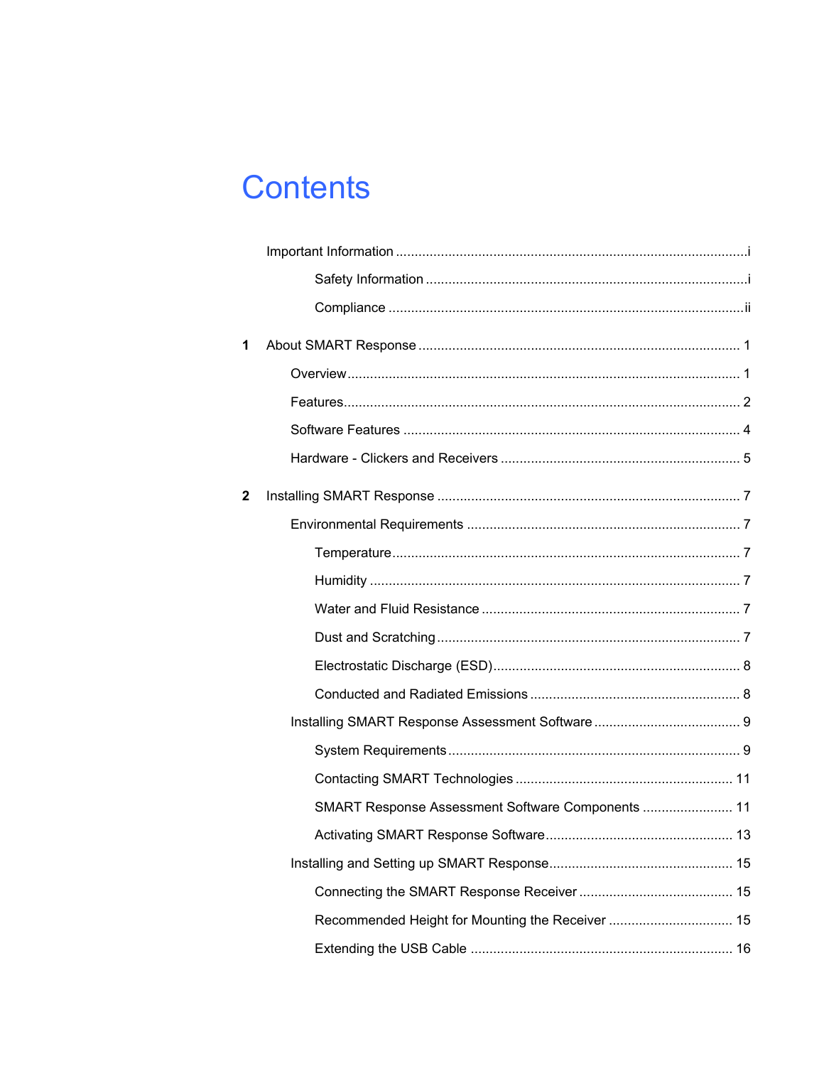# Contents

Important Information .......................................................................................i

Safety Information ...............................................................................i

Compliance .......................................................................................ii

**1** About SMART Response .................................................................................... 1

Overview ................................................................................................ 1

Features ................................................................................................ 2

Software Features .................................................................................. 4

Hardware - Clickers and Receivers .......................................................... 5

**2** Installing SMART Response ............................................................................... 7

Environmental Requirements .................................................................. 7

Temperature ....................................................................................... 7

Humidity ............................................................................................. 7

Water and Fluid Resistance ................................................................ 7

Dust and Scratching ........................................................................... 7

Electrostatic Discharge (ESD) ............................................................ 8

Conducted and Radiated Emissions .................................................. 8

Installing SMART Response Assessment Software .................................. 9

System Requirements ......................................................................... 9

Contacting SMART Technologies ...................................................... 11

SMART Response Assessment Software Components ...................... 11

Activating SMART Response Software .............................................. 13

Installing and Setting up SMART Response ............................................ 15

Connecting the SMART Response Receiver ...................................... 15

Recommended Height for Mounting the Receiver .............................. 15

Extending the USB Cable .................................................................. 16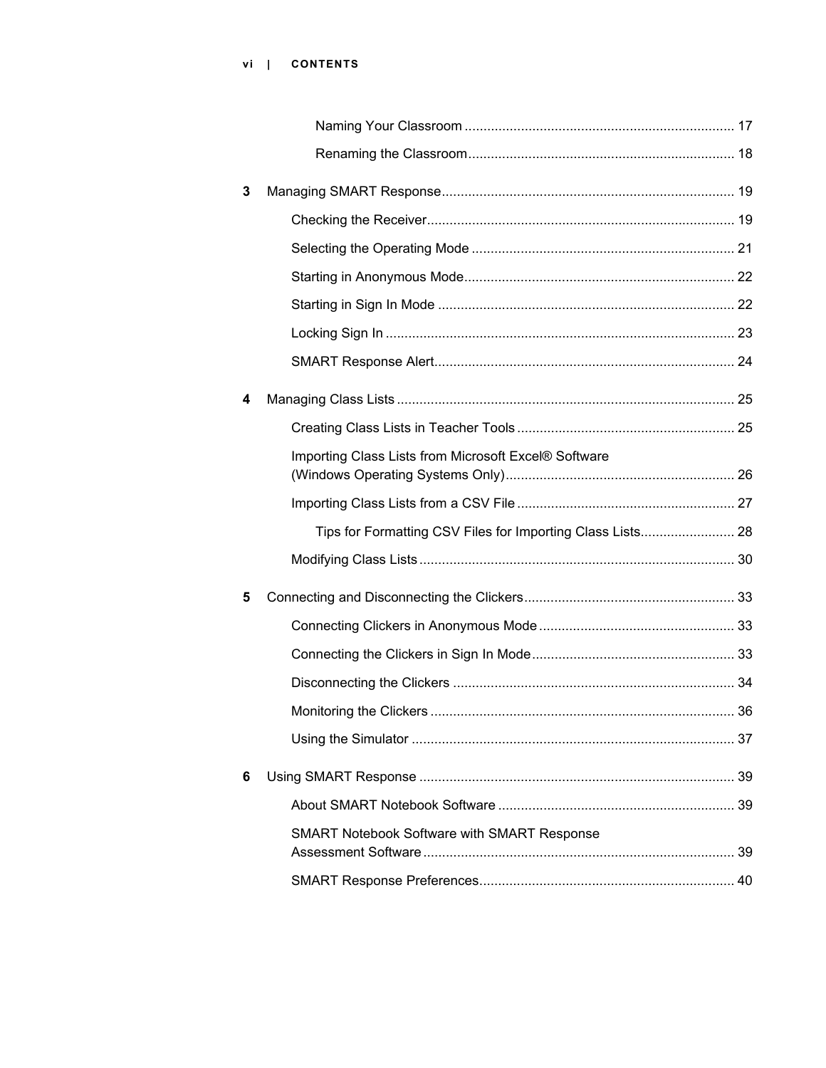Naming Your Classroom ....................................................................... 17

Renaming the Classroom...................................................................... 18

3 Managing SMART Response............................................................................ 19

Checking the Receiver................................................................................ 19

Selecting the Operating Mode .................................................................... 21

Starting in Anonymous Mode...................................................................... 22

Starting in Sign In Mode ............................................................................. 22

Locking Sign In ........................................................................................... 23

SMART Response Alert.............................................................................. 24

4 Managing Class Lists ........................................................................................ 25

Creating Class Lists in Teacher Tools ......................................................... 25

Importing Class Lists from Microsoft Excel® Software (Windows Operating Systems Only)............................................................ 26

Importing Class Lists from a CSV File ......................................................... 27

Tips for Formatting CSV Files for Importing Class Lists......................... 28

Modifying Class Lists .................................................................................. 30

5 Connecting and Disconnecting the Clickers....................................................... 33

Connecting Clickers in Anonymous Mode ................................................... 33

Connecting the Clickers in Sign In Mode..................................................... 33

Disconnecting the Clickers .......................................................................... 34

Monitoring the Clickers ............................................................................... 36

Using the Simulator .................................................................................... 37

6 Using SMART Response .................................................................................. 39

About SMART Notebook Software ............................................................. 39

SMART Notebook Software with SMART Response Assessment Software ................................................................................. 39

SMART Response Preferences.................................................................. 40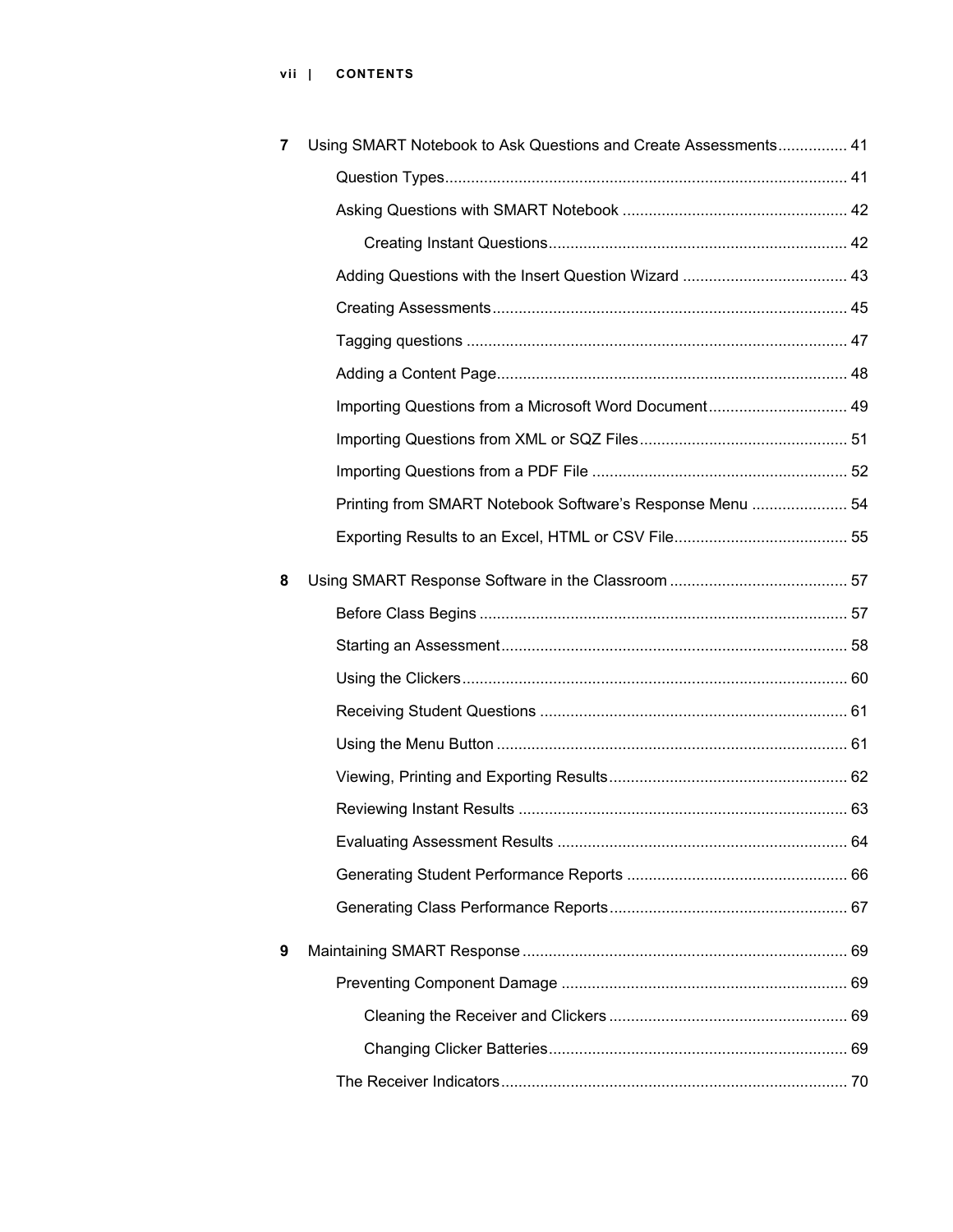7 Using SMART Notebook to Ask Questions and Create Assessments................ 41

- Question Types............................................................................................ 41
- Asking Questions with SMART Notebook .................................................... 42
  - Creating Instant Questions.................................................................... 42
- Adding Questions with the Insert Question Wizard ...................................... 43
- Creating Assessments................................................................................. 45
- Tagging questions ....................................................................................... 47
- Adding a Content Page................................................................................ 48
- Importing Questions from a Microsoft Word Document................................ 49
- Importing Questions from XML or SQZ Files................................................ 51
- Importing Questions from a PDF File ........................................................... 52
- Printing from SMART Notebook Software's Response Menu ...................... 54
- Exporting Results to an Excel, HTML or CSV File........................................ 55

8 Using SMART Response Software in the Classroom ......................................... 57

- Before Class Begins .................................................................................... 57
- Starting an Assessment............................................................................... 58
- Using the Clickers........................................................................................ 60
- Receiving Student Questions ...................................................................... 61
- Using the Menu Button ................................................................................ 61
- Viewing, Printing and Exporting Results...................................................... 62
- Reviewing Instant Results ........................................................................... 63
- Evaluating Assessment Results .................................................................. 64
- Generating Student Performance Reports ................................................... 66
- Generating Class Performance Reports....................................................... 67

9 Maintaining SMART Response........................................................................... 69

- Preventing Component Damage .................................................................. 69
  - Cleaning the Receiver and Clickers ....................................................... 69
  - Changing Clicker Batteries.................................................................... 69
- The Receiver Indicators............................................................................... 70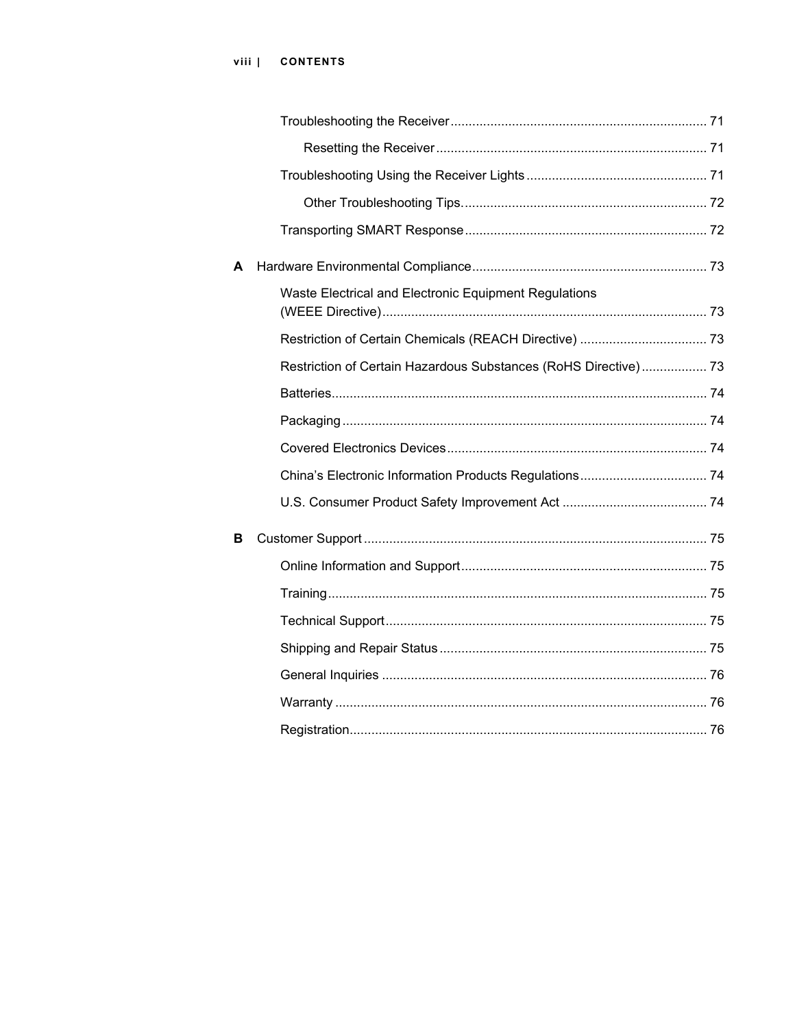Troubleshooting the Receiver ........ 71

Resetting the Receiver ........ 71

Troubleshooting Using the Receiver Lights ........ 71

Other Troubleshooting Tips. ........ 72

Transporting SMART Response ........ 72

**A** Hardware Environmental Compliance ........ 73

Waste Electrical and Electronic Equipment Regulations (WEEE Directive) ........ 73

Restriction of Certain Chemicals (REACH Directive) ........ 73

Restriction of Certain Hazardous Substances (RoHS Directive) ........ 73

Batteries ........ 74

Packaging ........ 74

Covered Electronics Devices ........ 74

China's Electronic Information Products Regulations ........ 74

U.S. Consumer Product Safety Improvement Act ........ 74

**B** Customer Support ........ 75

Online Information and Support ........ 75

Training ........ 75

Technical Support ........ 75

Shipping and Repair Status ........ 75

General Inquiries ........ 76

Warranty ........ 76

Registration ........ 76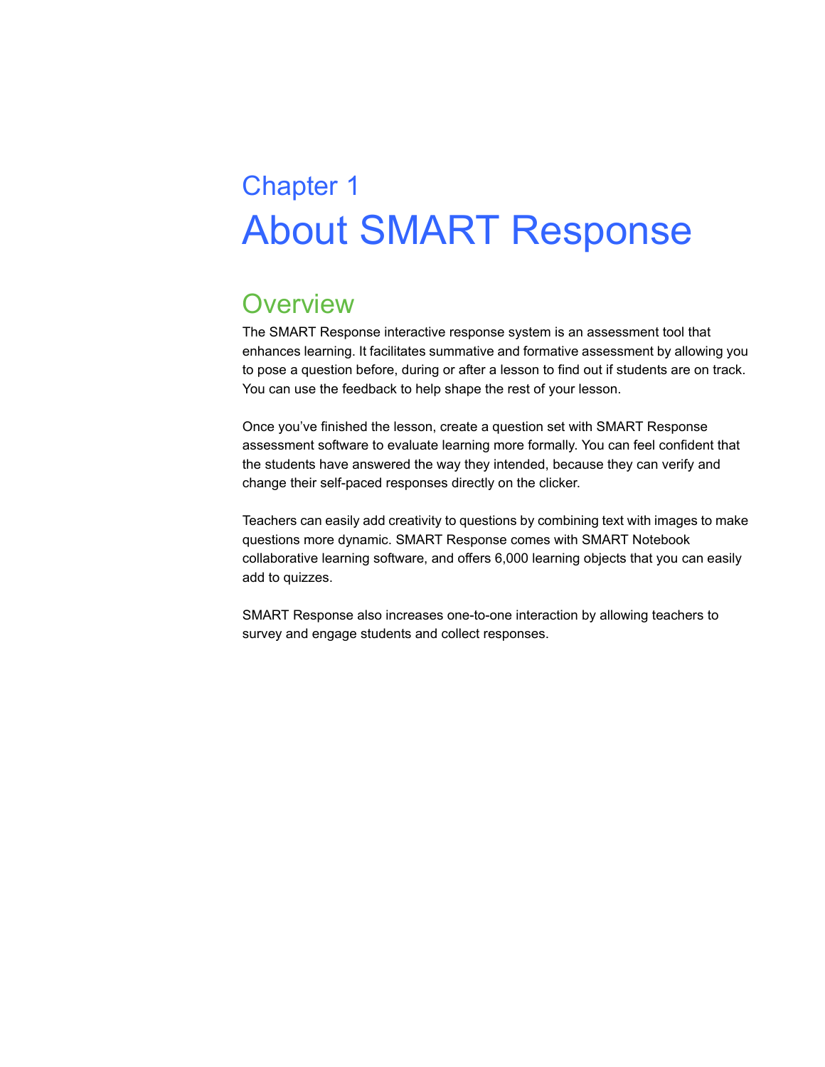# Chapter 1
# About SMART Response

## Overview

The SMART Response interactive response system is an assessment tool that enhances learning. It facilitates summative and formative assessment by allowing you to pose a question before, during or after a lesson to find out if students are on track. You can use the feedback to help shape the rest of your lesson.

Once you've finished the lesson, create a question set with SMART Response assessment software to evaluate learning more formally. You can feel confident that the students have answered the way they intended, because they can verify and change their self-paced responses directly on the clicker.

Teachers can easily add creativity to questions by combining text with images to make questions more dynamic. SMART Response comes with SMART Notebook collaborative learning software, and offers 6,000 learning objects that you can easily add to quizzes.

SMART Response also increases one-to-one interaction by allowing teachers to survey and engage students and collect responses.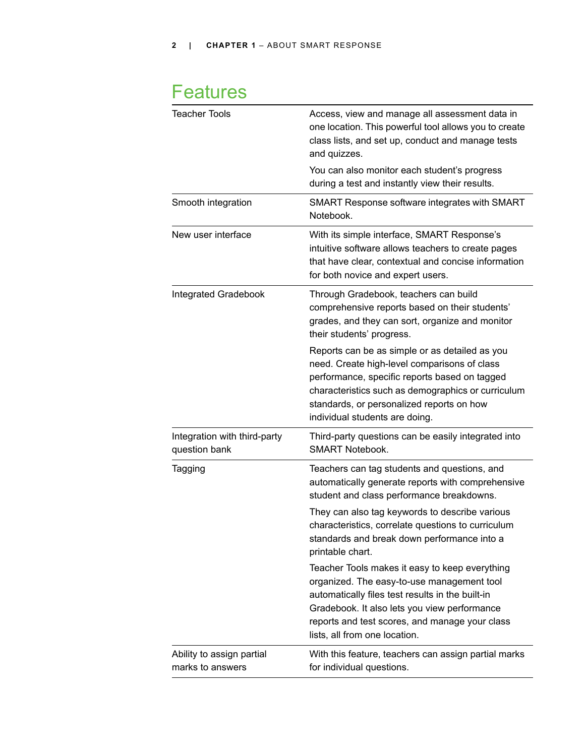## Features

| | |
|---|---|
| Teacher Tools | Access, view and manage all assessment data in one location. This powerful tool allows you to create class lists, and set up, conduct and manage tests and quizzes.<br><br>You can also monitor each student's progress during a test and instantly view their results. |
| Smooth integration | SMART Response software integrates with SMART Notebook. |
| New user interface | With its simple interface, SMART Response's intuitive software allows teachers to create pages that have clear, contextual and concise information for both novice and expert users. |
| Integrated Gradebook | Through Gradebook, teachers can build comprehensive reports based on their students' grades, and they can sort, organize and monitor their students' progress.<br><br>Reports can be as simple or as detailed as you need. Create high-level comparisons of class performance, specific reports based on tagged characteristics such as demographics or curriculum standards, or personalized reports on how individual students are doing. |
| Integration with third-party question bank | Third-party questions can be easily integrated into SMART Notebook. |
| Tagging | Teachers can tag students and questions, and automatically generate reports with comprehensive student and class performance breakdowns.<br><br>They can also tag keywords to describe various characteristics, correlate questions to curriculum standards and break down performance into a printable chart.<br><br>Teacher Tools makes it easy to keep everything organized. The easy-to-use management tool automatically files test results in the built-in Gradebook. It also lets you view performance reports and test scores, and manage your class lists, all from one location. |
| Ability to assign partial marks to answers | With this feature, teachers can assign partial marks for individual questions. |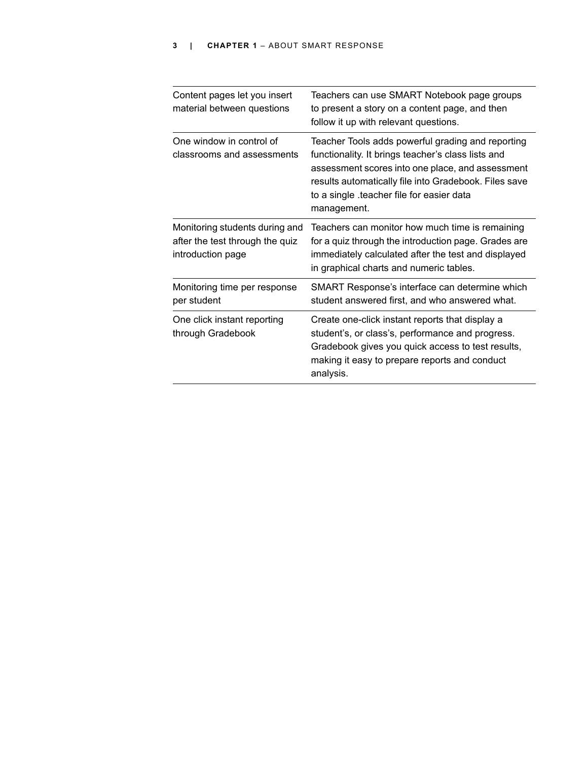| | |
|---|---|
| Content pages let you insert material between questions | Teachers can use SMART Notebook page groups to present a story on a content page, and then follow it up with relevant questions. |
| One window in control of classrooms and assessments | Teacher Tools adds powerful grading and reporting functionality. It brings teacher's class lists and assessment scores into one place, and assessment results automatically file into Gradebook. Files save to a single .teacher file for easier data management. |
| Monitoring students during and after the test through the quiz introduction page | Teachers can monitor how much time is remaining for a quiz through the introduction page. Grades are immediately calculated after the test and displayed in graphical charts and numeric tables. |
| Monitoring time per response per student | SMART Response's interface can determine which student answered first, and who answered what. |
| One click instant reporting through Gradebook | Create one-click instant reports that display a student's, or class's, performance and progress. Gradebook gives you quick access to test results, making it easy to prepare reports and conduct analysis. |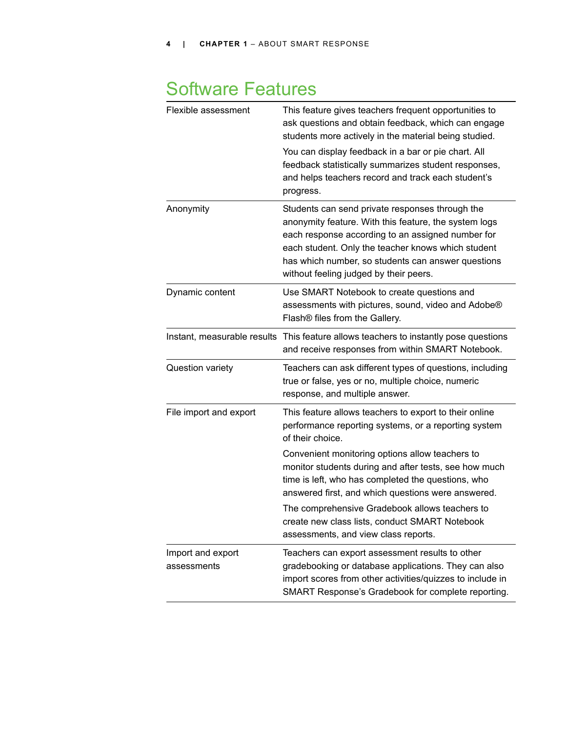# Software Features

| | |
|---|---|
| Flexible assessment | This feature gives teachers frequent opportunities to ask questions and obtain feedback, which can engage students more actively in the material being studied.<br><br>You can display feedback in a bar or pie chart. All feedback statistically summarizes student responses, and helps teachers record and track each student's progress. |
| Anonymity | Students can send private responses through the anonymity feature. With this feature, the system logs each response according to an assigned number for each student. Only the teacher knows which student has which number, so students can answer questions without feeling judged by their peers. |
| Dynamic content | Use SMART Notebook to create questions and assessments with pictures, sound, video and Adobe® Flash® files from the Gallery. |
| Instant, measurable results | This feature allows teachers to instantly pose questions and receive responses from within SMART Notebook. |
| Question variety | Teachers can ask different types of questions, including true or false, yes or no, multiple choice, numeric response, and multiple answer. |
| File import and export | This feature allows teachers to export to their online performance reporting systems, or a reporting system of their choice.<br><br>Convenient monitoring options allow teachers to monitor students during and after tests, see how much time is left, who has completed the questions, who answered first, and which questions were answered.<br><br>The comprehensive Gradebook allows teachers to create new class lists, conduct SMART Notebook assessments, and view class reports. |
| Import and export assessments | Teachers can export assessment results to other gradebooking or database applications. They can also import scores from other activities/quizzes to include in SMART Response's Gradebook for complete reporting. |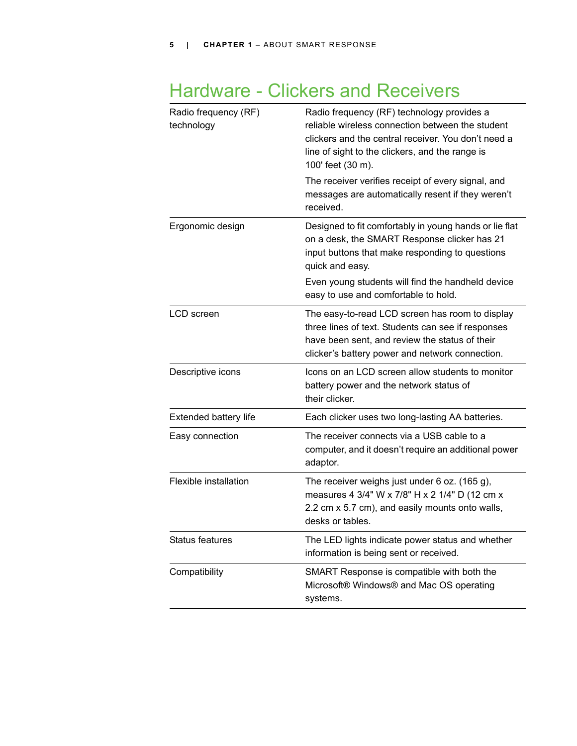# Hardware - Clickers and Receivers

| | |
|---|---|
| Radio frequency (RF) technology | Radio frequency (RF) technology provides a reliable wireless connection between the student clickers and the central receiver. You don't need a line of sight to the clickers, and the range is 100' feet (30 m).<br><br>The receiver verifies receipt of every signal, and messages are automatically resent if they weren't received. |
| Ergonomic design | Designed to fit comfortably in young hands or lie flat on a desk, the SMART Response clicker has 21 input buttons that make responding to questions quick and easy.<br><br>Even young students will find the handheld device easy to use and comfortable to hold. |
| LCD screen | The easy-to-read LCD screen has room to display three lines of text. Students can see if responses have been sent, and review the status of their clicker's battery power and network connection. |
| Descriptive icons | Icons on an LCD screen allow students to monitor battery power and the network status of their clicker. |
| Extended battery life | Each clicker uses two long-lasting AA batteries. |
| Easy connection | The receiver connects via a USB cable to a computer, and it doesn't require an additional power adaptor. |
| Flexible installation | The receiver weighs just under 6 oz. (165 g), measures 4 3/4" W x 7/8" H x 2 1/4" D (12 cm x 2.2 cm x 5.7 cm), and easily mounts onto walls, desks or tables. |
| Status features | The LED lights indicate power status and whether information is being sent or received. |
| Compatibility | SMART Response is compatible with both the Microsoft® Windows® and Mac OS operating systems. |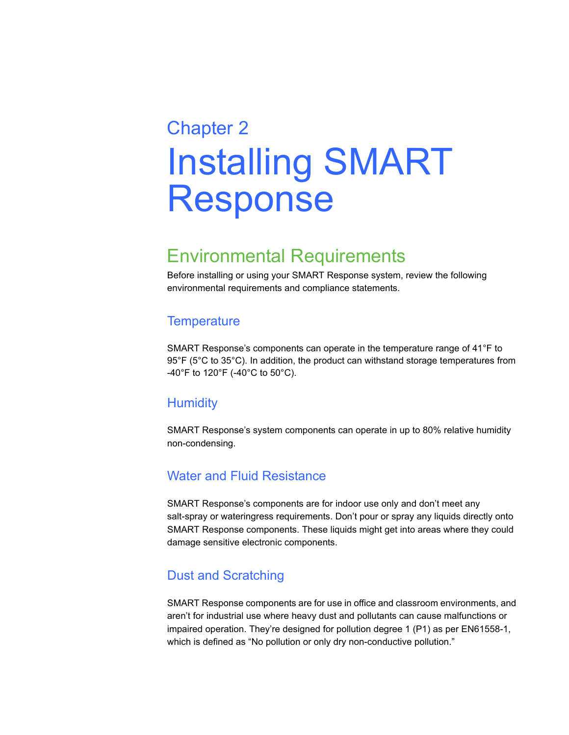Chapter 2

# Installing SMART Response

## Environmental Requirements

Before installing or using your SMART Response system, review the following environmental requirements and compliance statements.

### Temperature

SMART Response's components can operate in the temperature range of 41°F to 95°F (5°C to 35°C). In addition, the product can withstand storage temperatures from -40°F to 120°F (-40°C to 50°C).

### Humidity

SMART Response's system components can operate in up to 80% relative humidity non-condensing.

### Water and Fluid Resistance

SMART Response's components are for indoor use only and don't meet any salt-spray or wateringress requirements. Don't pour or spray any liquids directly onto SMART Response components. These liquids might get into areas where they could damage sensitive electronic components.

### Dust and Scratching

SMART Response components are for use in office and classroom environments, and aren't for industrial use where heavy dust and pollutants can cause malfunctions or impaired operation. They're designed for pollution degree 1 (P1) as per EN61558-1, which is defined as "No pollution or only dry non-conductive pollution."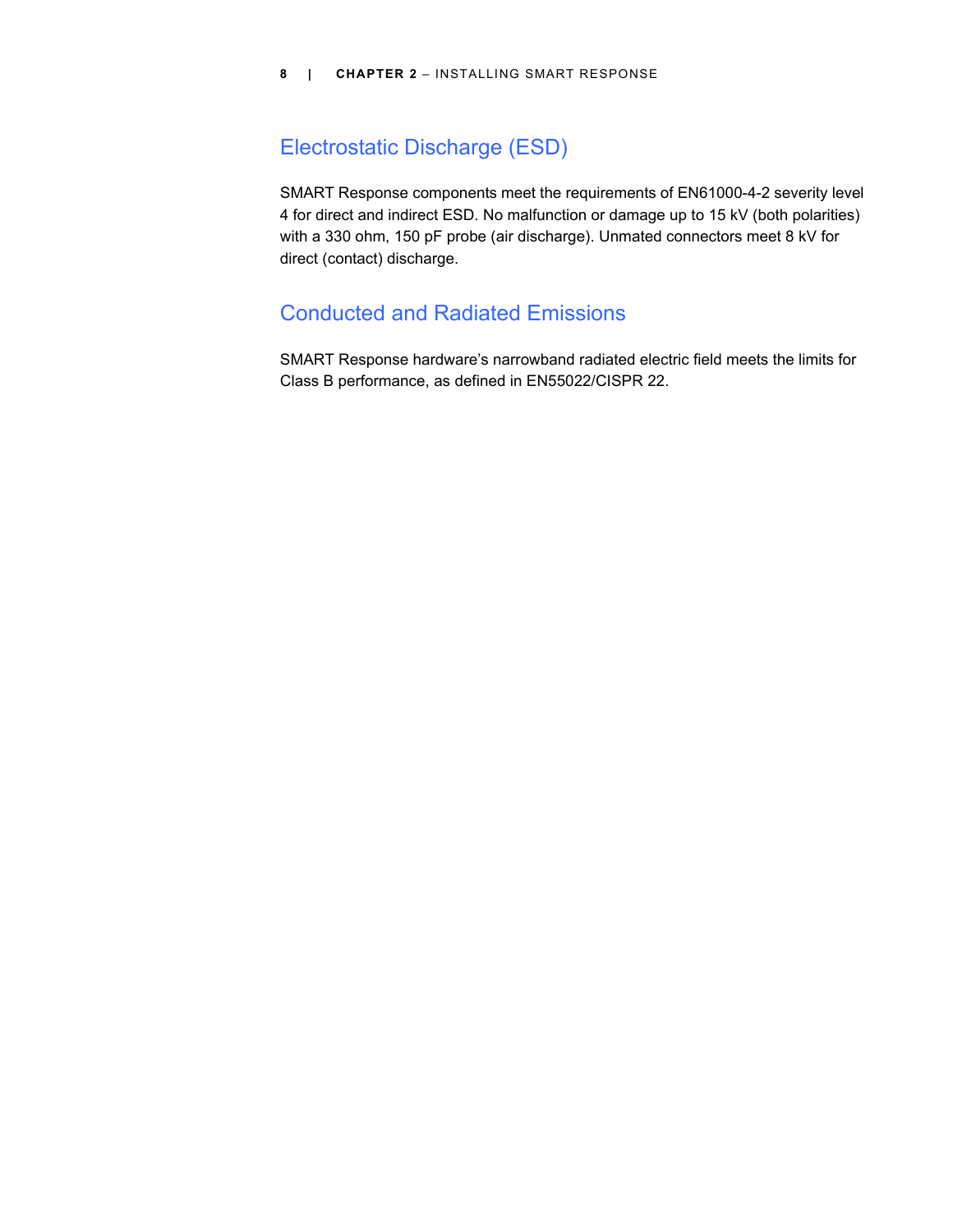## Electrostatic Discharge (ESD)

SMART Response components meet the requirements of EN61000-4-2 severity level 4 for direct and indirect ESD. No malfunction or damage up to 15 kV (both polarities) with a 330 ohm, 150 pF probe (air discharge). Unmated connectors meet 8 kV for direct (contact) discharge.

## Conducted and Radiated Emissions

SMART Response hardware's narrowband radiated electric field meets the limits for Class B performance, as defined in EN55022/CISPR 22.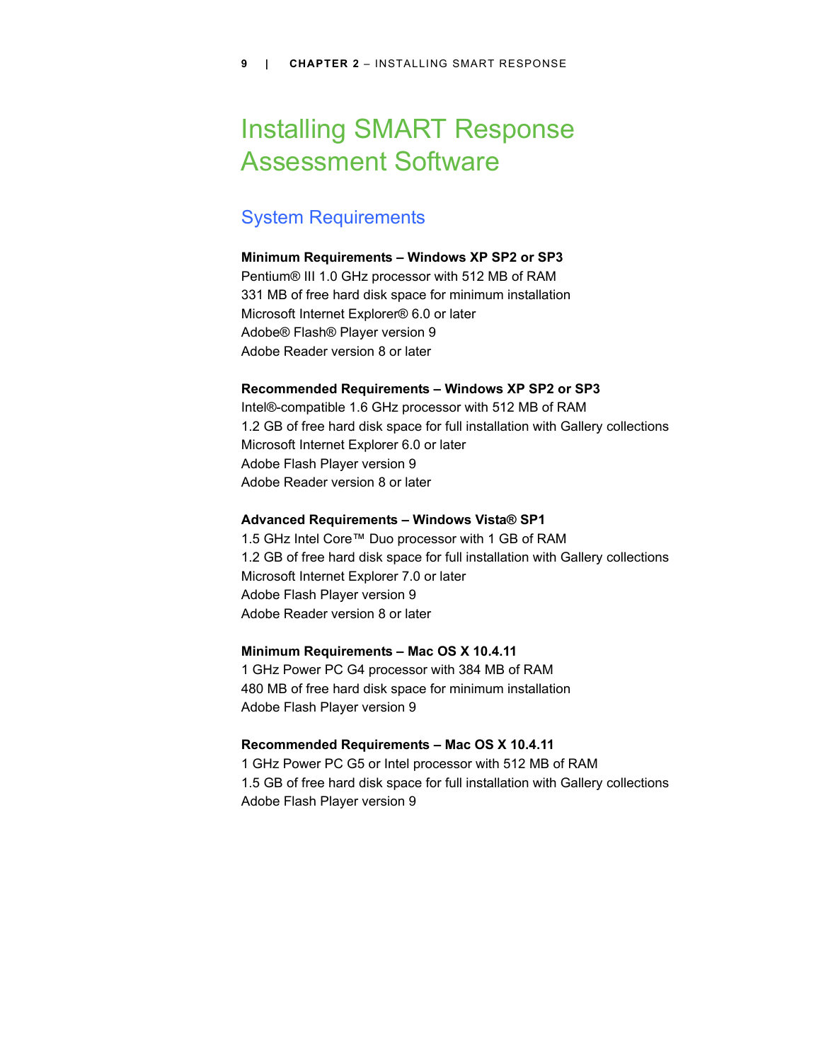# Installing SMART Response Assessment Software

## System Requirements

**Minimum Requirements – Windows XP SP2 or SP3**
Pentium® III 1.0 GHz processor with 512 MB of RAM
331 MB of free hard disk space for minimum installation
Microsoft Internet Explorer® 6.0 or later
Adobe® Flash® Player version 9
Adobe Reader version 8 or later

**Recommended Requirements – Windows XP SP2 or SP3**
Intel®-compatible 1.6 GHz processor with 512 MB of RAM
1.2 GB of free hard disk space for full installation with Gallery collections
Microsoft Internet Explorer 6.0 or later
Adobe Flash Player version 9
Adobe Reader version 8 or later

**Advanced Requirements – Windows Vista® SP1**
1.5 GHz Intel Core™ Duo processor with 1 GB of RAM
1.2 GB of free hard disk space for full installation with Gallery collections
Microsoft Internet Explorer 7.0 or later
Adobe Flash Player version 9
Adobe Reader version 8 or later

**Minimum Requirements – Mac OS X 10.4.11**
1 GHz Power PC G4 processor with 384 MB of RAM
480 MB of free hard disk space for minimum installation
Adobe Flash Player version 9

**Recommended Requirements – Mac OS X 10.4.11**
1 GHz Power PC G5 or Intel processor with 512 MB of RAM
1.5 GB of free hard disk space for full installation with Gallery collections
Adobe Flash Player version 9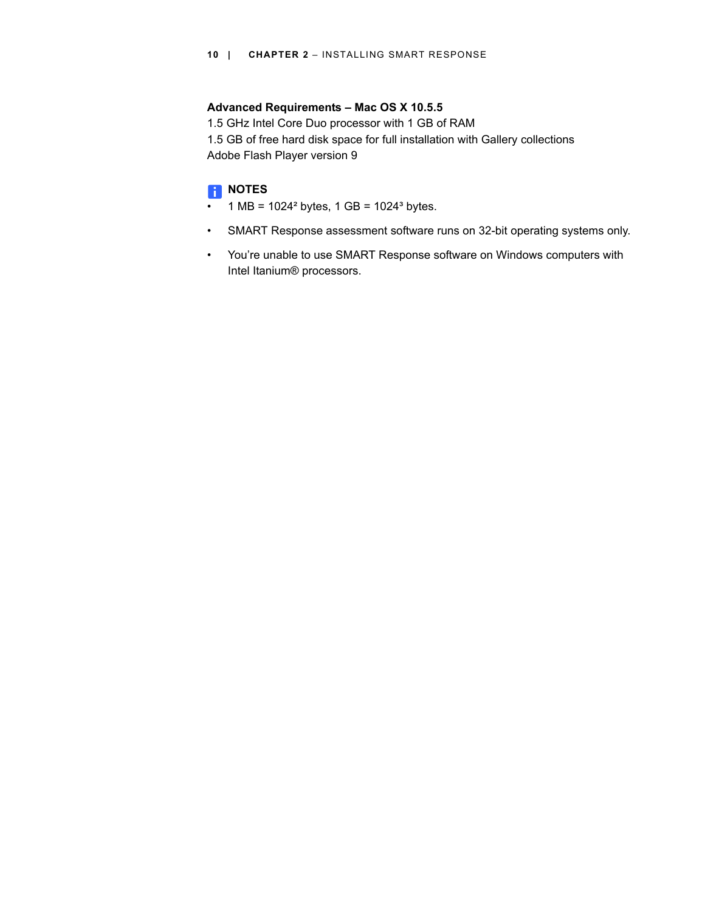**Advanced Requirements – Mac OS X 10.5.5**

1.5 GHz Intel Core Duo processor with 1 GB of RAM

1.5 GB of free hard disk space for full installation with Gallery collections

Adobe Flash Player version 9

**NOTES**

- 1 MB = $1024^2$ bytes, 1 GB = $1024^3$ bytes.
- SMART Response assessment software runs on 32-bit operating systems only.
- You're unable to use SMART Response software on Windows computers with Intel Itanium® processors.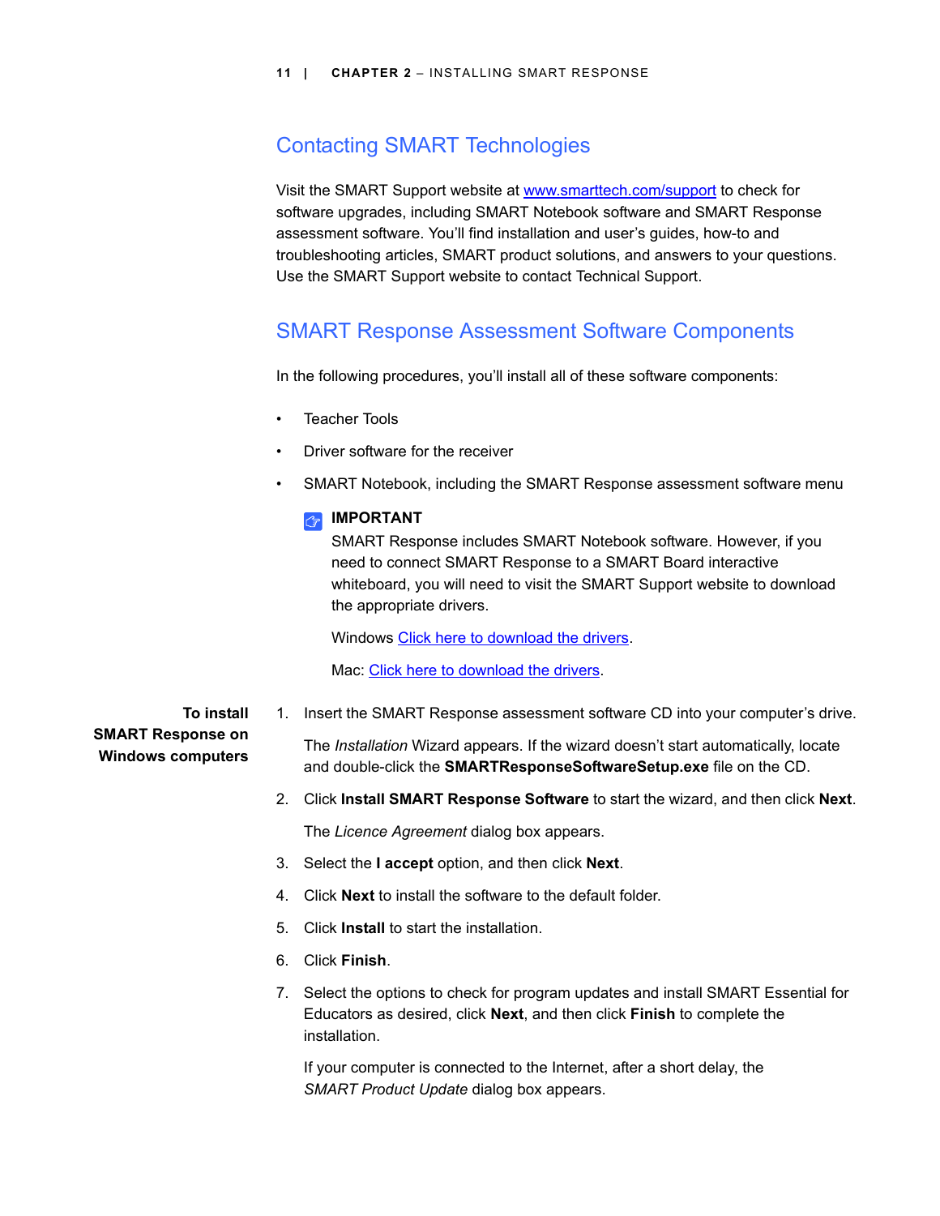## Contacting SMART Technologies

Visit the SMART Support website at [www.smarttech.com/support](www.smarttech.com/support) to check for software upgrades, including SMART Notebook software and SMART Response assessment software. You'll find installation and user's guides, how-to and troubleshooting articles, SMART product solutions, and answers to your questions. Use the SMART Support website to contact Technical Support.

## SMART Response Assessment Software Components

In the following procedures, you'll install all of these software components:

- Teacher Tools
- Driver software for the receiver
- SMART Notebook, including the SMART Response assessment software menu

> **IMPORTANT**
> SMART Response includes SMART Notebook software. However, if you need to connect SMART Response to a SMART Board interactive whiteboard, you will need to visit the SMART Support website to download the appropriate drivers.
>
> Windows Click here to download the drivers.
>
> Mac: Click here to download the drivers.

**To install SMART Response on Windows computers**

1. Insert the SMART Response assessment software CD into your computer's drive.

   The *Installation* Wizard appears. If the wizard doesn't start automatically, locate and double-click the **SMARTResponseSoftwareSetup.exe** file on the CD.

2. Click **Install SMART Response Software** to start the wizard, and then click **Next**.

   The *Licence Agreement* dialog box appears.

3. Select the **I accept** option, and then click **Next**.
4. Click **Next** to install the software to the default folder.
5. Click **Install** to start the installation.
6. Click **Finish**.
7. Select the options to check for program updates and install SMART Essential for Educators as desired, click **Next**, and then click **Finish** to complete the installation.

   If your computer is connected to the Internet, after a short delay, the *SMART Product Update* dialog box appears.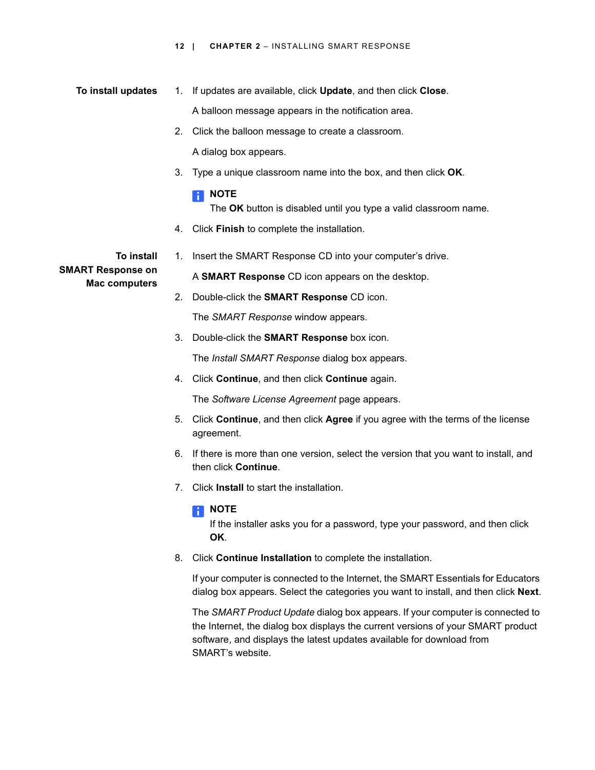**To install updates**

1. If updates are available, click **Update**, and then click **Close**.

   A balloon message appears in the notification area.

2. Click the balloon message to create a classroom.

   A dialog box appears.

3. Type a unique classroom name into the box, and then click **OK**.

   **NOTE**
   The **OK** button is disabled until you type a valid classroom name.

4. Click **Finish** to complete the installation.

**To install SMART Response on Mac computers**

1. Insert the SMART Response CD into your computer's drive.

   A **SMART Response** CD icon appears on the desktop.

2. Double-click the **SMART Response** CD icon.

   The *SMART Response* window appears.

3. Double-click the **SMART Response** box icon.

   The *Install SMART Response* dialog box appears.

4. Click **Continue**, and then click **Continue** again.

   The *Software License Agreement* page appears.

5. Click **Continue**, and then click **Agree** if you agree with the terms of the license agreement.

6. If there is more than one version, select the version that you want to install, and then click **Continue**.

7. Click **Install** to start the installation.

   **NOTE**
   If the installer asks you for a password, type your password, and then click **OK**.

8. Click **Continue Installation** to complete the installation.

   If your computer is connected to the Internet, the SMART Essentials for Educators dialog box appears. Select the categories you want to install, and then click **Next**.

   The *SMART Product Update* dialog box appears. If your computer is connected to the Internet, the dialog box displays the current versions of your SMART product software, and displays the latest updates available for download from SMART's website.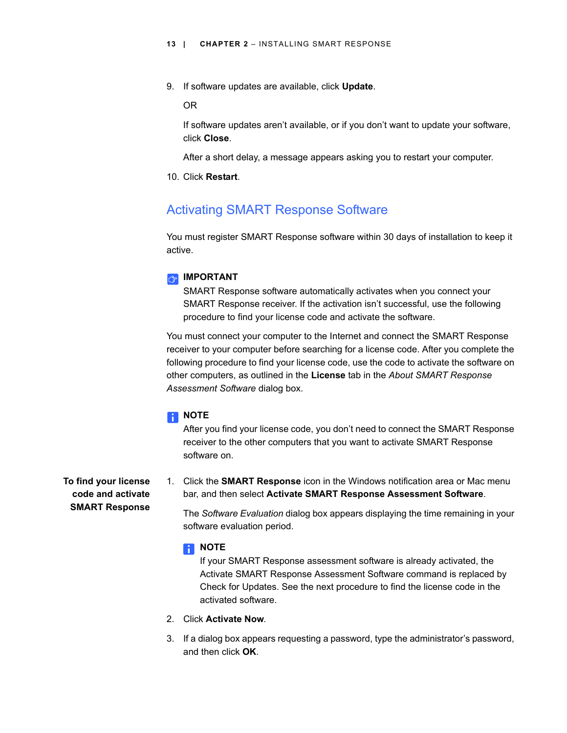9. If software updates are available, click **Update**.

   OR

   If software updates aren't available, or if you don't want to update your software, click **Close**.

   After a short delay, a message appears asking you to restart your computer.

10. Click **Restart**.

## Activating SMART Response Software

You must register SMART Response software within 30 days of installation to keep it active.

**IMPORTANT**

SMART Response software automatically activates when you connect your SMART Response receiver. If the activation isn't successful, use the following procedure to find your license code and activate the software.

You must connect your computer to the Internet and connect the SMART Response receiver to your computer before searching for a license code. After you complete the following procedure to find your license code, use the code to activate the software on other computers, as outlined in the **License** tab in the *About SMART Response Assessment Software* dialog box.

**NOTE**

After you find your license code, you don't need to connect the SMART Response receiver to the other computers that you want to activate SMART Response software on.

**To find your license code and activate SMART Response**

1. Click the **SMART Response** icon in the Windows notification area or Mac menu bar, and then select **Activate SMART Response Assessment Software**.

   The *Software Evaluation* dialog box appears displaying the time remaining in your software evaluation period.

   **NOTE**

   If your SMART Response assessment software is already activated, the Activate SMART Response Assessment Software command is replaced by Check for Updates. See the next procedure to find the license code in the activated software.

2. Click **Activate Now**.

3. If a dialog box appears requesting a password, type the administrator's password, and then click **OK**.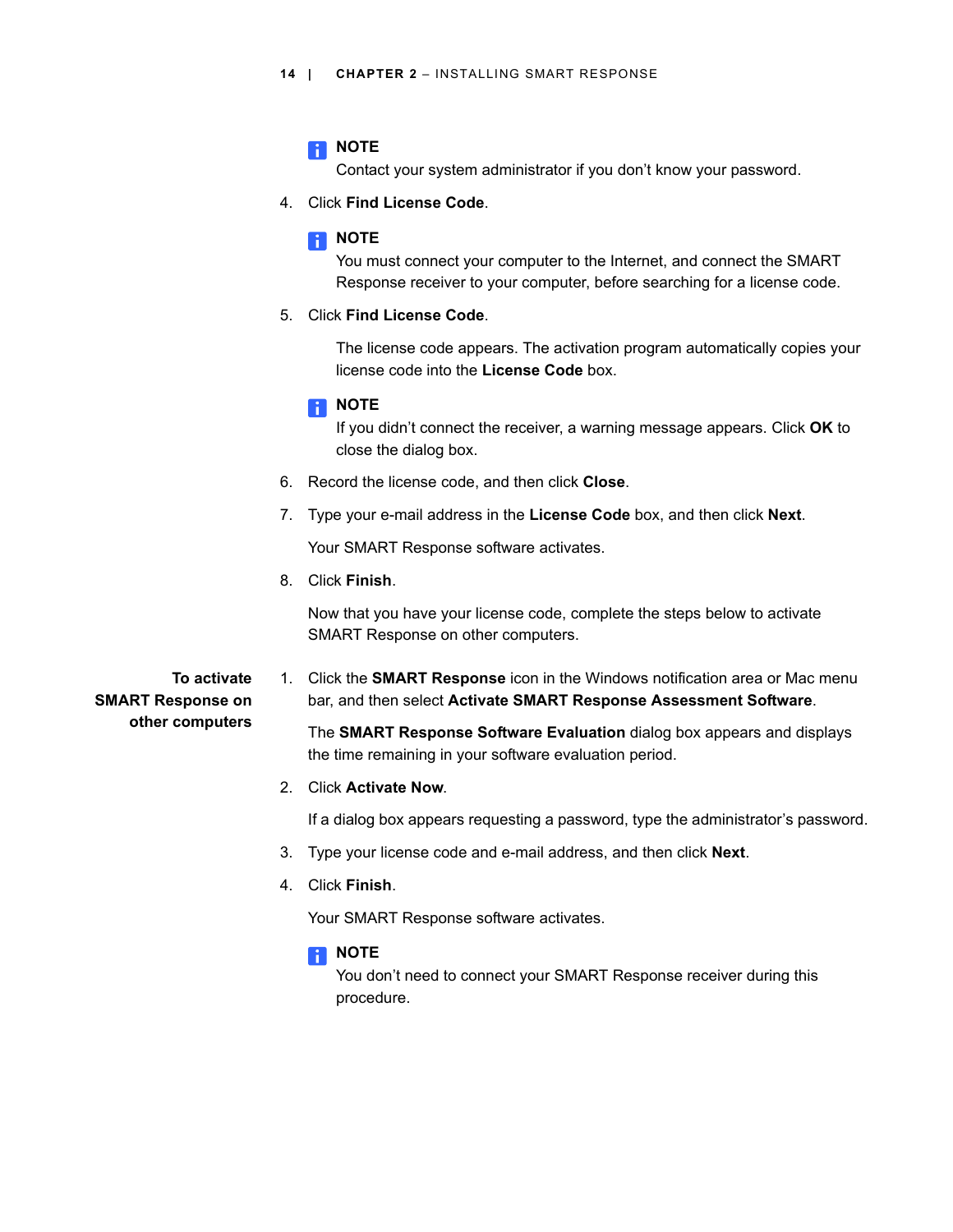**NOTE**
Contact your system administrator if you don't know your password.

4. Click **Find License Code**.

   **NOTE**
   You must connect your computer to the Internet, and connect the SMART Response receiver to your computer, before searching for a license code.

5. Click **Find License Code**.

   The license code appears. The activation program automatically copies your license code into the **License Code** box.

   **NOTE**
   If you didn't connect the receiver, a warning message appears. Click **OK** to close the dialog box.

6. Record the license code, and then click **Close**.
7. Type your e-mail address in the **License Code** box, and then click **Next**.

   Your SMART Response software activates.

8. Click **Finish**.

   Now that you have your license code, complete the steps below to activate SMART Response on other computers.

**To activate SMART Response on other computers**

1. Click the **SMART Response** icon in the Windows notification area or Mac menu bar, and then select **Activate SMART Response Assessment Software**.

   The **SMART Response Software Evaluation** dialog box appears and displays the time remaining in your software evaluation period.

2. Click **Activate Now**.

   If a dialog box appears requesting a password, type the administrator's password.

3. Type your license code and e-mail address, and then click **Next**.
4. Click **Finish**.

   Your SMART Response software activates.

   **NOTE**
   You don't need to connect your SMART Response receiver during this procedure.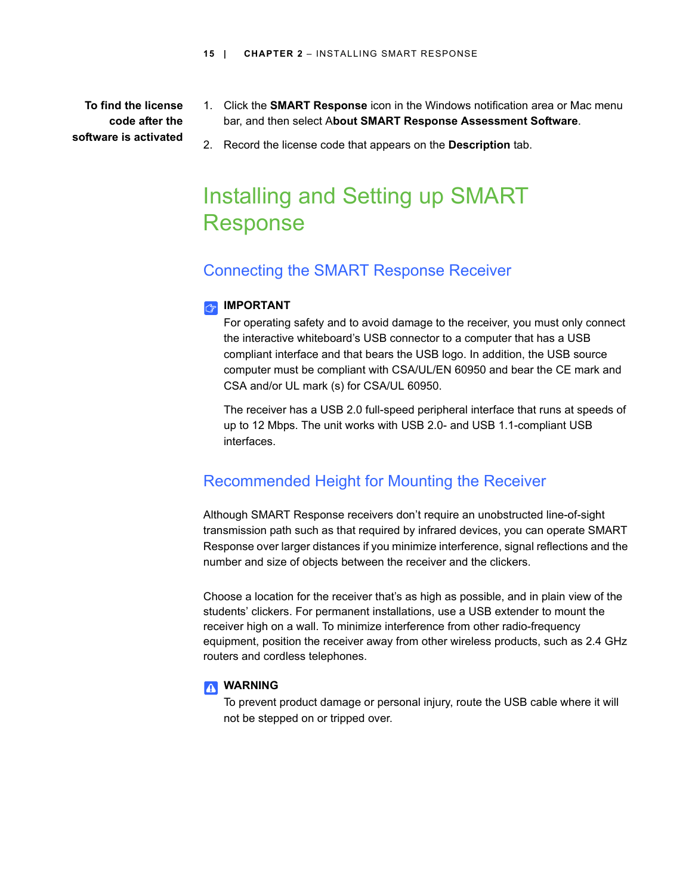**To find the license code after the software is activated**

1. Click the **SMART Response** icon in the Windows notification area or Mac menu bar, and then select A**bout SMART Response Assessment Software**.
2. Record the license code that appears on the **Description** tab.

# Installing and Setting up SMART Response

## Connecting the SMART Response Receiver

**IMPORTANT**

For operating safety and to avoid damage to the receiver, you must only connect the interactive whiteboard's USB connector to a computer that has a USB compliant interface and that bears the USB logo. In addition, the USB source computer must be compliant with CSA/UL/EN 60950 and bear the CE mark and CSA and/or UL mark (s) for CSA/UL 60950.

The receiver has a USB 2.0 full-speed peripheral interface that runs at speeds of up to 12 Mbps. The unit works with USB 2.0- and USB 1.1-compliant USB interfaces.

## Recommended Height for Mounting the Receiver

Although SMART Response receivers don't require an unobstructed line-of-sight transmission path such as that required by infrared devices, you can operate SMART Response over larger distances if you minimize interference, signal reflections and the number and size of objects between the receiver and the clickers.

Choose a location for the receiver that's as high as possible, and in plain view of the students' clickers. For permanent installations, use a USB extender to mount the receiver high on a wall. To minimize interference from other radio-frequency equipment, position the receiver away from other wireless products, such as 2.4 GHz routers and cordless telephones.

**WARNING**

To prevent product damage or personal injury, route the USB cable where it will not be stepped on or tripped over.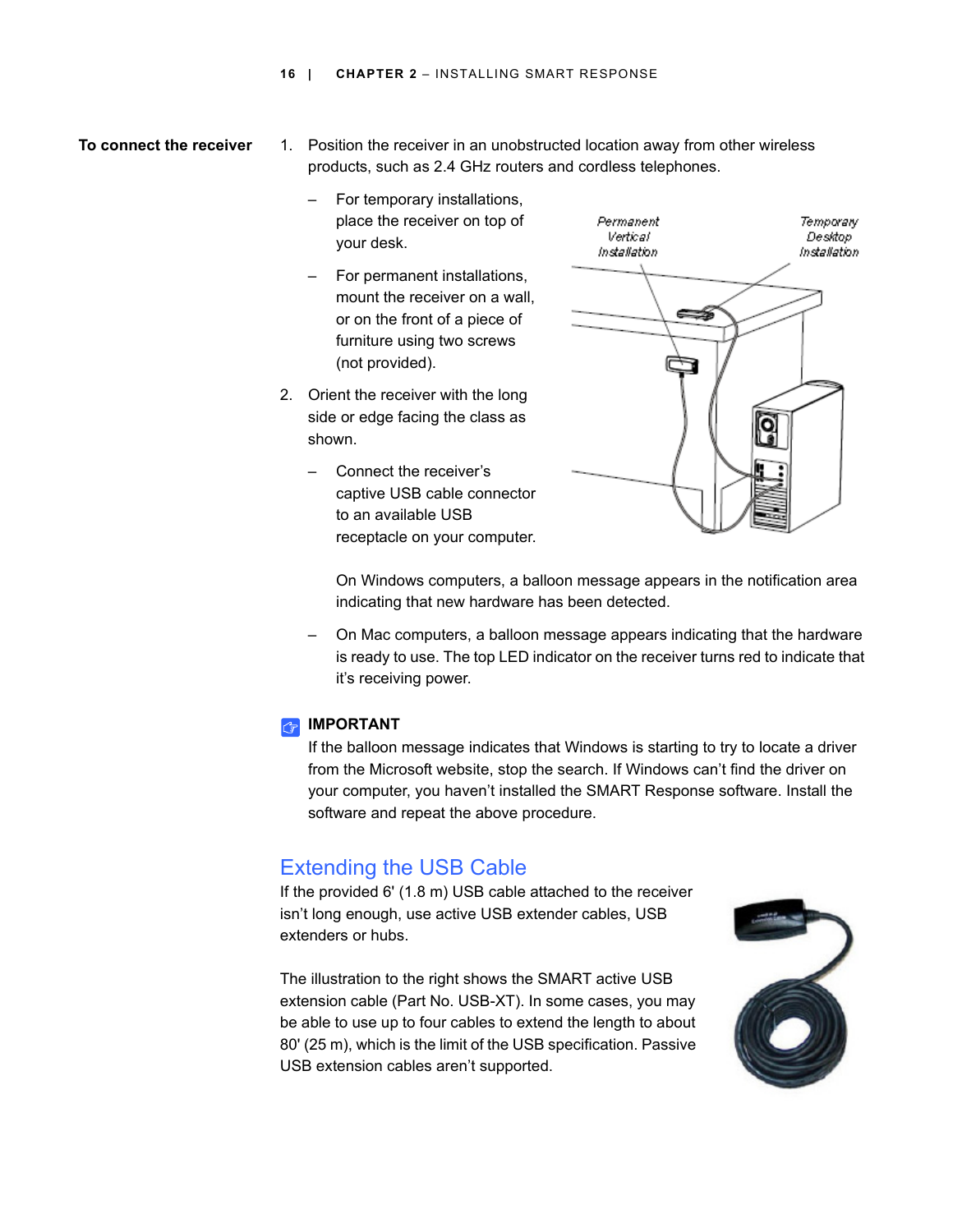**To connect the receiver**

1. Position the receiver in an unobstructed location away from other wireless products, such as 2.4 GHz routers and cordless telephones.

   – For temporary installations, place the receiver on top of your desk.

   – For permanent installations, mount the receiver on a wall, or on the front of a piece of furniture using two screws (not provided).

2. Orient the receiver with the long side or edge facing the class as shown.

   – Connect the receiver's captive USB cable connector to an available USB receptacle on your computer.

   On Windows computers, a balloon message appears in the notification area indicating that new hardware has been detected.

   – On Mac computers, a balloon message appears indicating that the hardware is ready to use. The top LED indicator on the receiver turns red to indicate that it's receiving power.

**IMPORTANT**

If the balloon message indicates that Windows is starting to try to locate a driver from the Microsoft website, stop the search. If Windows can't find the driver on your computer, you haven't installed the SMART Response software. Install the software and repeat the above procedure.

## Extending the USB Cable

If the provided 6' (1.8 m) USB cable attached to the receiver isn't long enough, use active USB extender cables, USB extenders or hubs.

The illustration to the right shows the SMART active USB extension cable (Part No. USB-XT). In some cases, you may be able to use up to four cables to extend the length to about 80' (25 m), which is the limit of the USB specification. Passive USB extension cables aren't supported.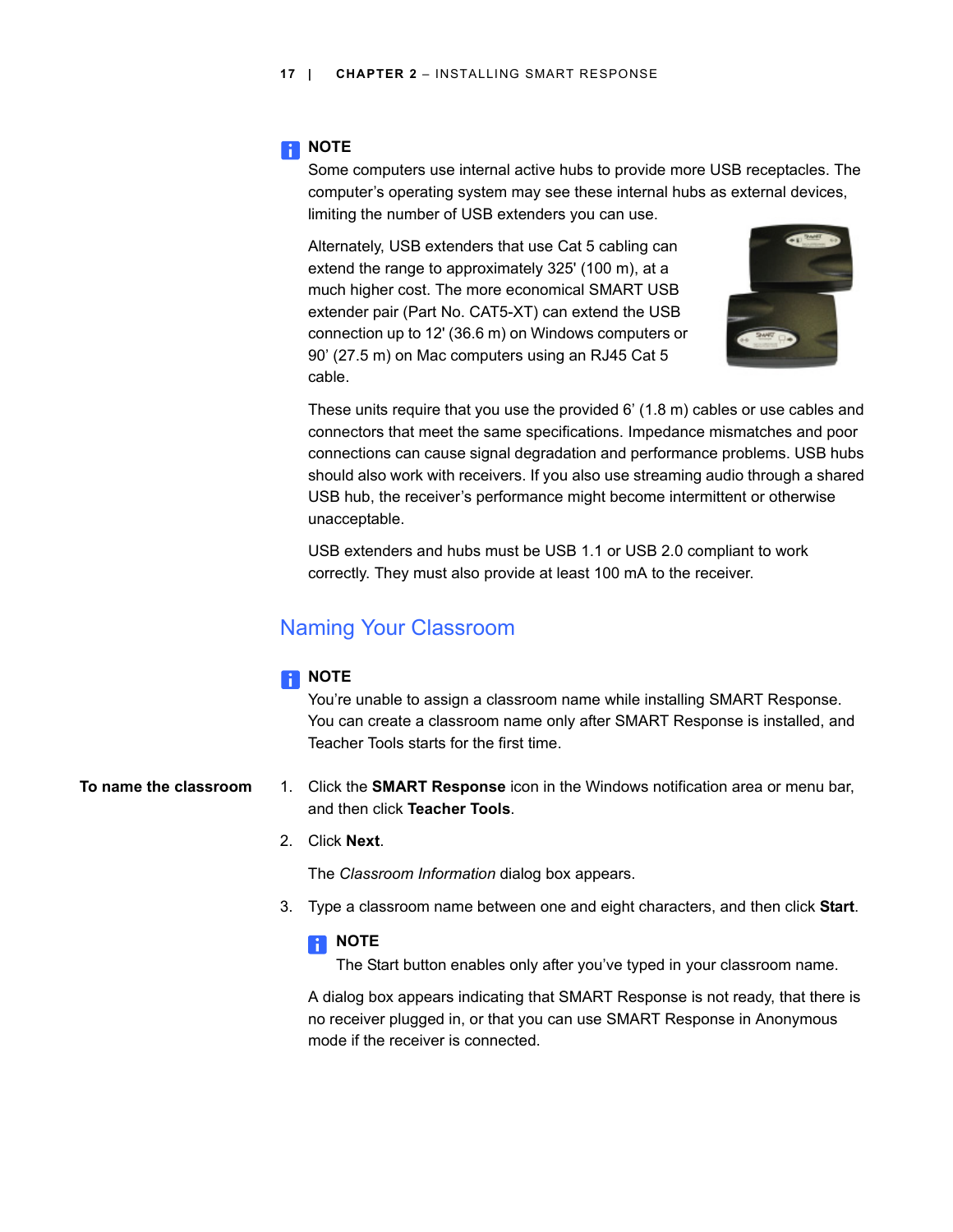**NOTE**

Some computers use internal active hubs to provide more USB receptacles. The computer's operating system may see these internal hubs as external devices, limiting the number of USB extenders you can use.

Alternately, USB extenders that use Cat 5 cabling can extend the range to approximately 325' (100 m), at a much higher cost. The more economical SMART USB extender pair (Part No. CAT5-XT) can extend the USB connection up to 12' (36.6 m) on Windows computers or 90' (27.5 m) on Mac computers using an RJ45 Cat 5 cable.

These units require that you use the provided 6' (1.8 m) cables or use cables and connectors that meet the same specifications. Impedance mismatches and poor connections can cause signal degradation and performance problems. USB hubs should also work with receivers. If you also use streaming audio through a shared USB hub, the receiver's performance might become intermittent or otherwise unacceptable.

USB extenders and hubs must be USB 1.1 or USB 2.0 compliant to work correctly. They must also provide at least 100 mA to the receiver.

## Naming Your Classroom

**NOTE**

You're unable to assign a classroom name while installing SMART Response. You can create a classroom name only after SMART Response is installed, and Teacher Tools starts for the first time.

**To name the classroom**

1. Click the **SMART Response** icon in the Windows notification area or menu bar, and then click **Teacher Tools**.
2. Click **Next**.

   The *Classroom Information* dialog box appears.
3. Type a classroom name between one and eight characters, and then click **Start**.

   **NOTE**

   The Start button enables only after you've typed in your classroom name.

   A dialog box appears indicating that SMART Response is not ready, that there is no receiver plugged in, or that you can use SMART Response in Anonymous mode if the receiver is connected.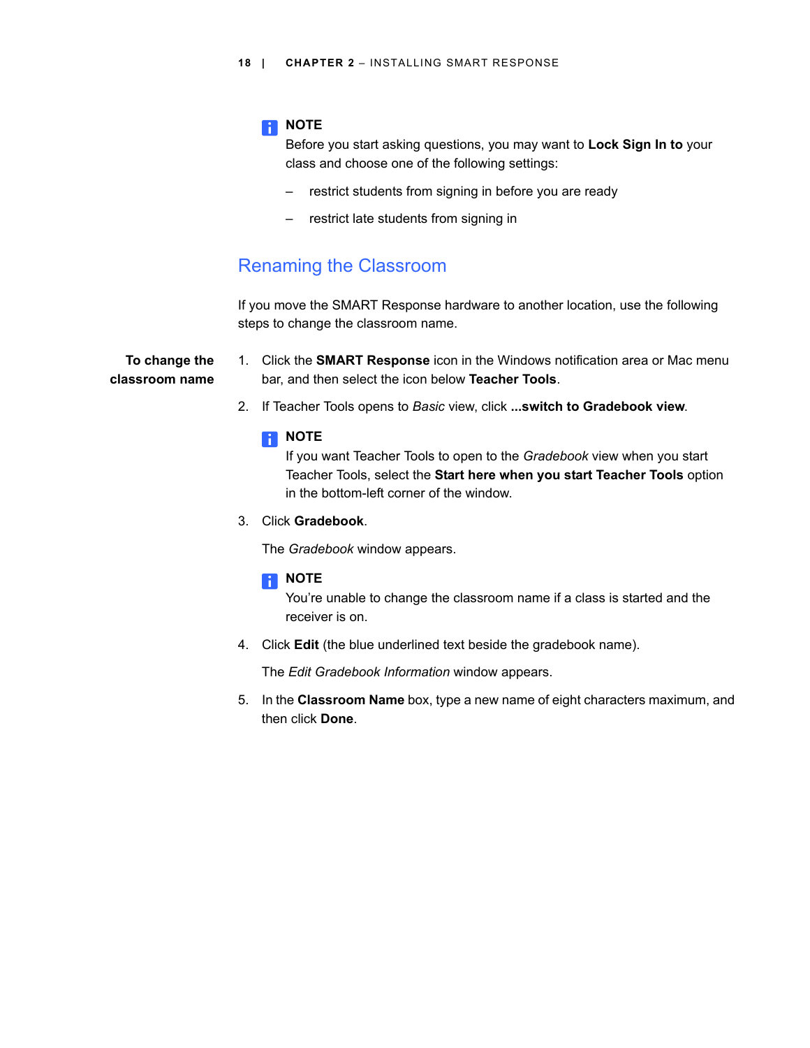**NOTE**
Before you start asking questions, you may want to **Lock Sign In to** your class and choose one of the following settings:

– restrict students from signing in before you are ready

– restrict late students from signing in

## Renaming the Classroom

If you move the SMART Response hardware to another location, use the following steps to change the classroom name.

**To change the classroom name**

1. Click the **SMART Response** icon in the Windows notification area or Mac menu bar, and then select the icon below **Teacher Tools**.
2. If Teacher Tools opens to *Basic* view, click **...switch to Gradebook view**.

   **NOTE**
   If you want Teacher Tools to open to the *Gradebook* view when you start Teacher Tools, select the **Start here when you start Teacher Tools** option in the bottom-left corner of the window.

3. Click **Gradebook**.

   The *Gradebook* window appears.

   **NOTE**
   You're unable to change the classroom name if a class is started and the receiver is on.

4. Click **Edit** (the blue underlined text beside the gradebook name).

   The *Edit Gradebook Information* window appears.

5. In the **Classroom Name** box, type a new name of eight characters maximum, and then click **Done**.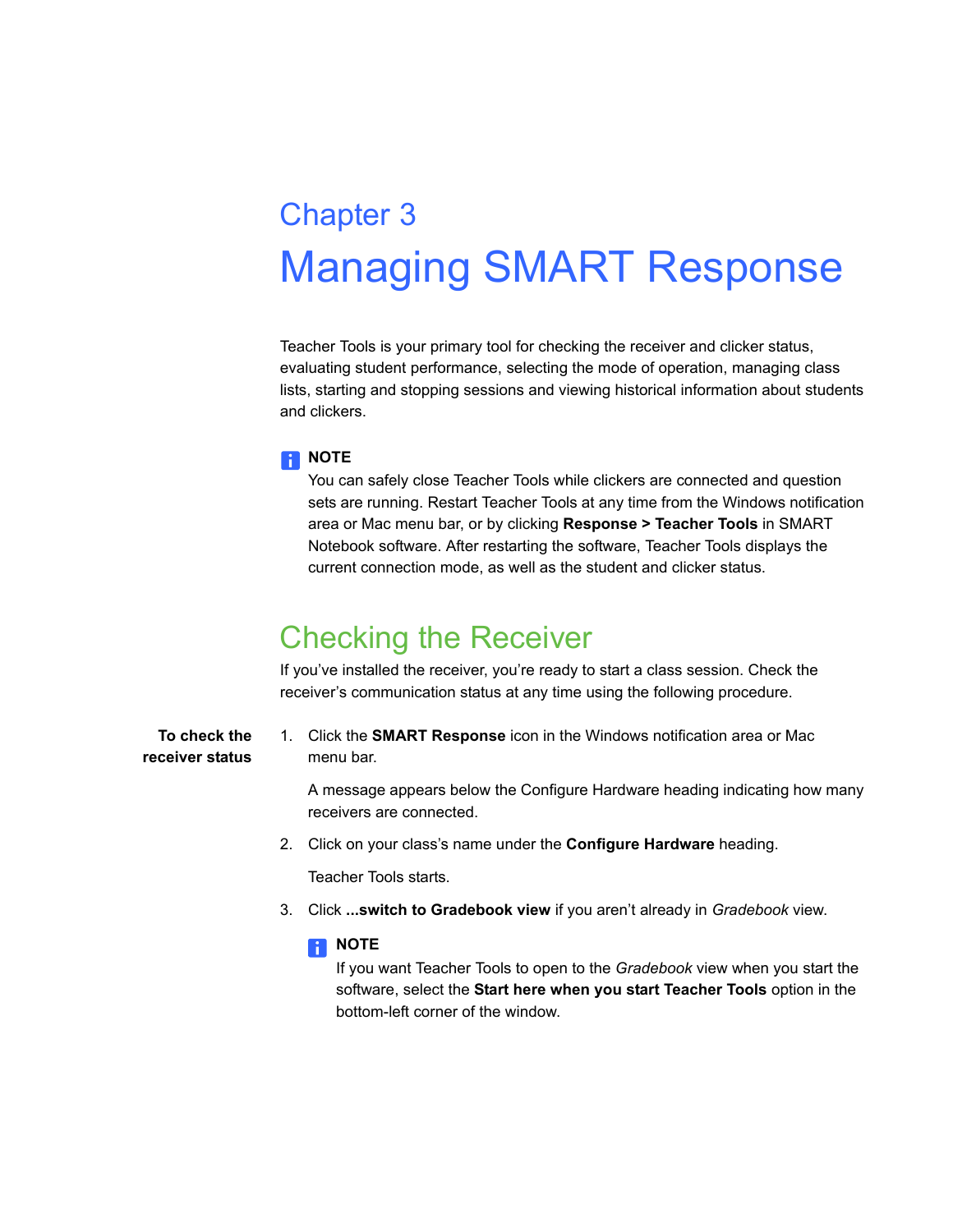# Chapter 3

# Managing SMART Response

Teacher Tools is your primary tool for checking the receiver and clicker status, evaluating student performance, selecting the mode of operation, managing class lists, starting and stopping sessions and viewing historical information about students and clickers.

**NOTE**

You can safely close Teacher Tools while clickers are connected and question sets are running. Restart Teacher Tools at any time from the Windows notification area or Mac menu bar, or by clicking **Response > Teacher Tools** in SMART Notebook software. After restarting the software, Teacher Tools displays the current connection mode, as well as the student and clicker status.

## Checking the Receiver

If you've installed the receiver, you're ready to start a class session. Check the receiver's communication status at any time using the following procedure.

**To check the receiver status**

1. Click the **SMART Response** icon in the Windows notification area or Mac menu bar.

   A message appears below the Configure Hardware heading indicating how many receivers are connected.

2. Click on your class's name under the **Configure Hardware** heading.

   Teacher Tools starts.

3. Click **...switch to Gradebook view** if you aren't already in *Gradebook* view.

   **NOTE**

   If you want Teacher Tools to open to the *Gradebook* view when you start the software, select the **Start here when you start Teacher Tools** option in the bottom-left corner of the window.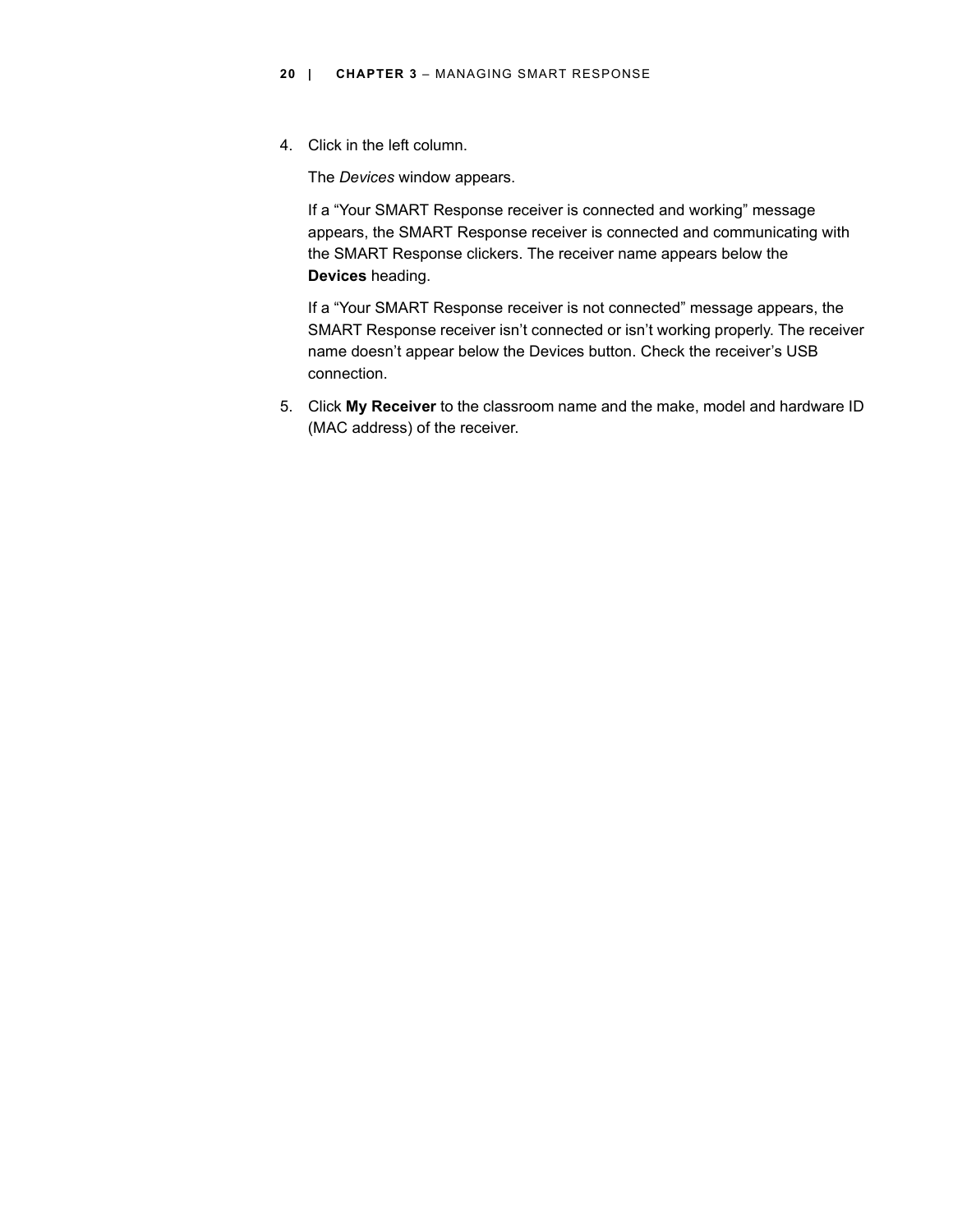4. Click in the left column.

   The *Devices* window appears.

   If a “Your SMART Response receiver is connected and working” message appears, the SMART Response receiver is connected and communicating with the SMART Response clickers. The receiver name appears below the **Devices** heading.

   If a “Your SMART Response receiver is not connected” message appears, the SMART Response receiver isn’t connected or isn’t working properly. The receiver name doesn’t appear below the Devices button. Check the receiver’s USB connection.

5. Click **My Receiver** to the classroom name and the make, model and hardware ID (MAC address) of the receiver.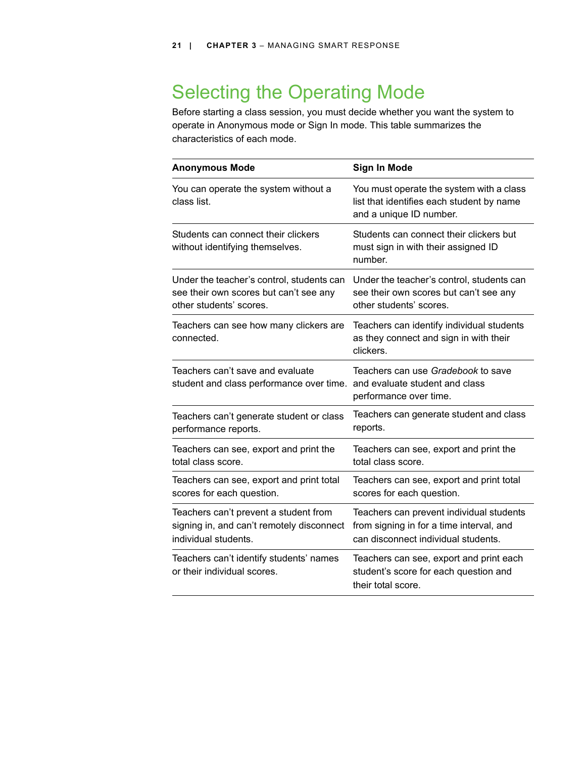# Selecting the Operating Mode

Before starting a class session, you must decide whether you want the system to operate in Anonymous mode or Sign In mode. This table summarizes the characteristics of each mode.

| Anonymous Mode | Sign In Mode |
|---|---|
| You can operate the system without a class list. | You must operate the system with a class list that identifies each student by name and a unique ID number. |
| Students can connect their clickers without identifying themselves. | Students can connect their clickers but must sign in with their assigned ID number. |
| Under the teacher's control, students can see their own scores but can't see any other students' scores. | Under the teacher's control, students can see their own scores but can't see any other students' scores. |
| Teachers can see how many clickers are connected. | Teachers can identify individual students as they connect and sign in with their clickers. |
| Teachers can't save and evaluate student and class performance over time. | Teachers can use *Gradebook* to save and evaluate student and class performance over time. |
| Teachers can't generate student or class performance reports. | Teachers can generate student and class reports. |
| Teachers can see, export and print the total class score. | Teachers can see, export and print the total class score. |
| Teachers can see, export and print total scores for each question. | Teachers can see, export and print total scores for each question. |
| Teachers can't prevent a student from signing in, and can't remotely disconnect individual students. | Teachers can prevent individual students from signing in for a time interval, and can disconnect individual students. |
| Teachers can't identify students' names or their individual scores. | Teachers can see, export and print each student's score for each question and their total score. |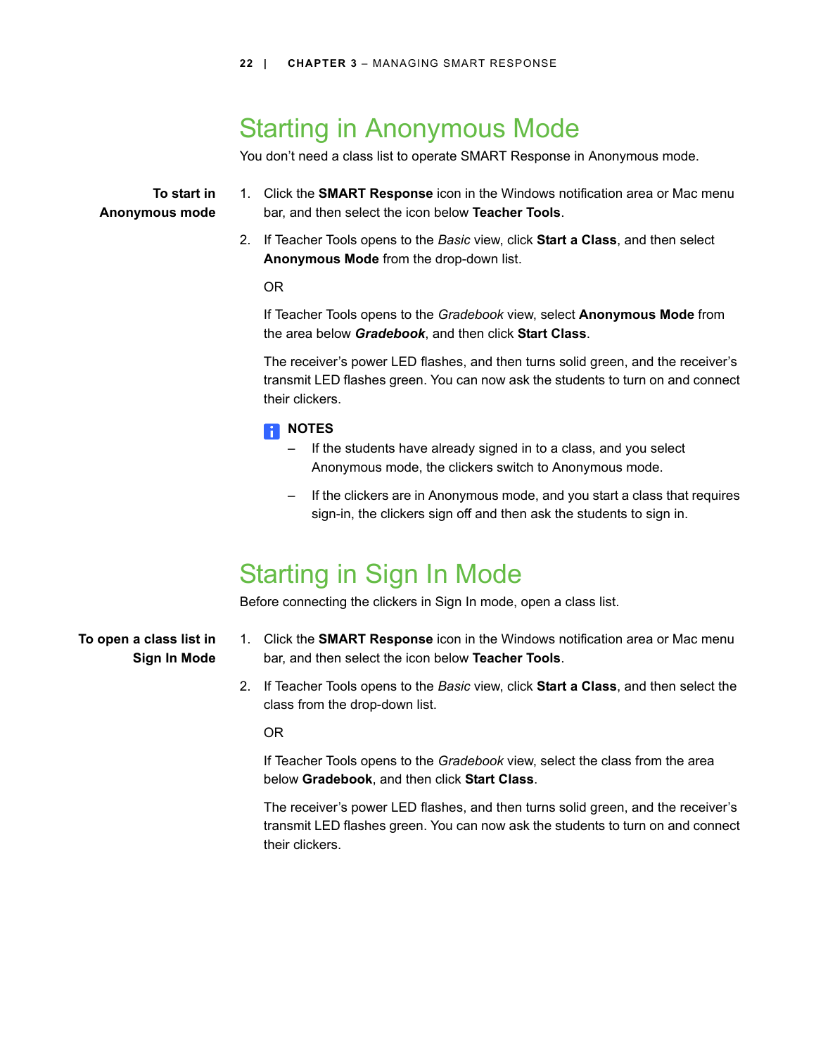## Starting in Anonymous Mode

You don't need a class list to operate SMART Response in Anonymous mode.

**To start in Anonymous mode**

1. Click the **SMART Response** icon in the Windows notification area or Mac menu bar, and then select the icon below **Teacher Tools**.
2. If Teacher Tools opens to the *Basic* view, click **Start a Class**, and then select **Anonymous Mode** from the drop-down list.

   OR

   If Teacher Tools opens to the *Gradebook* view, select **Anonymous Mode** from the area below ***Gradebook***, and then click **Start Class**.

   The receiver's power LED flashes, and then turns solid green, and the receiver's transmit LED flashes green. You can now ask the students to turn on and connect their clickers.

   **NOTES**

   – If the students have already signed in to a class, and you select Anonymous mode, the clickers switch to Anonymous mode.

   – If the clickers are in Anonymous mode, and you start a class that requires sign-in, the clickers sign off and then ask the students to sign in.

## Starting in Sign In Mode

Before connecting the clickers in Sign In mode, open a class list.

**To open a class list in Sign In Mode**

1. Click the **SMART Response** icon in the Windows notification area or Mac menu bar, and then select the icon below **Teacher Tools**.
2. If Teacher Tools opens to the *Basic* view, click **Start a Class**, and then select the class from the drop-down list.

   OR

   If Teacher Tools opens to the *Gradebook* view, select the class from the area below **Gradebook**, and then click **Start Class**.

   The receiver's power LED flashes, and then turns solid green, and the receiver's transmit LED flashes green. You can now ask the students to turn on and connect their clickers.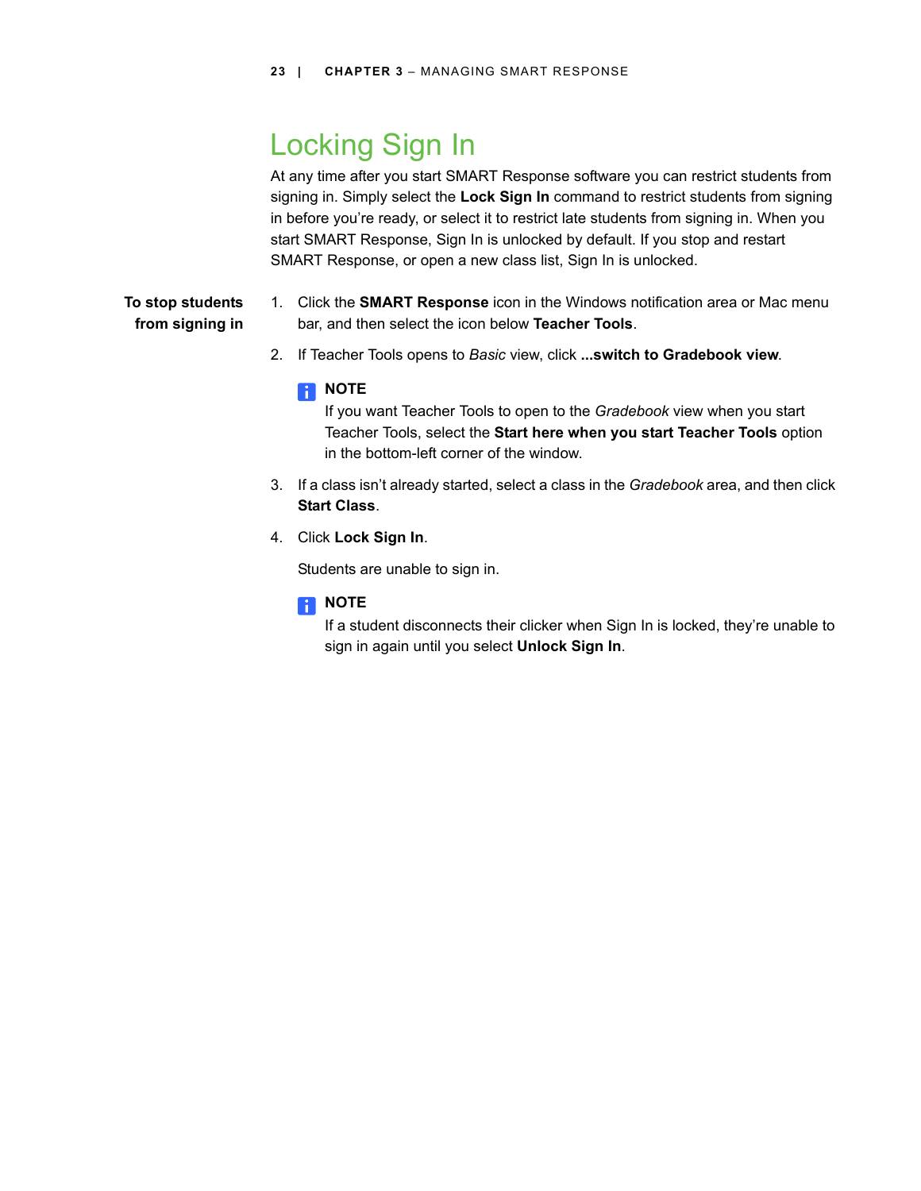# Locking Sign In

At any time after you start SMART Response software you can restrict students from signing in. Simply select the **Lock Sign In** command to restrict students from signing in before you're ready, or select it to restrict late students from signing in. When you start SMART Response, Sign In is unlocked by default. If you stop and restart SMART Response, or open a new class list, Sign In is unlocked.

**To stop students from signing in**

1. Click the **SMART Response** icon in the Windows notification area or Mac menu bar, and then select the icon below **Teacher Tools**.
2. If Teacher Tools opens to *Basic* view, click **...switch to Gradebook view**.

   **NOTE**
   If you want Teacher Tools to open to the *Gradebook* view when you start Teacher Tools, select the **Start here when you start Teacher Tools** option in the bottom-left corner of the window.

3. If a class isn't already started, select a class in the *Gradebook* area, and then click **Start Class**.
4. Click **Lock Sign In**.

   Students are unable to sign in.

   **NOTE**
   If a student disconnects their clicker when Sign In is locked, they're unable to sign in again until you select **Unlock Sign In**.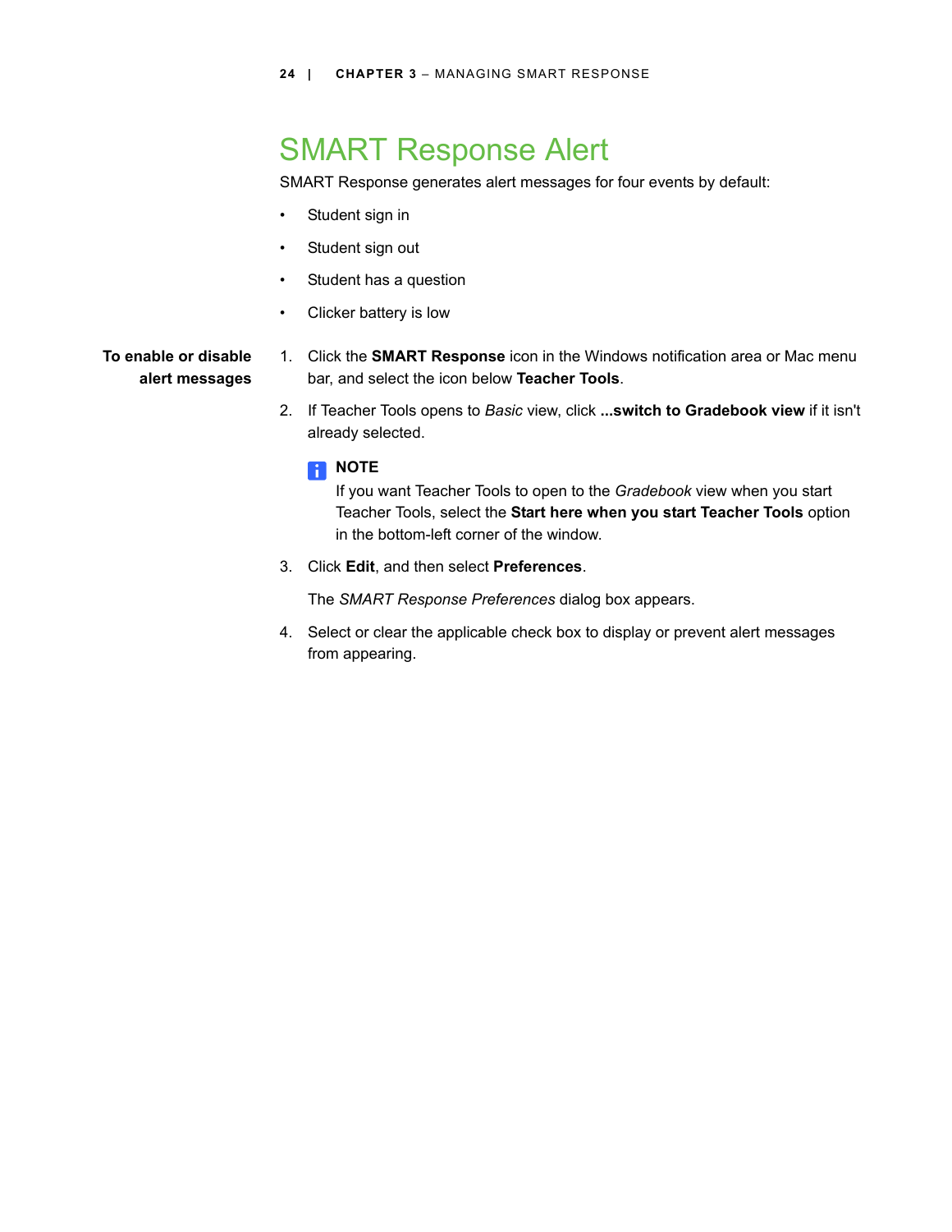# SMART Response Alert

SMART Response generates alert messages for four events by default:

- Student sign in
- Student sign out
- Student has a question
- Clicker battery is low

**To enable or disable alert messages**

1. Click the **SMART Response** icon in the Windows notification area or Mac menu bar, and select the icon below **Teacher Tools**.
2. If Teacher Tools opens to *Basic* view, click **...switch to Gradebook view** if it isn't already selected.

   **NOTE**
   If you want Teacher Tools to open to the *Gradebook* view when you start Teacher Tools, select the **Start here when you start Teacher Tools** option in the bottom-left corner of the window.

3. Click **Edit**, and then select **Preferences**.

   The *SMART Response Preferences* dialog box appears.

4. Select or clear the applicable check box to display or prevent alert messages from appearing.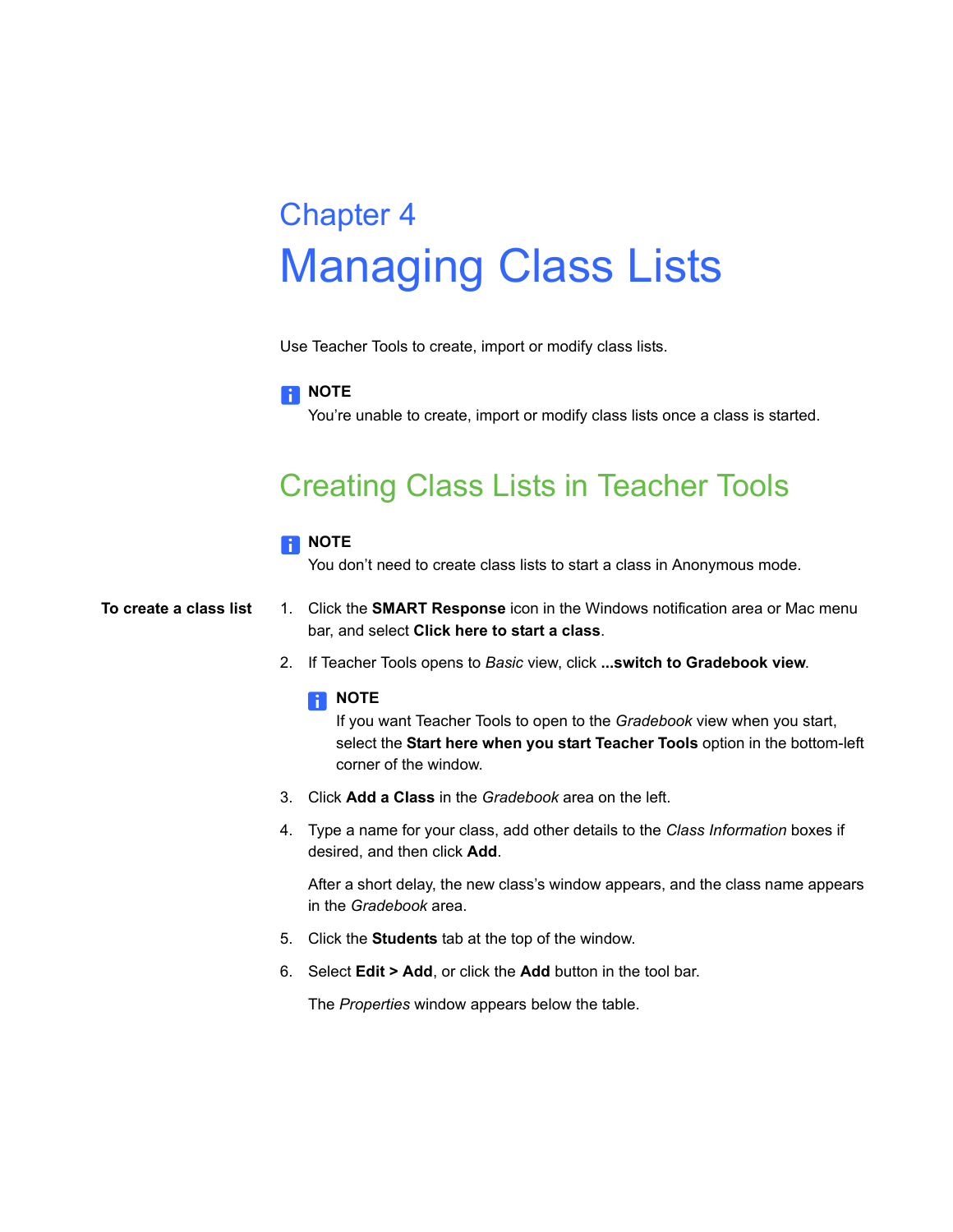# Chapter 4

# Managing Class Lists

Use Teacher Tools to create, import or modify class lists.

**NOTE**
You're unable to create, import or modify class lists once a class is started.

## Creating Class Lists in Teacher Tools

**NOTE**
You don't need to create class lists to start a class in Anonymous mode.

**To create a class list**

1. Click the **SMART Response** icon in the Windows notification area or Mac menu bar, and select **Click here to start a class**.
2. If Teacher Tools opens to *Basic* view, click **...switch to Gradebook view**.

   **NOTE**
   If you want Teacher Tools to open to the *Gradebook* view when you start, select the **Start here when you start Teacher Tools** option in the bottom-left corner of the window.

3. Click **Add a Class** in the *Gradebook* area on the left.
4. Type a name for your class, add other details to the *Class Information* boxes if desired, and then click **Add**.

   After a short delay, the new class's window appears, and the class name appears in the *Gradebook* area.

5. Click the **Students** tab at the top of the window.
6. Select **Edit > Add**, or click the **Add** button in the tool bar.

   The *Properties* window appears below the table.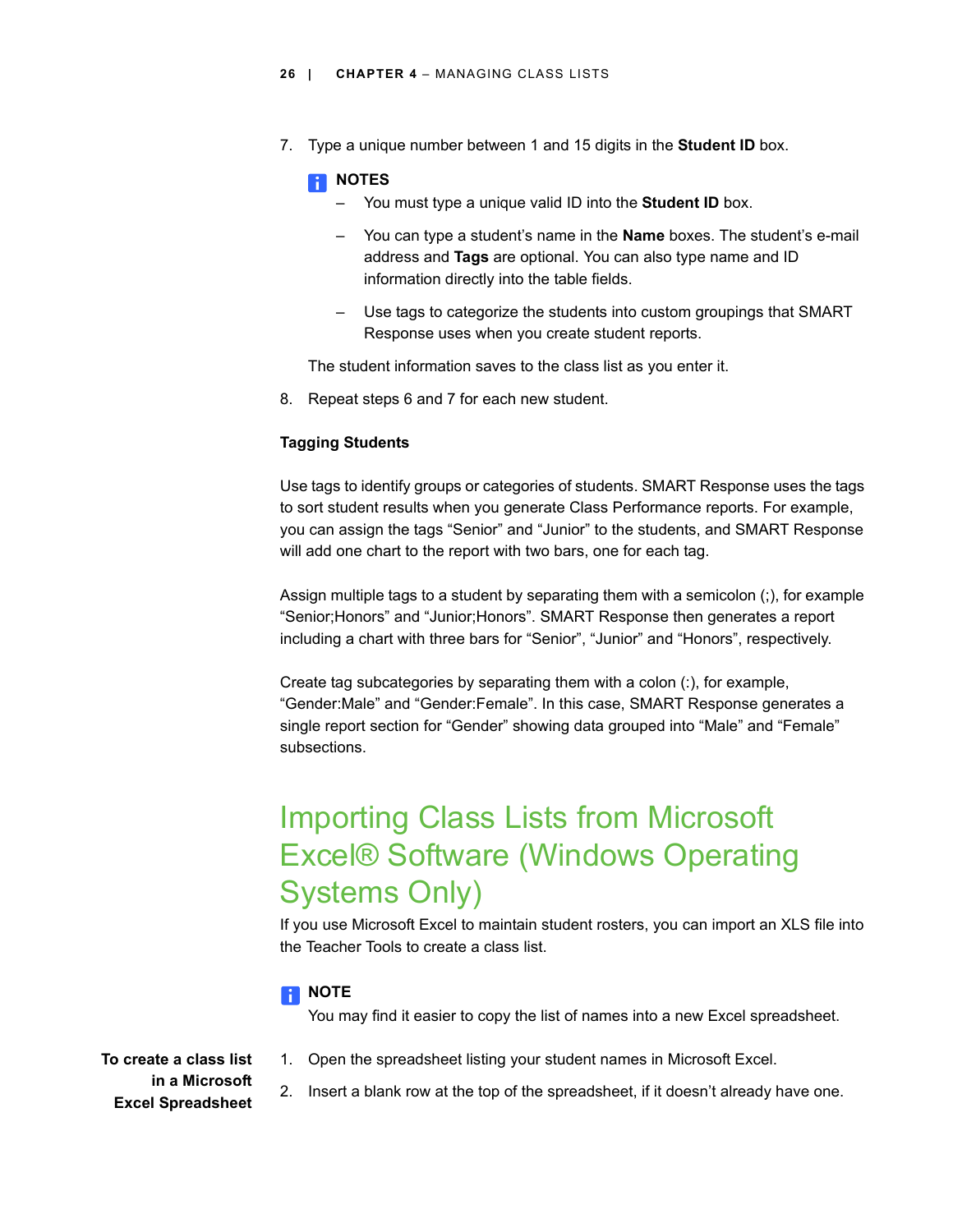7. Type a unique number between 1 and 15 digits in the **Student ID** box.

   **NOTES**

   – You must type a unique valid ID into the **Student ID** box.

   – You can type a student's name in the **Name** boxes. The student's e-mail address and **Tags** are optional. You can also type name and ID information directly into the table fields.

   – Use tags to categorize the students into custom groupings that SMART Response uses when you create student reports.

   The student information saves to the class list as you enter it.

8. Repeat steps 6 and 7 for each new student.

**Tagging Students**

Use tags to identify groups or categories of students. SMART Response uses the tags to sort student results when you generate Class Performance reports. For example, you can assign the tags "Senior" and "Junior" to the students, and SMART Response will add one chart to the report with two bars, one for each tag.

Assign multiple tags to a student by separating them with a semicolon (;), for example "Senior;Honors" and "Junior;Honors". SMART Response then generates a report including a chart with three bars for "Senior", "Junior" and "Honors", respectively.

Create tag subcategories by separating them with a colon (:), for example, "Gender:Male" and "Gender:Female". In this case, SMART Response generates a single report section for "Gender" showing data grouped into "Male" and "Female" subsections.

## Importing Class Lists from Microsoft Excel® Software (Windows Operating Systems Only)

If you use Microsoft Excel to maintain student rosters, you can import an XLS file into the Teacher Tools to create a class list.

**NOTE**

You may find it easier to copy the list of names into a new Excel spreadsheet.

**To create a class list in a Microsoft Excel Spreadsheet**

1. Open the spreadsheet listing your student names in Microsoft Excel.
2. Insert a blank row at the top of the spreadsheet, if it doesn't already have one.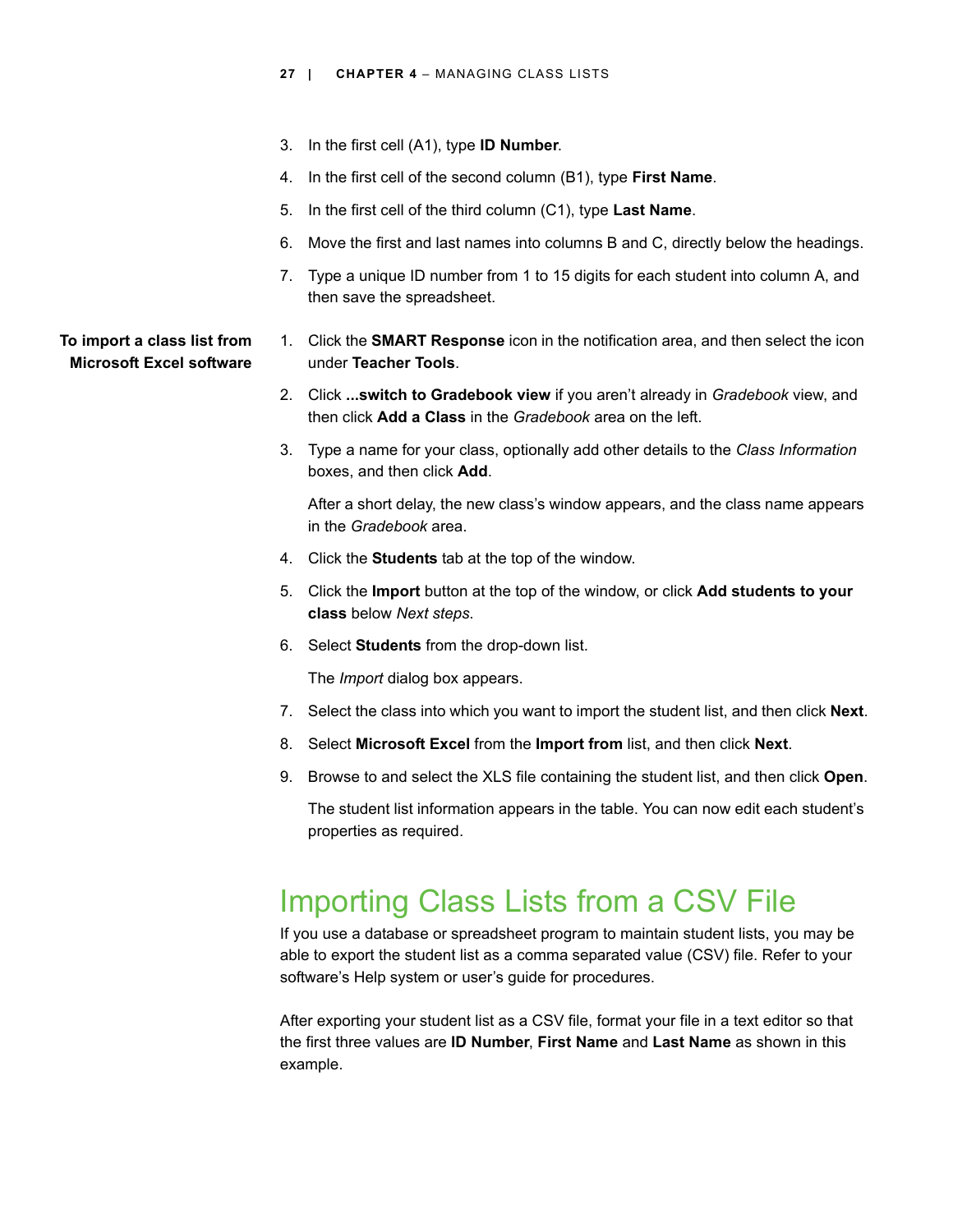3. In the first cell (A1), type **ID Number**.
4. In the first cell of the second column (B1), type **First Name**.
5. In the first cell of the third column (C1), type **Last Name**.
6. Move the first and last names into columns B and C, directly below the headings.
7. Type a unique ID number from 1 to 15 digits for each student into column A, and then save the spreadsheet.

**To import a class list from Microsoft Excel software**

1. Click the **SMART Response** icon in the notification area, and then select the icon under **Teacher Tools**.
2. Click **...switch to Gradebook view** if you aren't already in *Gradebook* view, and then click **Add a Class** in the *Gradebook* area on the left.
3. Type a name for your class, optionally add other details to the *Class Information* boxes, and then click **Add**.

   After a short delay, the new class's window appears, and the class name appears in the *Gradebook* area.
4. Click the **Students** tab at the top of the window.
5. Click the **Import** button at the top of the window, or click **Add students to your class** below *Next steps.*
6. Select **Students** from the drop-down list.

   The *Import* dialog box appears.
7. Select the class into which you want to import the student list, and then click **Next**.
8. Select **Microsoft Excel** from the **Import from** list, and then click **Next**.
9. Browse to and select the XLS file containing the student list, and then click **Open**.

   The student list information appears in the table. You can now edit each student's properties as required.

## Importing Class Lists from a CSV File

If you use a database or spreadsheet program to maintain student lists, you may be able to export the student list as a comma separated value (CSV) file. Refer to your software's Help system or user's guide for procedures.

After exporting your student list as a CSV file, format your file in a text editor so that the first three values are **ID Number**, **First Name** and **Last Name** as shown in this example.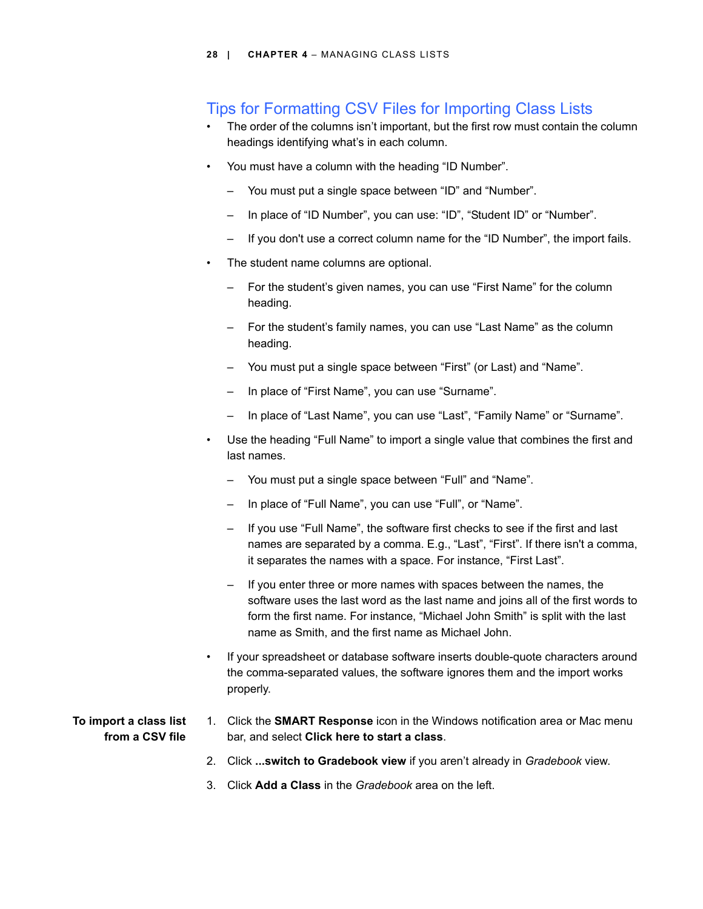## Tips for Formatting CSV Files for Importing Class Lists

- The order of the columns isn't important, but the first row must contain the column headings identifying what's in each column.
- You must have a column with the heading "ID Number".
  - You must put a single space between "ID" and "Number".
  - In place of "ID Number", you can use: "ID", "Student ID" or "Number".
  - If you don't use a correct column name for the "ID Number", the import fails.
- The student name columns are optional.
  - For the student's given names, you can use "First Name" for the column heading.
  - For the student's family names, you can use "Last Name" as the column heading.
  - You must put a single space between "First" (or Last) and "Name".
  - In place of "First Name", you can use "Surname".
  - In place of "Last Name", you can use "Last", "Family Name" or "Surname".
- Use the heading "Full Name" to import a single value that combines the first and last names.
  - You must put a single space between "Full" and "Name".
  - In place of "Full Name", you can use "Full", or "Name".
  - If you use "Full Name", the software first checks to see if the first and last names are separated by a comma. E.g., "Last", "First". If there isn't a comma, it separates the names with a space. For instance, "First Last".
  - If you enter three or more names with spaces between the names, the software uses the last word as the last name and joins all of the first words to form the first name. For instance, "Michael John Smith" is split with the last name as Smith, and the first name as Michael John.
- If your spreadsheet or database software inserts double-quote characters around the comma-separated values, the software ignores them and the import works properly.

**To import a class list from a CSV file**

1. Click the **SMART Response** icon in the Windows notification area or Mac menu bar, and select **Click here to start a class**.
2. Click **...switch to Gradebook view** if you aren't already in *Gradebook* view.
3. Click **Add a Class** in the *Gradebook* area on the left.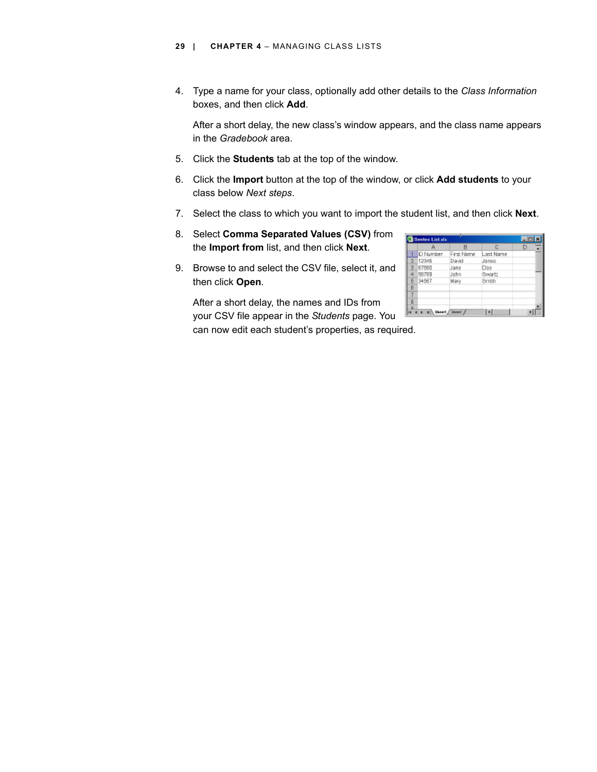4. Type a name for your class, optionally add other details to the *Class Information* boxes, and then click **Add**.

   After a short delay, the new class's window appears, and the class name appears in the *Gradebook* area.

5. Click the **Students** tab at the top of the window.

6. Click the **Import** button at the top of the window, or click **Add students** to your class below *Next steps*.

7. Select the class to which you want to import the student list, and then click **Next**.

8. Select **Comma Separated Values (CSV)** from the **Import from** list, and then click **Next**.

9. Browse to and select the CSV file, select it, and then click **Open**.

   After a short delay, the names and IDs from your CSV file appear in the *Students* page. You can now edit each student's properties, as required.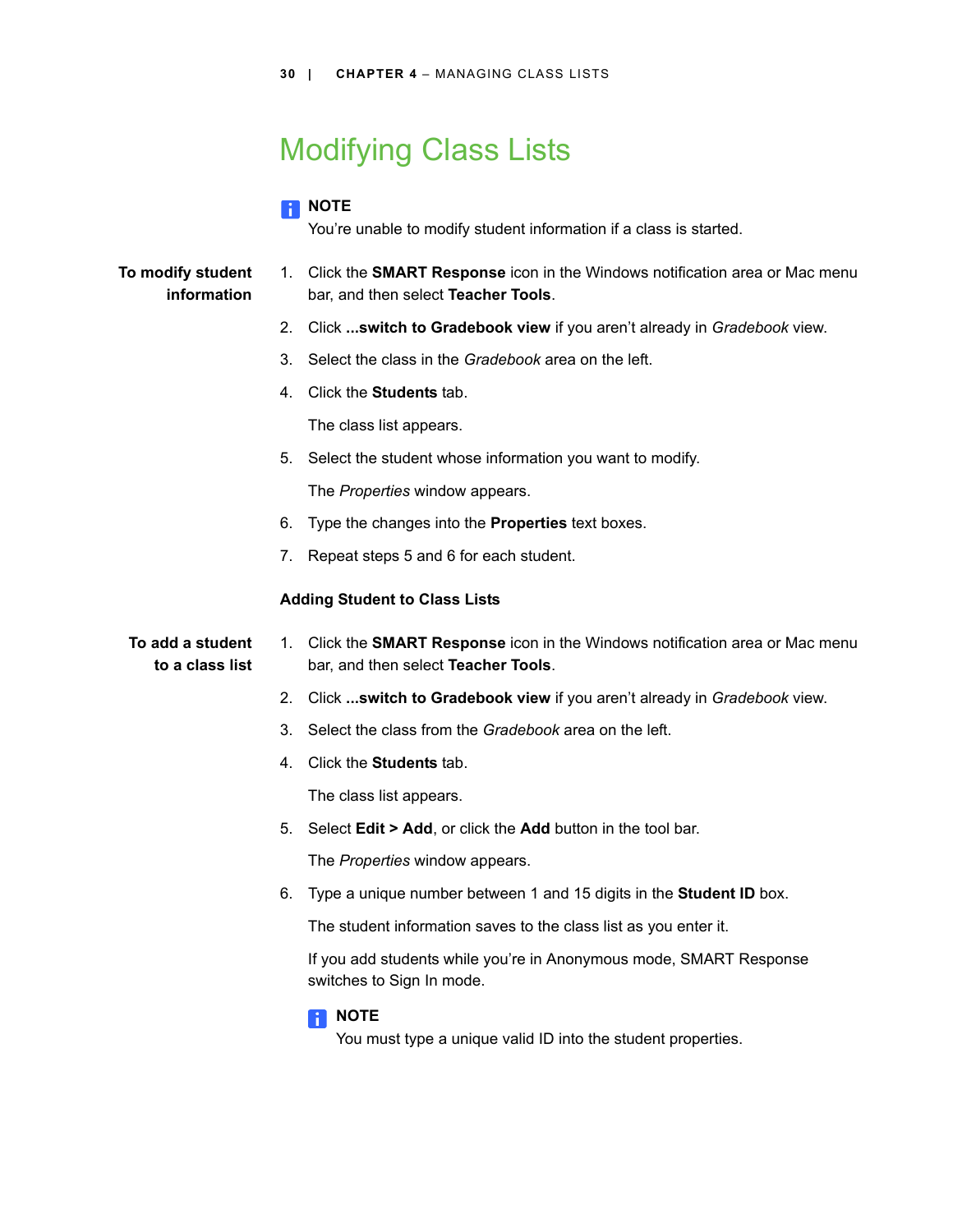# Modifying Class Lists

**NOTE**
You're unable to modify student information if a class is started.

**To modify student information**

1. Click the **SMART Response** icon in the Windows notification area or Mac menu bar, and then select **Teacher Tools**.
2. Click **...switch to Gradebook view** if you aren't already in *Gradebook* view.
3. Select the class in the *Gradebook* area on the left.
4. Click the **Students** tab.

   The class list appears.
5. Select the student whose information you want to modify.

   The *Properties* window appears.
6. Type the changes into the **Properties** text boxes.
7. Repeat steps 5 and 6 for each student.

### Adding Student to Class Lists

**To add a student to a class list**

1. Click the **SMART Response** icon in the Windows notification area or Mac menu bar, and then select **Teacher Tools**.
2. Click **...switch to Gradebook view** if you aren't already in *Gradebook* view.
3. Select the class from the *Gradebook* area on the left.
4. Click the **Students** tab.

   The class list appears.
5. Select **Edit > Add**, or click the **Add** button in the tool bar.

   The *Properties* window appears.
6. Type a unique number between 1 and 15 digits in the **Student ID** box.

   The student information saves to the class list as you enter it.

   If you add students while you're in Anonymous mode, SMART Response switches to Sign In mode.

   **NOTE**
   You must type a unique valid ID into the student properties.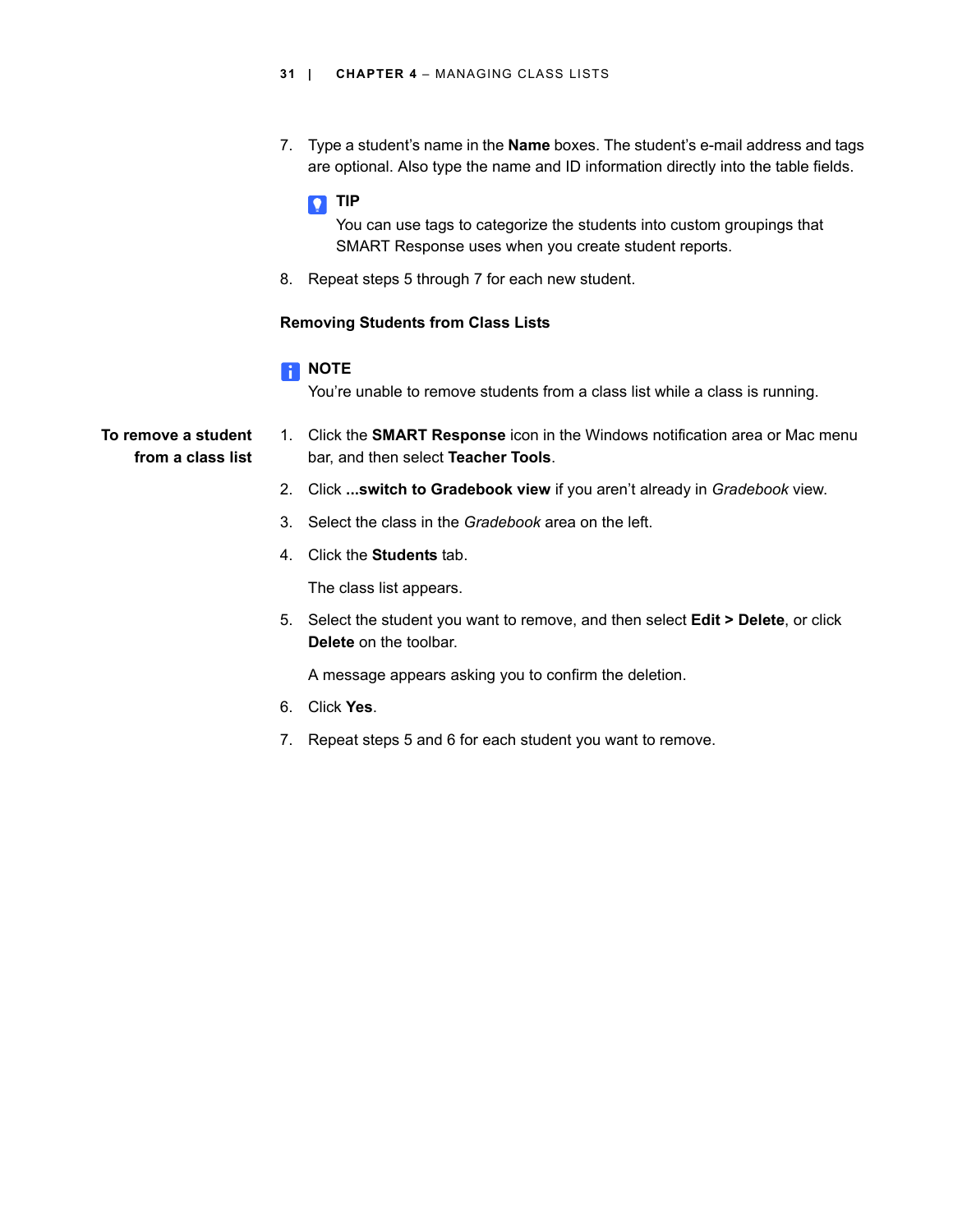7. Type a student's name in the **Name** boxes. The student's e-mail address and tags are optional. Also type the name and ID information directly into the table fields.

   **TIP**

   You can use tags to categorize the students into custom groupings that SMART Response uses when you create student reports.

8. Repeat steps 5 through 7 for each new student.

### Removing Students from Class Lists

**NOTE**

You're unable to remove students from a class list while a class is running.

**To remove a student from a class list**

1. Click the **SMART Response** icon in the Windows notification area or Mac menu bar, and then select **Teacher Tools**.
2. Click **...switch to Gradebook view** if you aren't already in *Gradebook* view.
3. Select the class in the *Gradebook* area on the left.
4. Click the **Students** tab.

   The class list appears.

5. Select the student you want to remove, and then select **Edit > Delete**, or click **Delete** on the toolbar.

   A message appears asking you to confirm the deletion.

6. Click **Yes**.
7. Repeat steps 5 and 6 for each student you want to remove.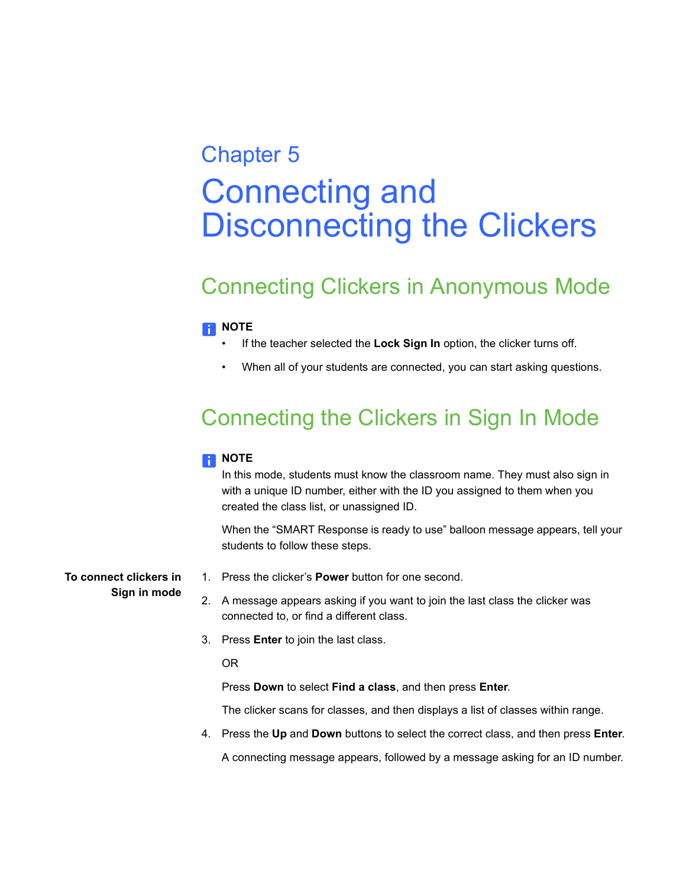Chapter 5

# Connecting and Disconnecting the Clickers

## Connecting Clickers in Anonymous Mode

**NOTE**

- If the teacher selected the **Lock Sign In** option, the clicker turns off.
- When all of your students are connected, you can start asking questions.

## Connecting the Clickers in Sign In Mode

**NOTE**

In this mode, students must know the classroom name. They must also sign in with a unique ID number, either with the ID you assigned to them when you created the class list, or unassigned ID.

When the “SMART Response is ready to use” balloon message appears, tell your students to follow these steps.

**To connect clickers in Sign in mode**

1. Press the clicker’s **Power** button for one second.
2. A message appears asking if you want to join the last class the clicker was connected to, or find a different class.
3. Press **Enter** to join the last class.

   OR

   Press **Down** to select **Find a class**, and then press **Enter**.

   The clicker scans for classes, and then displays a list of classes within range.
4. Press the **Up** and **Down** buttons to select the correct class, and then press **Enter**.

   A connecting message appears, followed by a message asking for an ID number.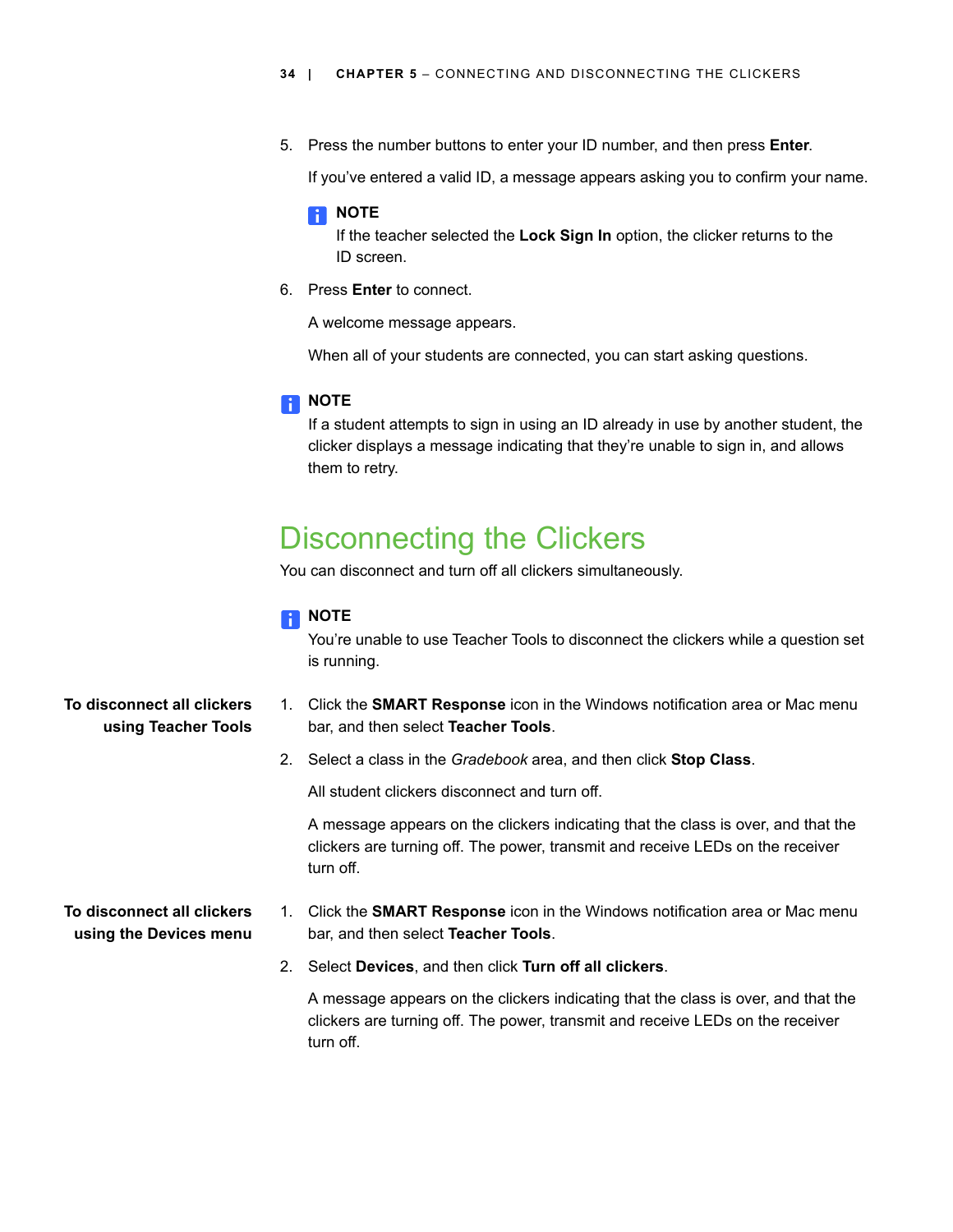5. Press the number buttons to enter your ID number, and then press **Enter**.

   If you've entered a valid ID, a message appears asking you to confirm your name.

   > **NOTE**
   > If the teacher selected the **Lock Sign In** option, the clicker returns to the ID screen.

6. Press **Enter** to connect.

   A welcome message appears.

   When all of your students are connected, you can start asking questions.

> **NOTE**
> If a student attempts to sign in using an ID already in use by another student, the clicker displays a message indicating that they're unable to sign in, and allows them to retry.

## Disconnecting the Clickers

You can disconnect and turn off all clickers simultaneously.

> **NOTE**
> You're unable to use Teacher Tools to disconnect the clickers while a question set is running.

**To disconnect all clickers using Teacher Tools**

1. Click the **SMART Response** icon in the Windows notification area or Mac menu bar, and then select **Teacher Tools**.
2. Select a class in the *Gradebook* area, and then click **Stop Class**.

   All student clickers disconnect and turn off.

   A message appears on the clickers indicating that the class is over, and that the clickers are turning off. The power, transmit and receive LEDs on the receiver turn off.

**To disconnect all clickers using the Devices menu**

1. Click the **SMART Response** icon in the Windows notification area or Mac menu bar, and then select **Teacher Tools**.
2. Select **Devices**, and then click **Turn off all clickers**.

   A message appears on the clickers indicating that the class is over, and that the clickers are turning off. The power, transmit and receive LEDs on the receiver turn off.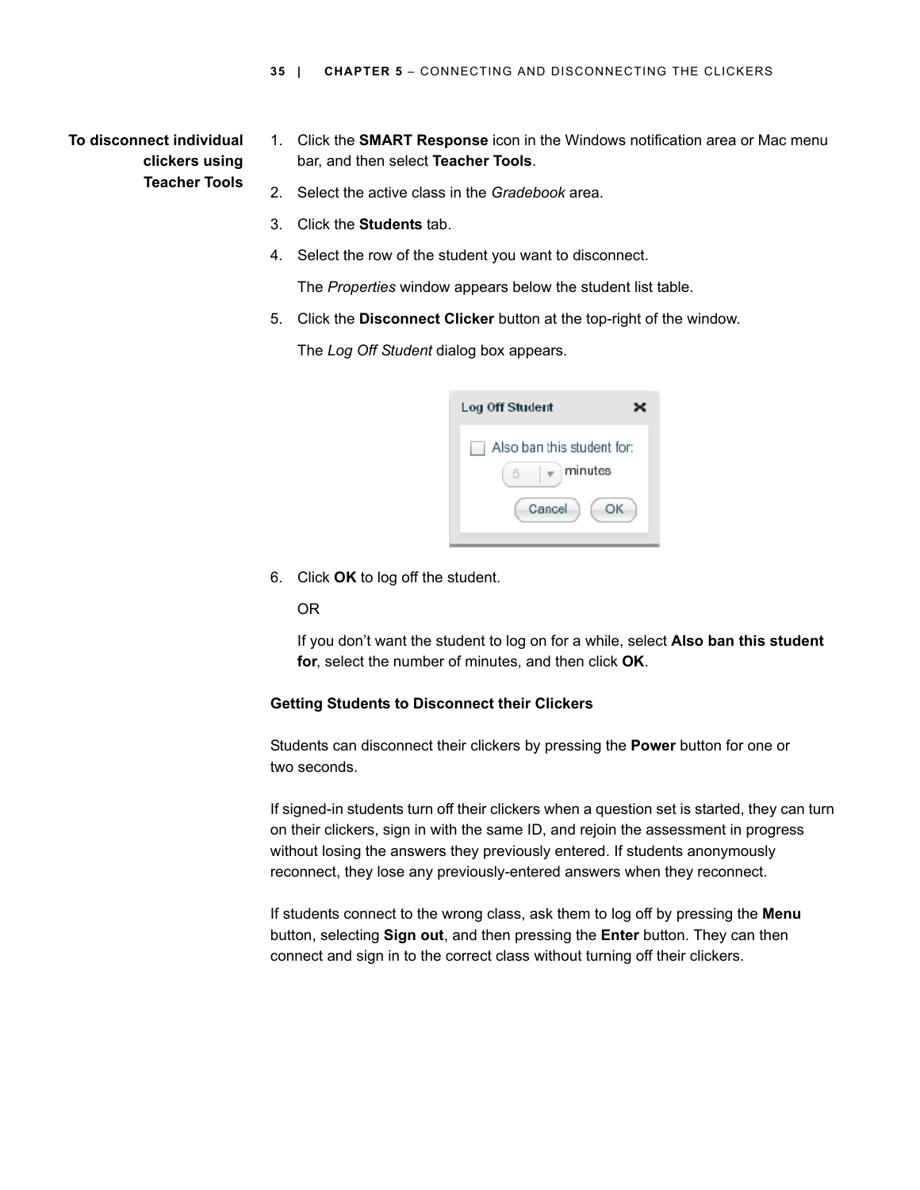**To disconnect individual clickers using Teacher Tools**

1. Click the **SMART Response** icon in the Windows notification area or Mac menu bar, and then select **Teacher Tools**.
2. Select the active class in the *Gradebook* area.
3. Click the **Students** tab.
4. Select the row of the student you want to disconnect.

   The *Properties* window appears below the student list table.
5. Click the **Disconnect Clicker** button at the top-right of the window.

   The *Log Off Student* dialog box appears.
6. Click **OK** to log off the student.

   OR

   If you don't want the student to log on for a while, select **Also ban this student for**, select the number of minutes, and then click **OK**.

**Getting Students to Disconnect their Clickers**

Students can disconnect their clickers by pressing the **Power** button for one or two seconds.

If signed-in students turn off their clickers when a question set is started, they can turn on their clickers, sign in with the same ID, and rejoin the assessment in progress without losing the answers they previously entered. If students anonymously reconnect, they lose any previously-entered answers when they reconnect.

If students connect to the wrong class, ask them to log off by pressing the **Menu** button, selecting **Sign out**, and then pressing the **Enter** button. They can then connect and sign in to the correct class without turning off their clickers.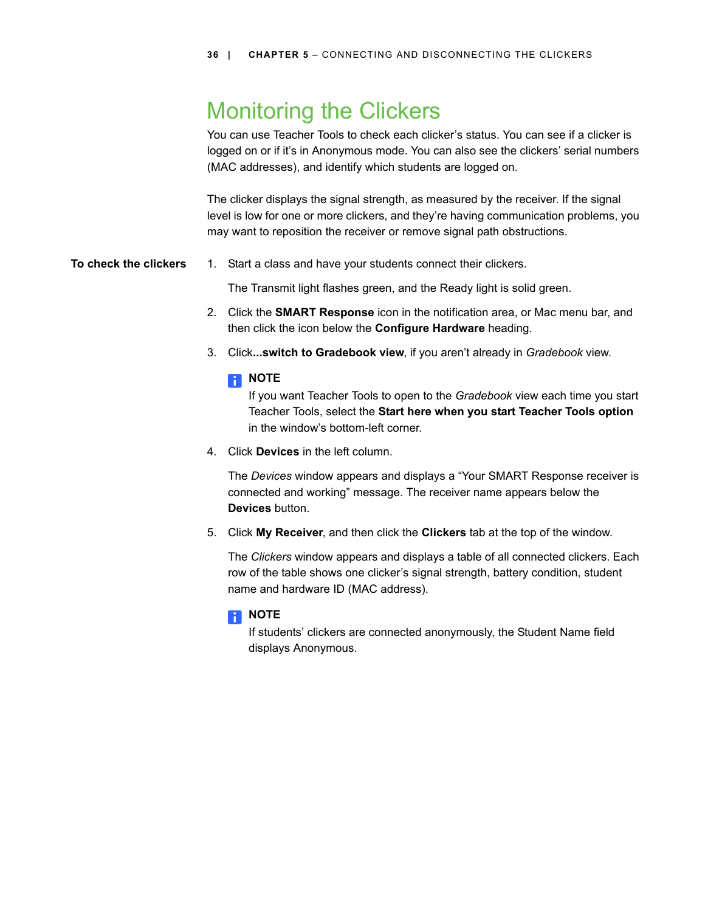# Monitoring the Clickers

You can use Teacher Tools to check each clicker's status. You can see if a clicker is logged on or if it's in Anonymous mode. You can also see the clickers' serial numbers (MAC addresses), and identify which students are logged on.

The clicker displays the signal strength, as measured by the receiver. If the signal level is low for one or more clickers, and they're having communication problems, you may want to reposition the receiver or remove signal path obstructions.

**To check the clickers**

1. Start a class and have your students connect their clickers.

   The Transmit light flashes green, and the Ready light is solid green.

2. Click the **SMART Response** icon in the notification area, or Mac menu bar, and then click the icon below the **Configure Hardware** heading.

3. Click**...switch to Gradebook view**, if you aren't already in *Gradebook* view.

   **NOTE**
   If you want Teacher Tools to open to the *Gradebook* view each time you start Teacher Tools, select the **Start here when you start Teacher Tools option** in the window's bottom-left corner.

4. Click **Devices** in the left column.

   The *Devices* window appears and displays a "Your SMART Response receiver is connected and working" message. The receiver name appears below the **Devices** button.

5. Click **My Receiver**, and then click the **Clickers** tab at the top of the window.

   The *Clickers* window appears and displays a table of all connected clickers. Each row of the table shows one clicker's signal strength, battery condition, student name and hardware ID (MAC address).

   **NOTE**
   If students' clickers are connected anonymously, the Student Name field displays Anonymous.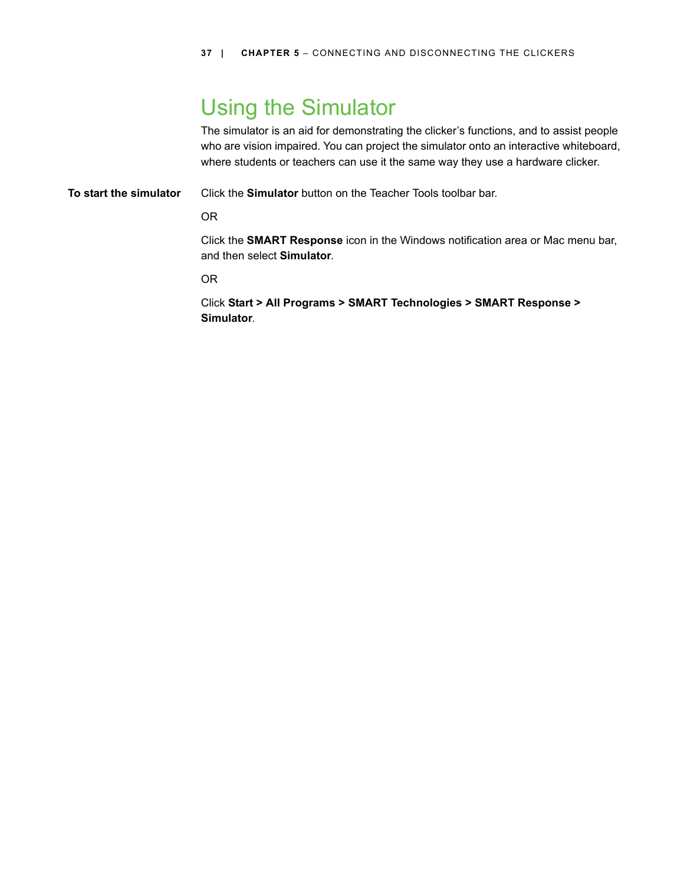# Using the Simulator

The simulator is an aid for demonstrating the clicker's functions, and to assist people who are vision impaired. You can project the simulator onto an interactive whiteboard, where students or teachers can use it the same way they use a hardware clicker.

**To start the simulator**

Click the **Simulator** button on the Teacher Tools toolbar bar.

OR

Click the **SMART Response** icon in the Windows notification area or Mac menu bar, and then select **Simulator**.

OR

Click **Start > All Programs > SMART Technologies > SMART Response > Simulator**.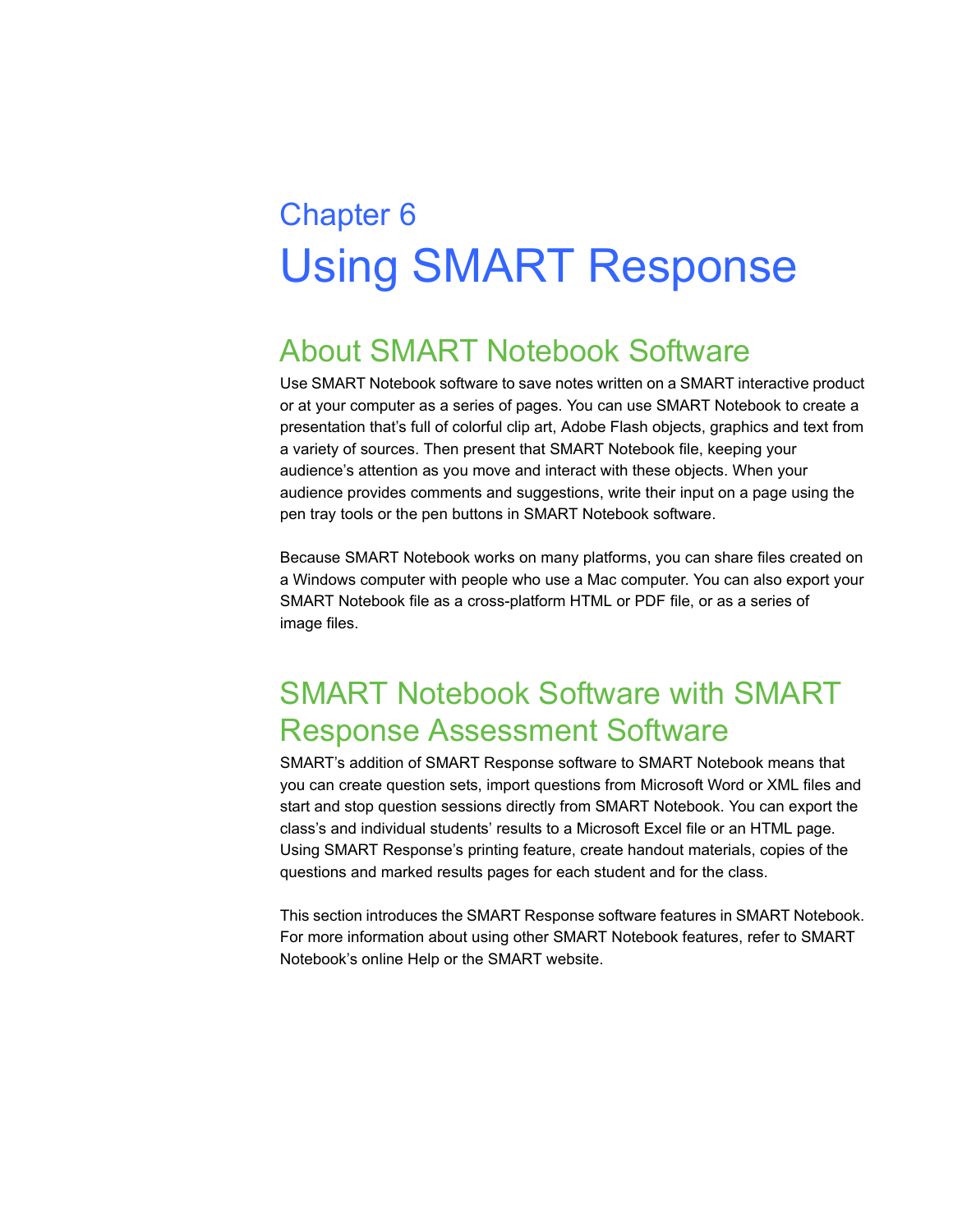# Chapter 6
# Using SMART Response

## About SMART Notebook Software

Use SMART Notebook software to save notes written on a SMART interactive product or at your computer as a series of pages. You can use SMART Notebook to create a presentation that's full of colorful clip art, Adobe Flash objects, graphics and text from a variety of sources. Then present that SMART Notebook file, keeping your audience's attention as you move and interact with these objects. When your audience provides comments and suggestions, write their input on a page using the pen tray tools or the pen buttons in SMART Notebook software.

Because SMART Notebook works on many platforms, you can share files created on a Windows computer with people who use a Mac computer. You can also export your SMART Notebook file as a cross-platform HTML or PDF file, or as a series of image files.

## SMART Notebook Software with SMART Response Assessment Software

SMART's addition of SMART Response software to SMART Notebook means that you can create question sets, import questions from Microsoft Word or XML files and start and stop question sessions directly from SMART Notebook. You can export the class's and individual students' results to a Microsoft Excel file or an HTML page. Using SMART Response's printing feature, create handout materials, copies of the questions and marked results pages for each student and for the class.

This section introduces the SMART Response software features in SMART Notebook. For more information about using other SMART Notebook features, refer to SMART Notebook's online Help or the SMART website.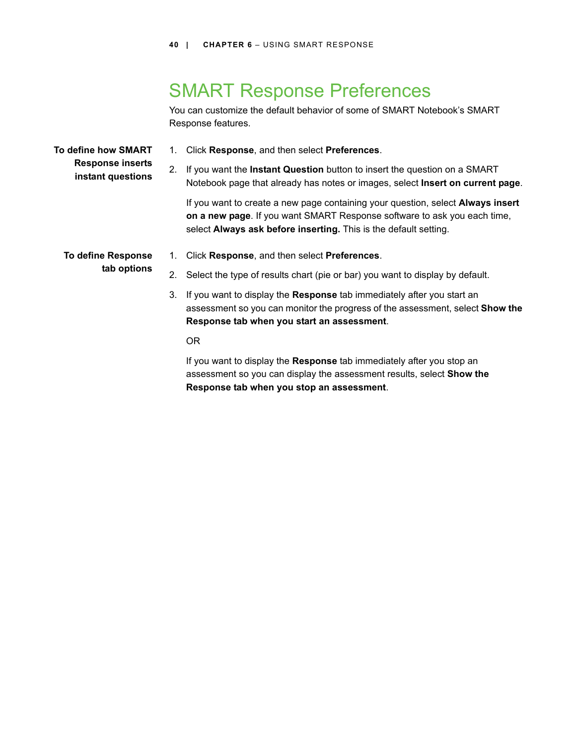# SMART Response Preferences

You can customize the default behavior of some of SMART Notebook's SMART Response features.

**To define how SMART Response inserts instant questions**

1. Click **Response**, and then select **Preferences**.
2. If you want the **Instant Question** button to insert the question on a SMART Notebook page that already has notes or images, select **Insert on current page**.

   If you want to create a new page containing your question, select **Always insert on a new page**. If you want SMART Response software to ask you each time, select **Always ask before inserting.** This is the default setting.

**To define Response tab options**

1. Click **Response**, and then select **Preferences**.
2. Select the type of results chart (pie or bar) you want to display by default.
3. If you want to display the **Response** tab immediately after you start an assessment so you can monitor the progress of the assessment, select **Show the Response tab when you start an assessment**.

   OR

   If you want to display the **Response** tab immediately after you stop an assessment so you can display the assessment results, select **Show the Response tab when you stop an assessment**.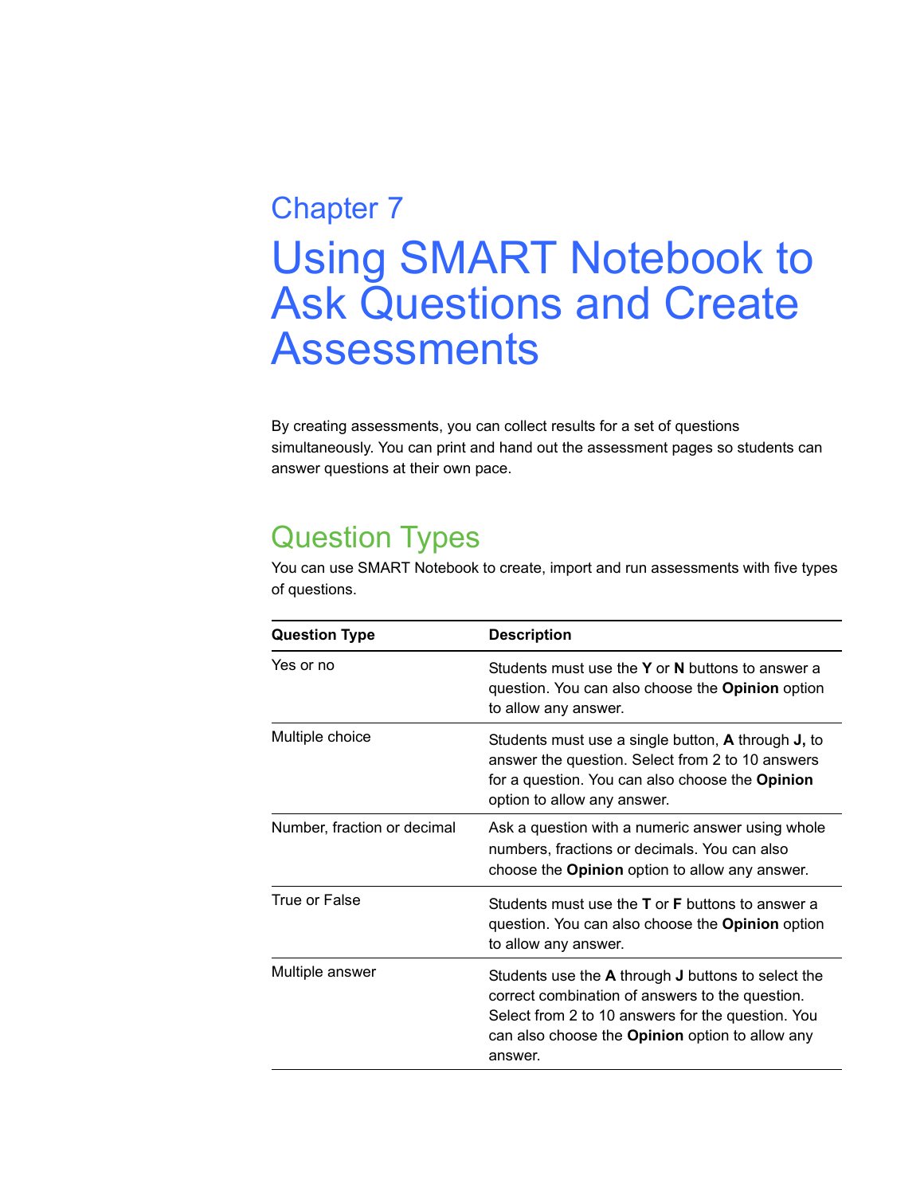# Chapter 7

# Using SMART Notebook to Ask Questions and Create Assessments

By creating assessments, you can collect results for a set of questions simultaneously. You can print and hand out the assessment pages so students can answer questions at their own pace.

## Question Types

You can use SMART Notebook to create, import and run assessments with five types of questions.

| Question Type | Description |
|---|---|
| Yes or no | Students must use the **Y** or **N** buttons to answer a question. You can also choose the **Opinion** option to allow any answer. |
| Multiple choice | Students must use a single button, **A** through **J,** to answer the question. Select from 2 to 10 answers for a question. You can also choose the **Opinion** option to allow any answer. |
| Number, fraction or decimal | Ask a question with a numeric answer using whole numbers, fractions or decimals. You can also choose the **Opinion** option to allow any answer. |
| True or False | Students must use the **T** or **F** buttons to answer a question. You can also choose the **Opinion** option to allow any answer. |
| Multiple answer | Students use the **A** through **J** buttons to select the correct combination of answers to the question. Select from 2 to 10 answers for the question. You can also choose the **Opinion** option to allow any answer. |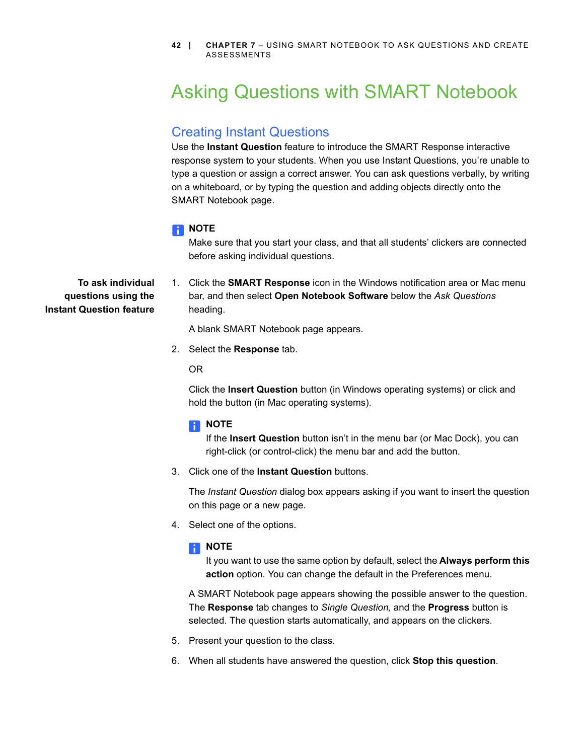# Asking Questions with SMART Notebook

## Creating Instant Questions

Use the **Instant Question** feature to introduce the SMART Response interactive response system to your students. When you use Instant Questions, you're unable to type a question or assign a correct answer. You can ask questions verbally, by writing on a whiteboard, or by typing the question and adding objects directly onto the SMART Notebook page.

**NOTE**
Make sure that you start your class, and that all students' clickers are connected before asking individual questions.

**To ask individual questions using the Instant Question feature**

1. Click the **SMART Response** icon in the Windows notification area or Mac menu bar, and then select **Open Notebook Software** below the *Ask Questions* heading.

   A blank SMART Notebook page appears.

2. Select the **Response** tab.

   OR

   Click the **Insert Question** button (in Windows operating systems) or click and hold the button (in Mac operating systems).

   **NOTE**
   If the **Insert Question** button isn't in the menu bar (or Mac Dock), you can right-click (or control-click) the menu bar and add the button.

3. Click one of the **Instant Question** buttons.

   The *Instant Question* dialog box appears asking if you want to insert the question on this page or a new page.

4. Select one of the options.

   **NOTE**
   It you want to use the same option by default, select the **Always perform this action** option. You can change the default in the Preferences menu.

   A SMART Notebook page appears showing the possible answer to the question. The **Response** tab changes to *Single Question,* and the **Progress** button is selected. The question starts automatically, and appears on the clickers.

5. Present your question to the class.

6. When all students have answered the question, click **Stop this question**.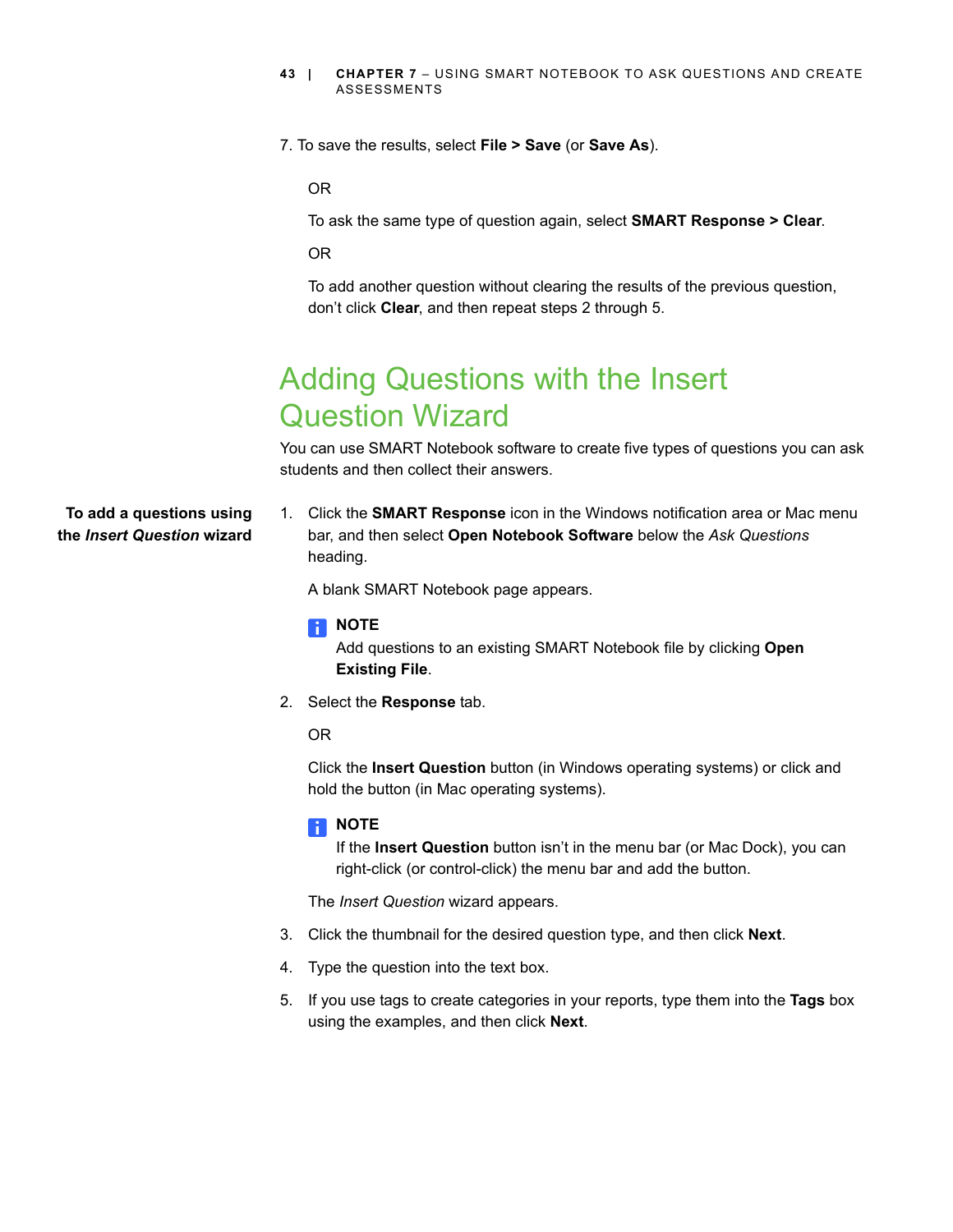7. To save the results, select **File > Save** (or **Save As**).

   OR

   To ask the same type of question again, select **SMART Response > Clear**.

   OR

   To add another question without clearing the results of the previous question, don't click **Clear**, and then repeat steps 2 through 5.

## Adding Questions with the Insert Question Wizard

You can use SMART Notebook software to create five types of questions you can ask students and then collect their answers.

**To add a questions using the *Insert Question* wizard**

1. Click the **SMART Response** icon in the Windows notification area or Mac menu bar, and then select **Open Notebook Software** below the *Ask Questions* heading.

   A blank SMART Notebook page appears.

   **NOTE**
   Add questions to an existing SMART Notebook file by clicking **Open Existing File**.

2. Select the **Response** tab.

   OR

   Click the **Insert Question** button (in Windows operating systems) or click and hold the button (in Mac operating systems).

   **NOTE**
   If the **Insert Question** button isn't in the menu bar (or Mac Dock), you can right-click (or control-click) the menu bar and add the button.

   The *Insert Question* wizard appears.

3. Click the thumbnail for the desired question type, and then click **Next**.

4. Type the question into the text box.

5. If you use tags to create categories in your reports, type them into the **Tags** box using the examples, and then click **Next**.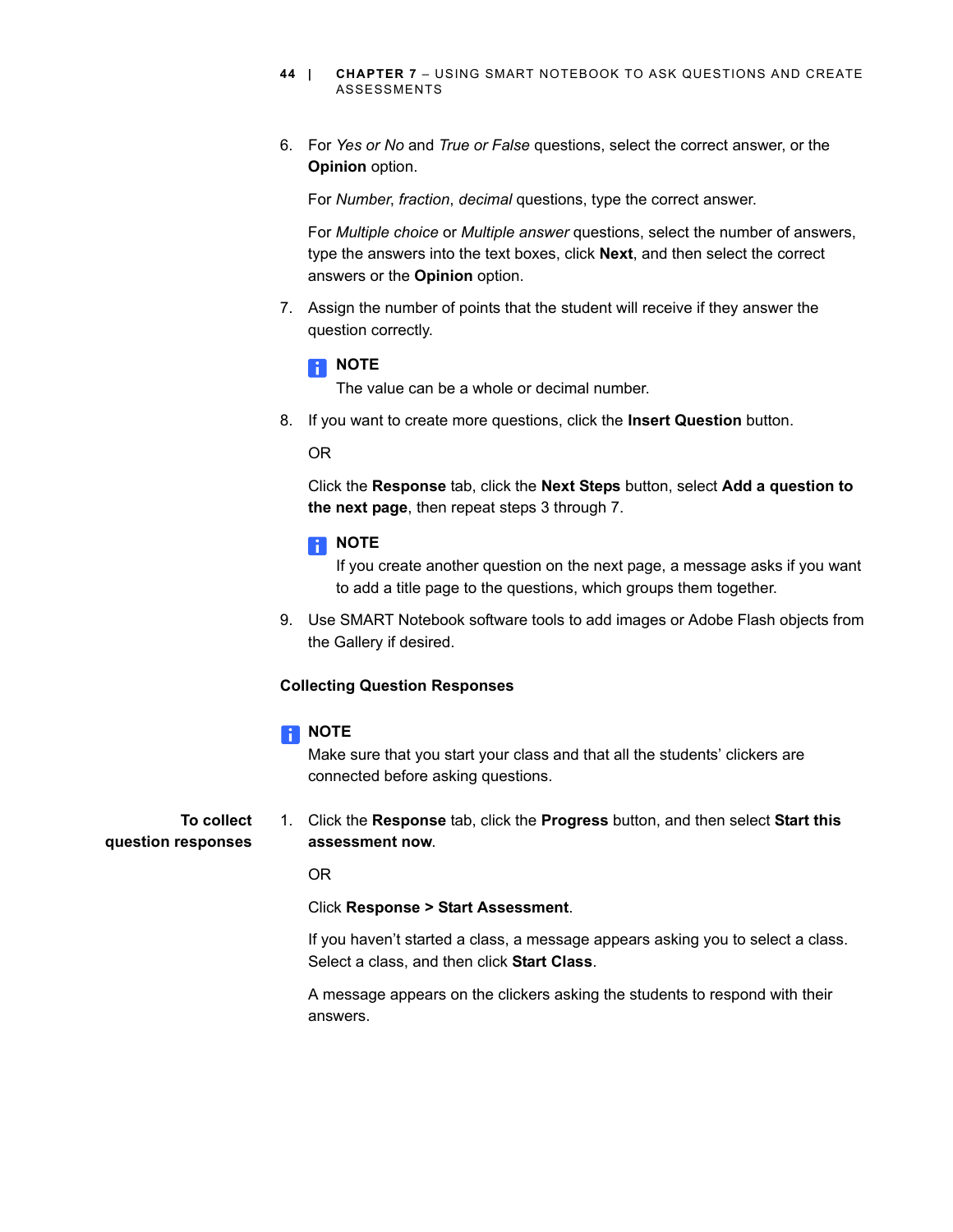6. For *Yes or No* and *True or False* questions, select the correct answer, or the **Opinion** option.

   For *Number*, *fraction*, *decimal* questions, type the correct answer.

   For *Multiple choice* or *Multiple answer* questions, select the number of answers, type the answers into the text boxes, click **Next**, and then select the correct answers or the **Opinion** option.

7. Assign the number of points that the student will receive if they answer the question correctly.

   **NOTE**
   The value can be a whole or decimal number.

8. If you want to create more questions, click the **Insert Question** button.

   OR

   Click the **Response** tab, click the **Next Steps** button, select **Add a question to the next page**, then repeat steps 3 through 7.

   **NOTE**
   If you create another question on the next page, a message asks if you want to add a title page to the questions, which groups them together.

9. Use SMART Notebook software tools to add images or Adobe Flash objects from the Gallery if desired.

### Collecting Question Responses

**NOTE**
Make sure that you start your class and that all the students' clickers are connected before asking questions.

**To collect question responses**

1. Click the **Response** tab, click the **Progress** button, and then select **Start this assessment now**.

   OR

   Click **Response > Start Assessment**.

   If you haven't started a class, a message appears asking you to select a class. Select a class, and then click **Start Class**.

   A message appears on the clickers asking the students to respond with their answers.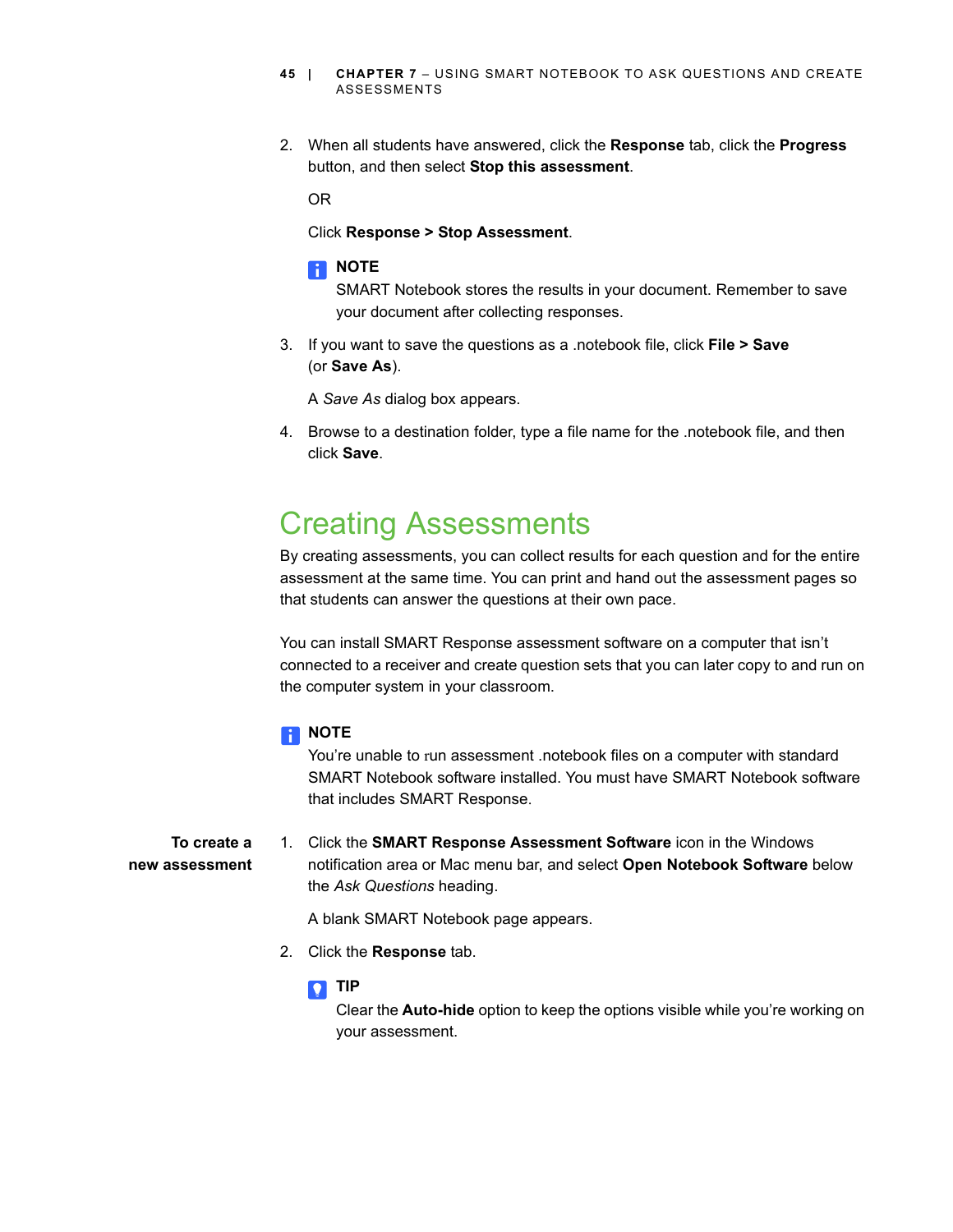2. When all students have answered, click the **Response** tab, click the **Progress** button, and then select **Stop this assessment**.

   OR

   Click **Response > Stop Assessment**.

   **NOTE**
   SMART Notebook stores the results in your document. Remember to save your document after collecting responses.

3. If you want to save the questions as a .notebook file, click **File > Save** (or **Save As**).

   A *Save As* dialog box appears.

4. Browse to a destination folder, type a file name for the .notebook file, and then click **Save**.

## Creating Assessments

By creating assessments, you can collect results for each question and for the entire assessment at the same time. You can print and hand out the assessment pages so that students can answer the questions at their own pace.

You can install SMART Response assessment software on a computer that isn't connected to a receiver and create question sets that you can later copy to and run on the computer system in your classroom.

**NOTE**
You're unable to run assessment .notebook files on a computer with standard SMART Notebook software installed. You must have SMART Notebook software that includes SMART Response.

**To create a new assessment**

1. Click the **SMART Response Assessment Software** icon in the Windows notification area or Mac menu bar, and select **Open Notebook Software** below the *Ask Questions* heading.

   A blank SMART Notebook page appears.

2. Click the **Response** tab.

   **TIP**
   Clear the **Auto-hide** option to keep the options visible while you're working on your assessment.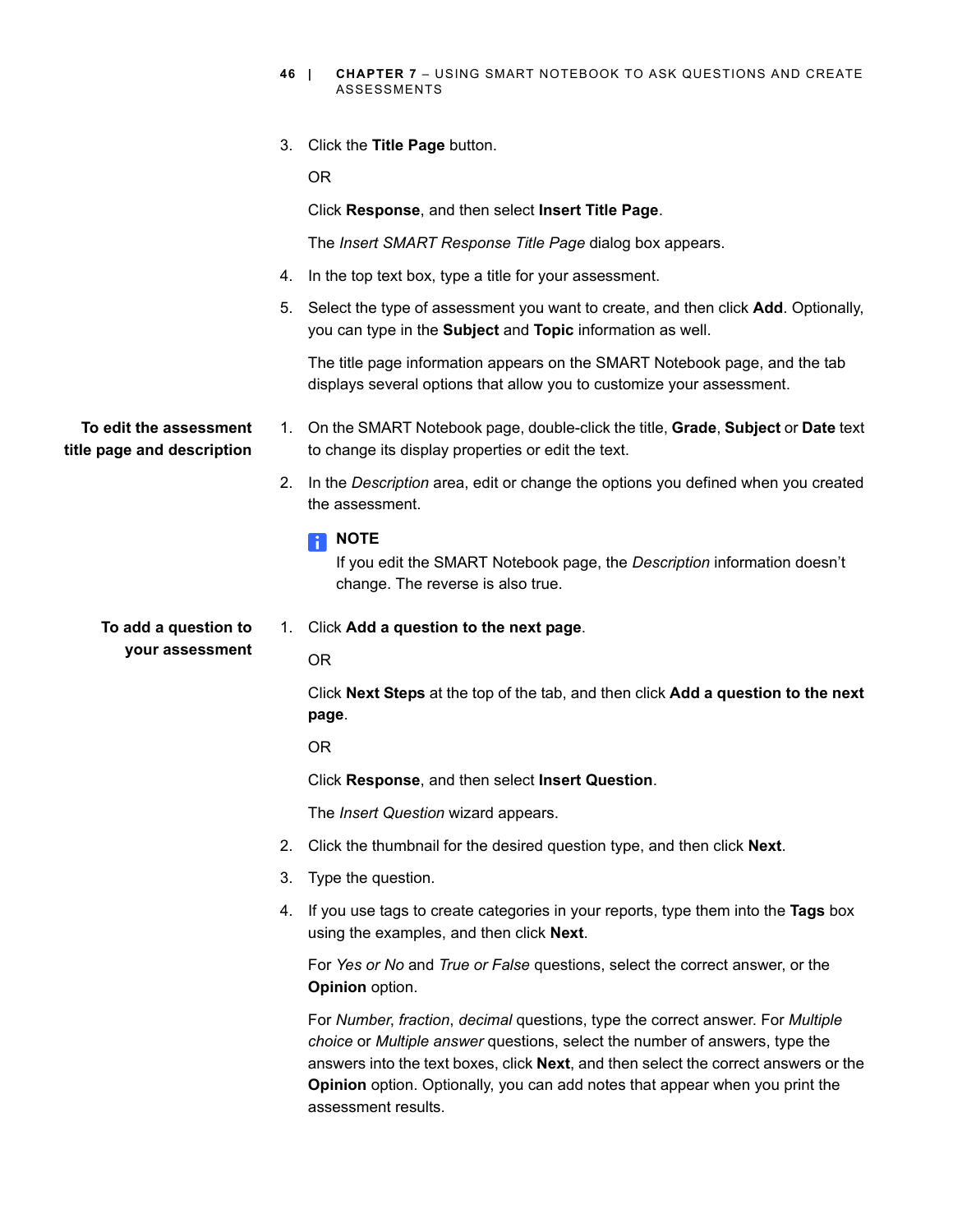3. Click the **Title Page** button.

   OR

   Click **Response**, and then select **Insert Title Page**.

   The *Insert SMART Response Title Page* dialog box appears.

4. In the top text box, type a title for your assessment.

5. Select the type of assessment you want to create, and then click **Add**. Optionally, you can type in the **Subject** and **Topic** information as well.

   The title page information appears on the SMART Notebook page, and the tab displays several options that allow you to customize your assessment.

**To edit the assessment title page and description**

1. On the SMART Notebook page, double-click the title, **Grade**, **Subject** or **Date** text to change its display properties or edit the text.

2. In the *Description* area, edit or change the options you defined when you created the assessment.

   **NOTE**
   If you edit the SMART Notebook page, the *Description* information doesn't change. The reverse is also true.

**To add a question to your assessment**

1. Click **Add a question to the next page**.

   OR

   Click **Next Steps** at the top of the tab, and then click **Add a question to the next page**.

   OR

   Click **Response**, and then select **Insert Question**.

   The *Insert Question* wizard appears.

2. Click the thumbnail for the desired question type, and then click **Next**.

3. Type the question.

4. If you use tags to create categories in your reports, type them into the **Tags** box using the examples, and then click **Next**.

   For *Yes or No* and *True or False* questions, select the correct answer, or the **Opinion** option.

   For *Number*, *fraction*, *decimal* questions, type the correct answer. For *Multiple choice* or *Multiple answer* questions, select the number of answers, type the answers into the text boxes, click **Next**, and then select the correct answers or the **Opinion** option. Optionally, you can add notes that appear when you print the assessment results.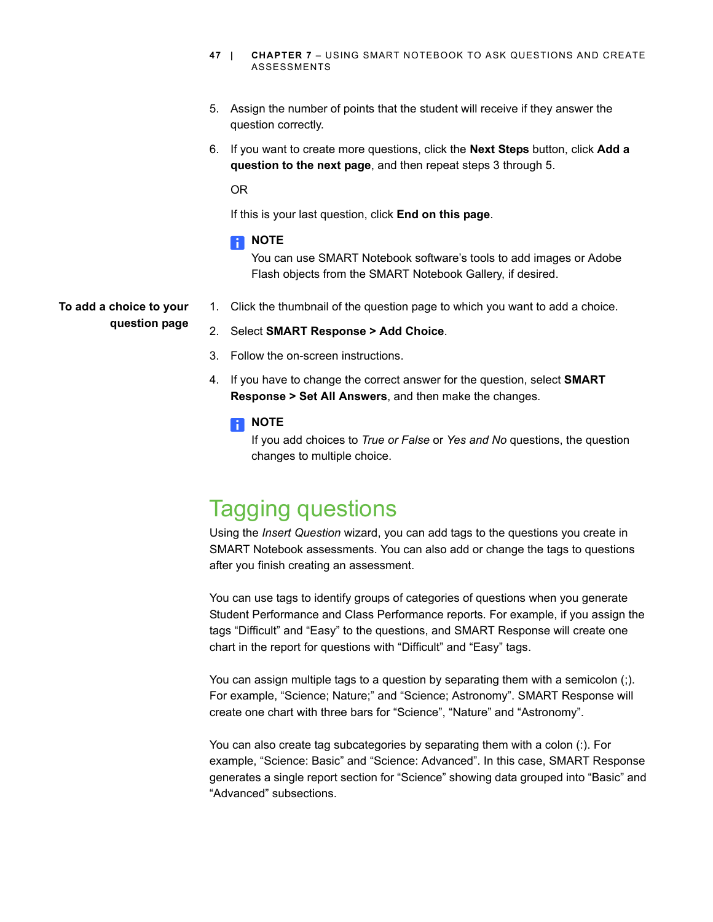5. Assign the number of points that the student will receive if they answer the question correctly.
6. If you want to create more questions, click the **Next Steps** button, click **Add a question to the next page**, and then repeat steps 3 through 5.

   OR

   If this is your last question, click **End on this page**.

   **NOTE**
   You can use SMART Notebook software's tools to add images or Adobe Flash objects from the SMART Notebook Gallery, if desired.

**To add a choice to your question page**

1. Click the thumbnail of the question page to which you want to add a choice.
2. Select **SMART Response > Add Choice**.
3. Follow the on-screen instructions.
4. If you have to change the correct answer for the question, select **SMART Response > Set All Answers**, and then make the changes.

   **NOTE**
   If you add choices to *True or False* or *Yes and No* questions, the question changes to multiple choice.

## Tagging questions

Using the *Insert Question* wizard, you can add tags to the questions you create in SMART Notebook assessments. You can also add or change the tags to questions after you finish creating an assessment.

You can use tags to identify groups of categories of questions when you generate Student Performance and Class Performance reports. For example, if you assign the tags “Difficult” and “Easy” to the questions, and SMART Response will create one chart in the report for questions with “Difficult” and “Easy” tags.

You can assign multiple tags to a question by separating them with a semicolon (;). For example, “Science; Nature;” and “Science; Astronomy”. SMART Response will create one chart with three bars for “Science”, “Nature” and “Astronomy”.

You can also create tag subcategories by separating them with a colon (:). For example, “Science: Basic” and “Science: Advanced”. In this case, SMART Response generates a single report section for “Science” showing data grouped into “Basic” and “Advanced” subsections.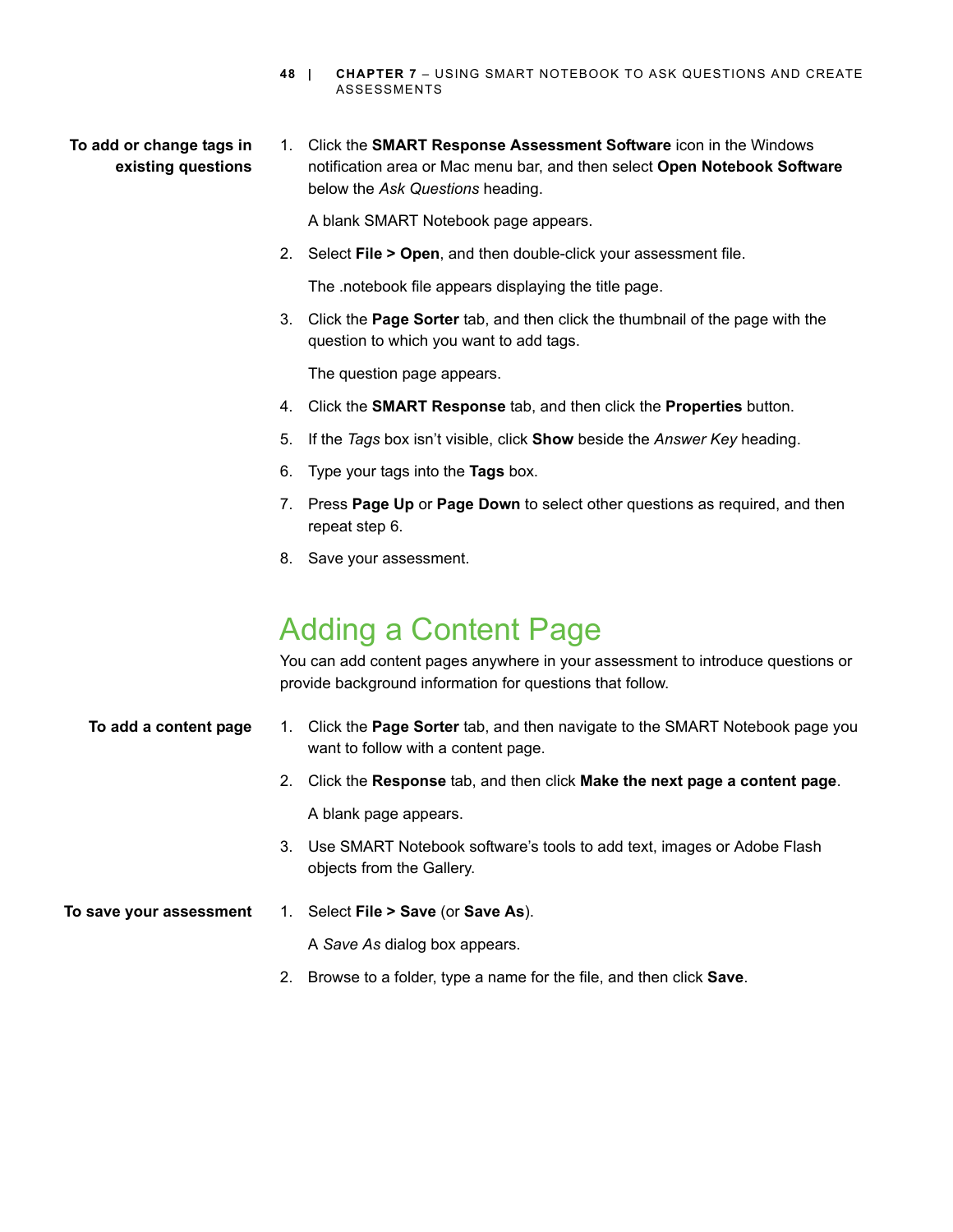**To add or change tags in existing questions**

1. Click the **SMART Response Assessment Software** icon in the Windows notification area or Mac menu bar, and then select **Open Notebook Software** below the *Ask Questions* heading.

   A blank SMART Notebook page appears.

2. Select **File > Open**, and then double-click your assessment file.

   The .notebook file appears displaying the title page.

3. Click the **Page Sorter** tab, and then click the thumbnail of the page with the question to which you want to add tags.

   The question page appears.

4. Click the **SMART Response** tab, and then click the **Properties** button.
5. If the *Tags* box isn't visible, click **Show** beside the *Answer Key* heading.
6. Type your tags into the **Tags** box.
7. Press **Page Up** or **Page Down** to select other questions as required, and then repeat step 6.
8. Save your assessment.

## Adding a Content Page

You can add content pages anywhere in your assessment to introduce questions or provide background information for questions that follow.

**To add a content page**

1. Click the **Page Sorter** tab, and then navigate to the SMART Notebook page you want to follow with a content page.
2. Click the **Response** tab, and then click **Make the next page a content page**.

   A blank page appears.

3. Use SMART Notebook software's tools to add text, images or Adobe Flash objects from the Gallery.

**To save your assessment**

1. Select **File > Save** (or **Save As**).

   A *Save As* dialog box appears.

2. Browse to a folder, type a name for the file, and then click **Save**.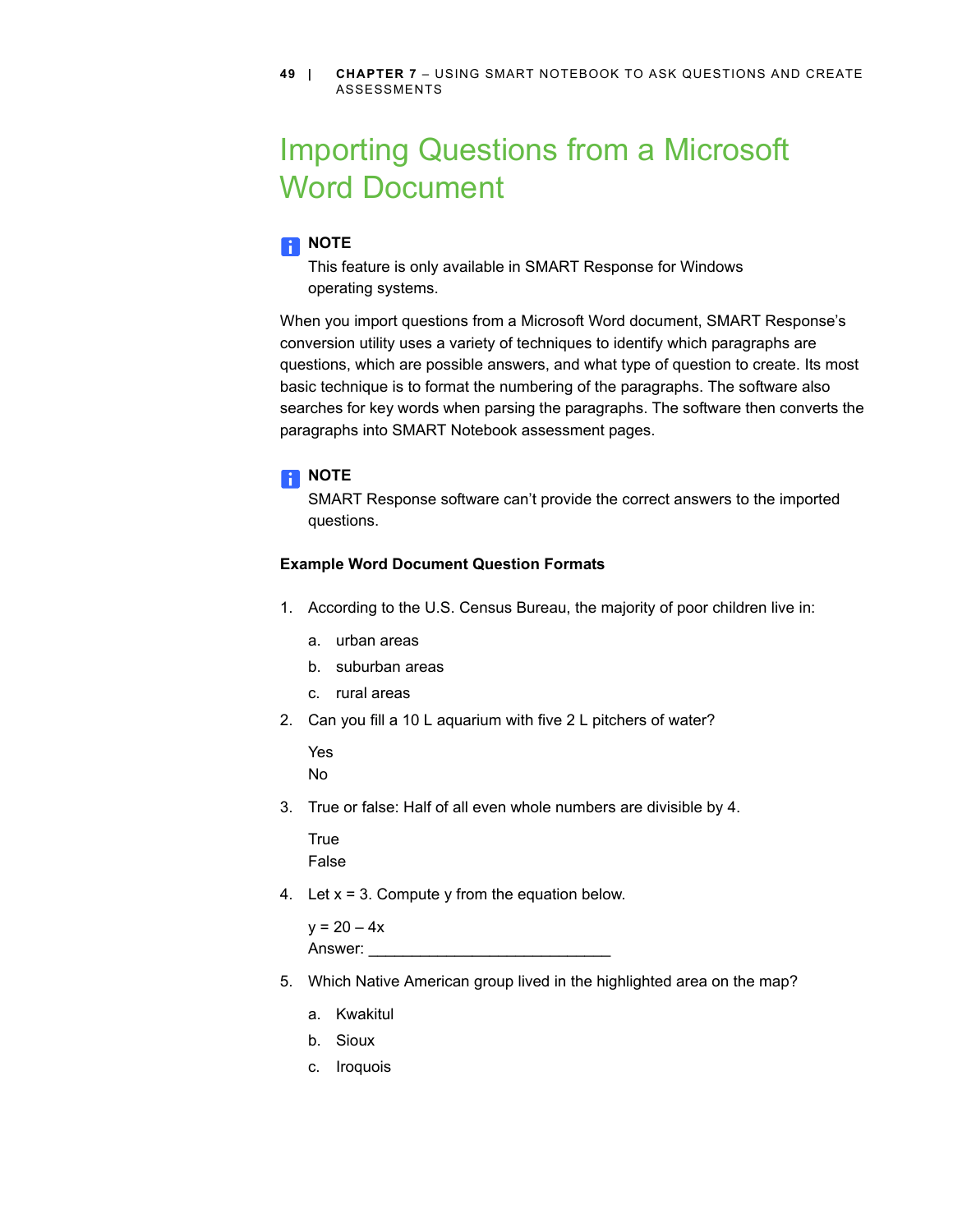# Importing Questions from a Microsoft Word Document

> **NOTE**
> This feature is only available in SMART Response for Windows operating systems.

When you import questions from a Microsoft Word document, SMART Response's conversion utility uses a variety of techniques to identify which paragraphs are questions, which are possible answers, and what type of question to create. Its most basic technique is to format the numbering of the paragraphs. The software also searches for key words when parsing the paragraphs. The software then converts the paragraphs into SMART Notebook assessment pages.

> **NOTE**
> SMART Response software can't provide the correct answers to the imported questions.

**Example Word Document Question Formats**

1. According to the U.S. Census Bureau, the majority of poor children live in:
   a. urban areas
   b. suburban areas
   c. rural areas
2. Can you fill a 10 L aquarium with five 2 L pitchers of water?

   Yes
   No
3. True or false: Half of all even whole numbers are divisible by 4.

   True
   False
4. Let x = 3. Compute y from the equation below.

   y = 20 – 4x
   Answer: ____________________________
5. Which Native American group lived in the highlighted area on the map?
   a. Kwakitul
   b. Sioux
   c. Iroquois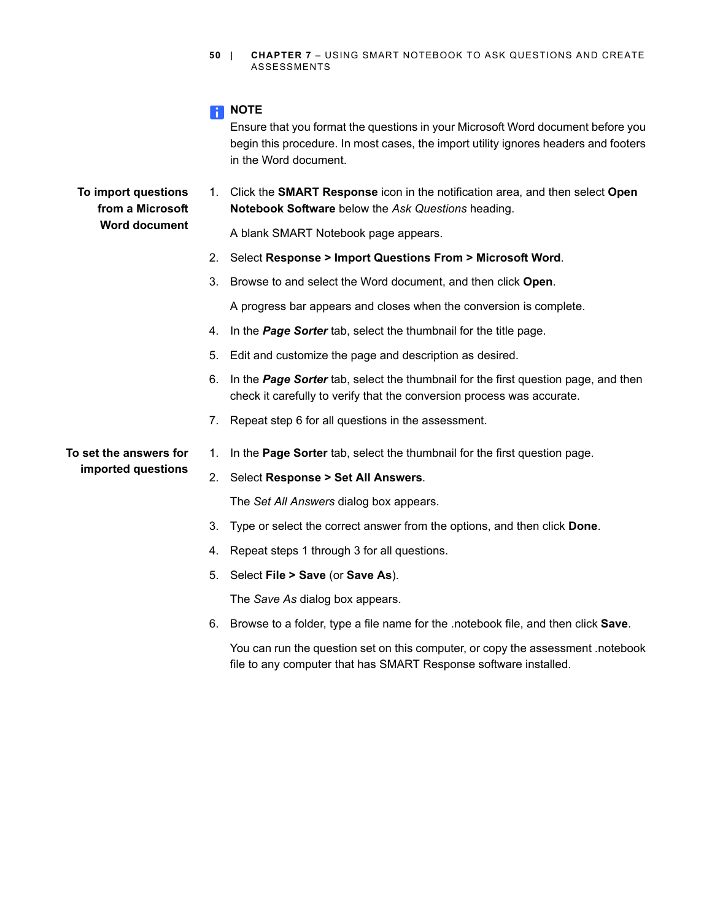**NOTE**

Ensure that you format the questions in your Microsoft Word document before you begin this procedure. In most cases, the import utility ignores headers and footers in the Word document.

**To import questions from a Microsoft Word document**

1. Click the **SMART Response** icon in the notification area, and then select **Open Notebook Software** below the *Ask Questions* heading.

   A blank SMART Notebook page appears.

2. Select **Response > Import Questions From > Microsoft Word**.
3. Browse to and select the Word document, and then click **Open**.

   A progress bar appears and closes when the conversion is complete.

4. In the ***Page Sorter*** tab, select the thumbnail for the title page.
5. Edit and customize the page and description as desired.
6. In the ***Page Sorter*** tab, select the thumbnail for the first question page, and then check it carefully to verify that the conversion process was accurate.
7. Repeat step 6 for all questions in the assessment.

**To set the answers for imported questions**

1. In the **Page Sorter** tab, select the thumbnail for the first question page.
2. Select **Response > Set All Answers**.

   The *Set All Answers* dialog box appears.

3. Type or select the correct answer from the options, and then click **Done**.
4. Repeat steps 1 through 3 for all questions.
5. Select **File > Save** (or **Save As**).

   The *Save As* dialog box appears.

6. Browse to a folder, type a file name for the .notebook file, and then click **Save**.

   You can run the question set on this computer, or copy the assessment .notebook file to any computer that has SMART Response software installed.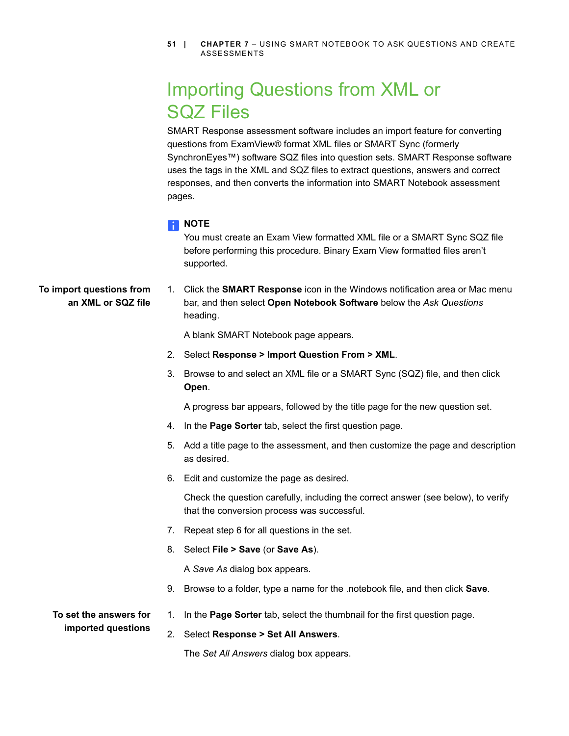# Importing Questions from XML or SQZ Files

SMART Response assessment software includes an import feature for converting questions from ExamView® format XML files or SMART Sync (formerly SynchronEyes™) software SQZ files into question sets. SMART Response software uses the tags in the XML and SQZ files to extract questions, answers and correct responses, and then converts the information into SMART Notebook assessment pages.

**NOTE**

You must create an Exam View formatted XML file or a SMART Sync SQZ file before performing this procedure. Binary Exam View formatted files aren't supported.

**To import questions from an XML or SQZ file**

1. Click the **SMART Response** icon in the Windows notification area or Mac menu bar, and then select **Open Notebook Software** below the *Ask Questions* heading.

   A blank SMART Notebook page appears.

2. Select **Response > Import Question From > XML**.
3. Browse to and select an XML file or a SMART Sync (SQZ) file, and then click **Open**.

   A progress bar appears, followed by the title page for the new question set.

4. In the **Page Sorter** tab, select the first question page.
5. Add a title page to the assessment, and then customize the page and description as desired.
6. Edit and customize the page as desired.

   Check the question carefully, including the correct answer (see below), to verify that the conversion process was successful.

7. Repeat step 6 for all questions in the set.
8. Select **File > Save** (or **Save As**).

   A *Save As* dialog box appears.

9. Browse to a folder, type a name for the .notebook file, and then click **Save**.

**To set the answers for imported questions**

1. In the **Page Sorter** tab, select the thumbnail for the first question page.
2. Select **Response > Set All Answers**.

   The *Set All Answers* dialog box appears.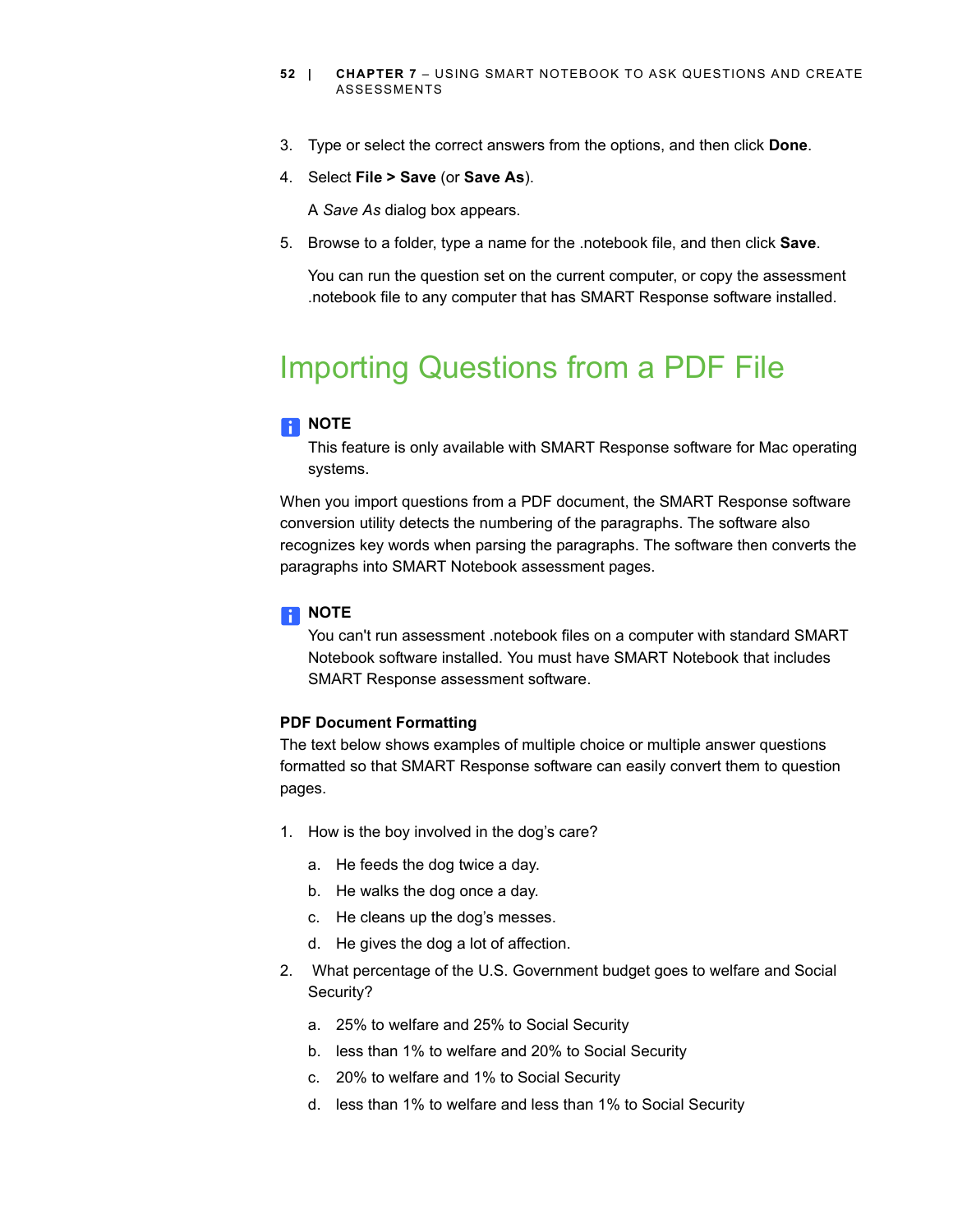3. Type or select the correct answers from the options, and then click **Done**.

4. Select **File > Save** (or **Save As**).

   A *Save As* dialog box appears.

5. Browse to a folder, type a name for the .notebook file, and then click **Save**.

   You can run the question set on the current computer, or copy the assessment .notebook file to any computer that has SMART Response software installed.

## Importing Questions from a PDF File

**NOTE**

This feature is only available with SMART Response software for Mac operating systems.

When you import questions from a PDF document, the SMART Response software conversion utility detects the numbering of the paragraphs. The software also recognizes key words when parsing the paragraphs. The software then converts the paragraphs into SMART Notebook assessment pages.

**NOTE**

You can't run assessment .notebook files on a computer with standard SMART Notebook software installed. You must have SMART Notebook that includes SMART Response assessment software.

**PDF Document Formatting**

The text below shows examples of multiple choice or multiple answer questions formatted so that SMART Response software can easily convert them to question pages.

1. How is the boy involved in the dog's care?

   a. He feeds the dog twice a day.

   b. He walks the dog once a day.

   c. He cleans up the dog's messes.

   d. He gives the dog a lot of affection.

2. What percentage of the U.S. Government budget goes to welfare and Social Security?

   a. 25% to welfare and 25% to Social Security

   b. less than 1% to welfare and 20% to Social Security

   c. 20% to welfare and 1% to Social Security

   d. less than 1% to welfare and less than 1% to Social Security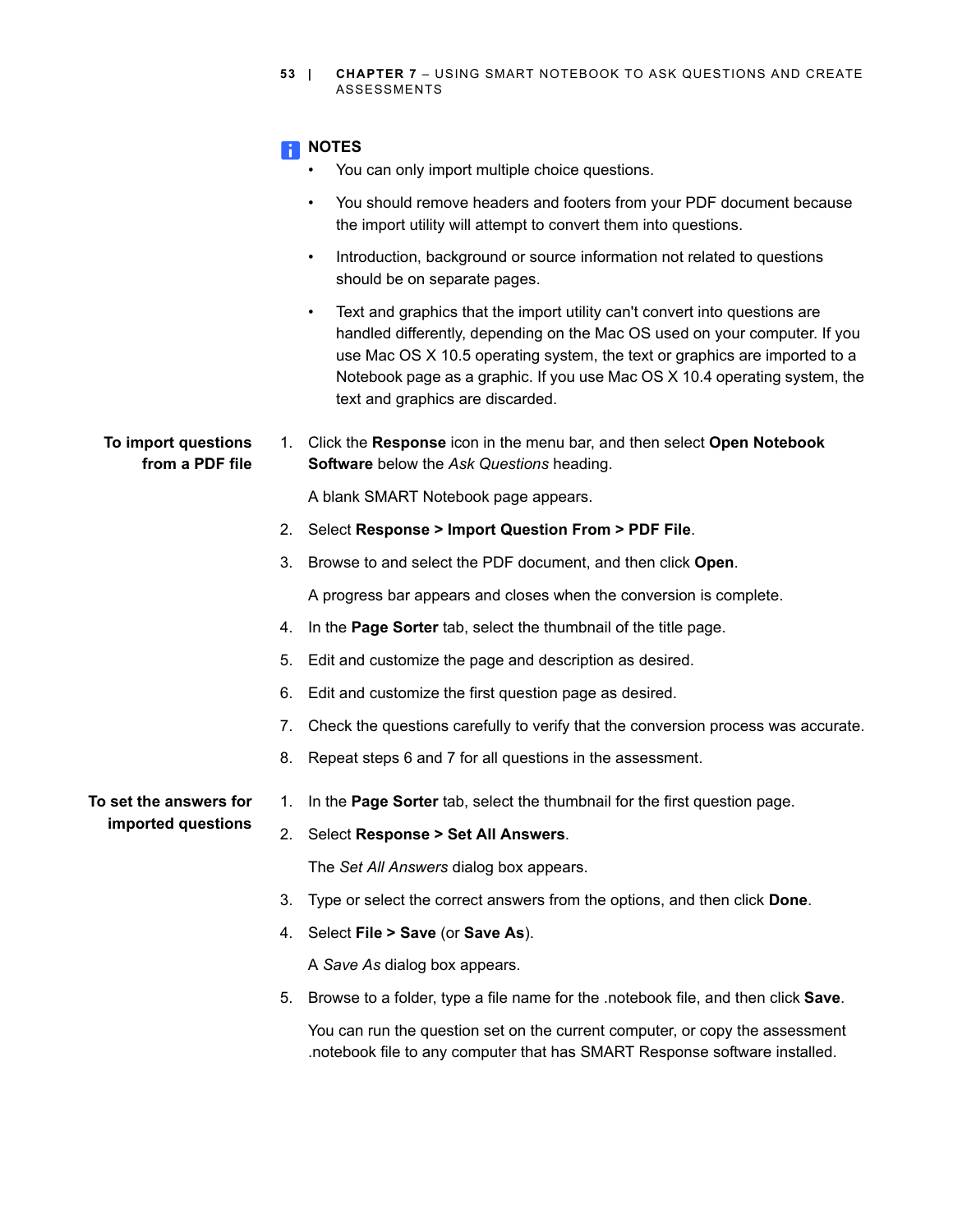**NOTES**

- You can only import multiple choice questions.
- You should remove headers and footers from your PDF document because the import utility will attempt to convert them into questions.
- Introduction, background or source information not related to questions should be on separate pages.
- Text and graphics that the import utility can't convert into questions are handled differently, depending on the Mac OS used on your computer. If you use Mac OS X 10.5 operating system, the text or graphics are imported to a Notebook page as a graphic. If you use Mac OS X 10.4 operating system, the text and graphics are discarded.

**To import questions from a PDF file**

1. Click the **Response** icon in the menu bar, and then select **Open Notebook Software** below the *Ask Questions* heading.

   A blank SMART Notebook page appears.

2. Select **Response > Import Question From > PDF File**.
3. Browse to and select the PDF document, and then click **Open**.

   A progress bar appears and closes when the conversion is complete.

4. In the **Page Sorter** tab, select the thumbnail of the title page.
5. Edit and customize the page and description as desired.
6. Edit and customize the first question page as desired.
7. Check the questions carefully to verify that the conversion process was accurate.
8. Repeat steps 6 and 7 for all questions in the assessment.

**To set the answers for imported questions**

1. In the **Page Sorter** tab, select the thumbnail for the first question page.
2. Select **Response > Set All Answers**.

   The *Set All Answers* dialog box appears.

3. Type or select the correct answers from the options, and then click **Done**.
4. Select **File > Save** (or **Save As**).

   A *Save As* dialog box appears.

5. Browse to a folder, type a file name for the .notebook file, and then click **Save**.

   You can run the question set on the current computer, or copy the assessment .notebook file to any computer that has SMART Response software installed.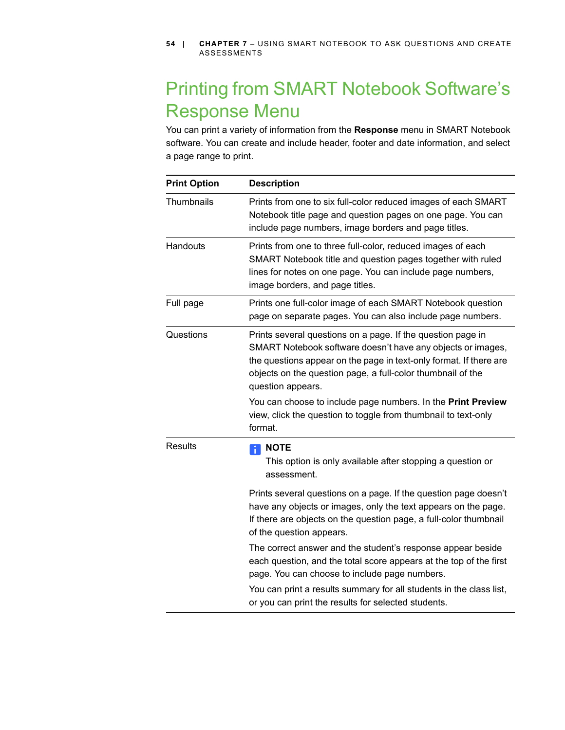# Printing from SMART Notebook Software's Response Menu

You can print a variety of information from the **Response** menu in SMART Notebook software. You can create and include header, footer and date information, and select a page range to print.

| Print Option | Description |
|---|---|
| Thumbnails | Prints from one to six full-color reduced images of each SMART Notebook title page and question pages on one page. You can include page numbers, image borders and page titles. |
| Handouts | Prints from one to three full-color, reduced images of each SMART Notebook title and question pages together with ruled lines for notes on one page. You can include page numbers, image borders, and page titles. |
| Full page | Prints one full-color image of each SMART Notebook question page on separate pages. You can also include page numbers. |
| Questions | Prints several questions on a page. If the question page in SMART Notebook software doesn't have any objects or images, the questions appear on the page in text-only format. If there are objects on the question page, a full-color thumbnail of the question appears.<br><br>You can choose to include page numbers. In the **Print Preview** view, click the question to toggle from thumbnail to text-only format. |
| Results | **NOTE**<br>This option is only available after stopping a question or assessment.<br><br>Prints several questions on a page. If the question page doesn't have any objects or images, only the text appears on the page. If there are objects on the question page, a full-color thumbnail of the question appears.<br><br>The correct answer and the student's response appear beside each question, and the total score appears at the top of the first page. You can choose to include page numbers.<br><br>You can print a results summary for all students in the class list, or you can print the results for selected students. |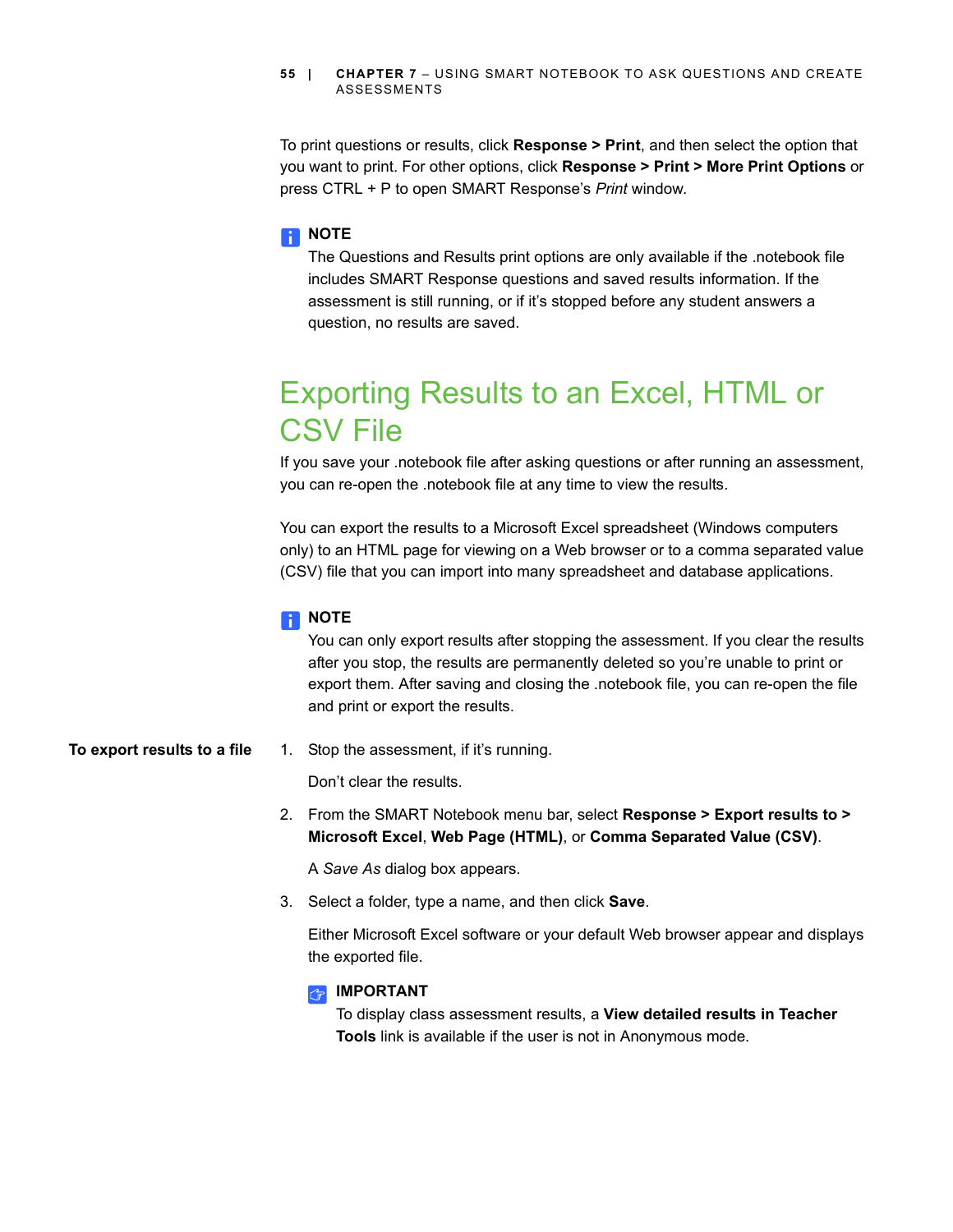To print questions or results, click **Response > Print**, and then select the option that you want to print. For other options, click **Response > Print > More Print Options** or press CTRL + P to open SMART Response's *Print* window.

> **NOTE**
> The Questions and Results print options are only available if the .notebook file includes SMART Response questions and saved results information. If the assessment is still running, or if it's stopped before any student answers a question, no results are saved.

## Exporting Results to an Excel, HTML or CSV File

If you save your .notebook file after asking questions or after running an assessment, you can re-open the .notebook file at any time to view the results.

You can export the results to a Microsoft Excel spreadsheet (Windows computers only) to an HTML page for viewing on a Web browser or to a comma separated value (CSV) file that you can import into many spreadsheet and database applications.

> **NOTE**
> You can only export results after stopping the assessment. If you clear the results after you stop, the results are permanently deleted so you're unable to print or export them. After saving and closing the .notebook file, you can re-open the file and print or export the results.

**To export results to a file**

1. Stop the assessment, if it's running.

   Don't clear the results.

2. From the SMART Notebook menu bar, select **Response > Export results to > Microsoft Excel**, **Web Page (HTML)**, or **Comma Separated Value (CSV)**.

   A *Save As* dialog box appears.

3. Select a folder, type a name, and then click **Save**.

   Either Microsoft Excel software or your default Web browser appear and displays the exported file.

   > **IMPORTANT**
   > To display class assessment results, a **View detailed results in Teacher Tools** link is available if the user is not in Anonymous mode.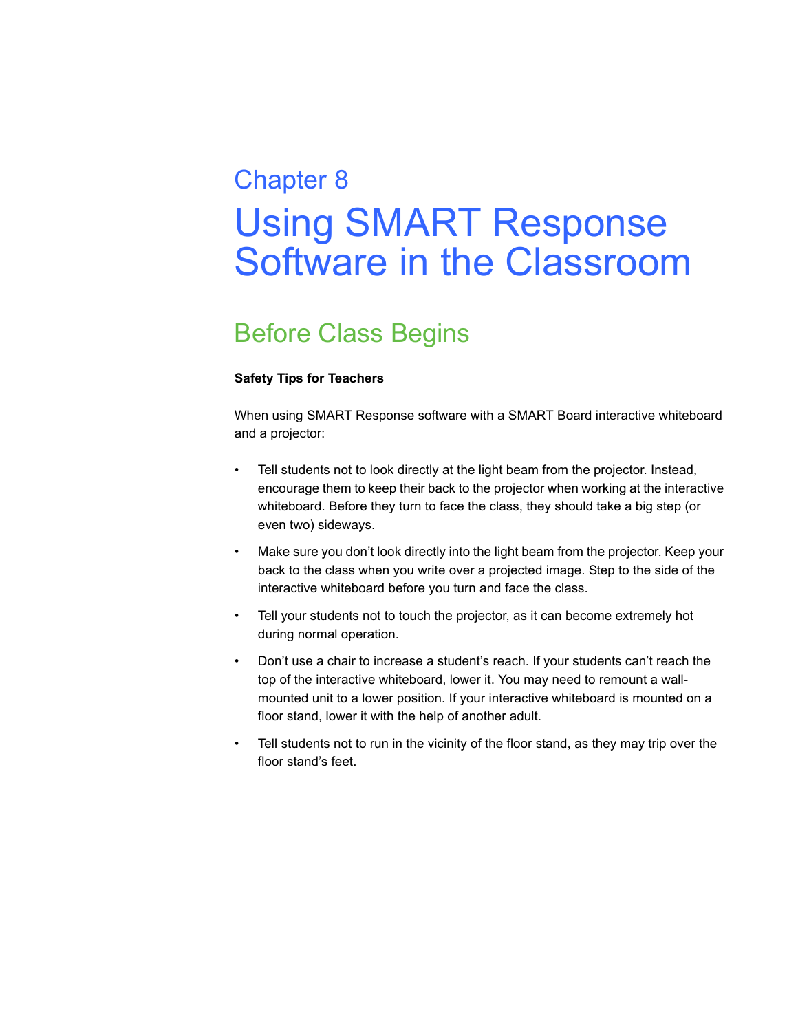Chapter 8

# Using SMART Response Software in the Classroom

## Before Class Begins

**Safety Tips for Teachers**

When using SMART Response software with a SMART Board interactive whiteboard and a projector:

- Tell students not to look directly at the light beam from the projector. Instead, encourage them to keep their back to the projector when working at the interactive whiteboard. Before they turn to face the class, they should take a big step (or even two) sideways.
- Make sure you don't look directly into the light beam from the projector. Keep your back to the class when you write over a projected image. Step to the side of the interactive whiteboard before you turn and face the class.
- Tell your students not to touch the projector, as it can become extremely hot during normal operation.
- Don't use a chair to increase a student's reach. If your students can't reach the top of the interactive whiteboard, lower it. You may need to remount a wall-mounted unit to a lower position. If your interactive whiteboard is mounted on a floor stand, lower it with the help of another adult.
- Tell students not to run in the vicinity of the floor stand, as they may trip over the floor stand's feet.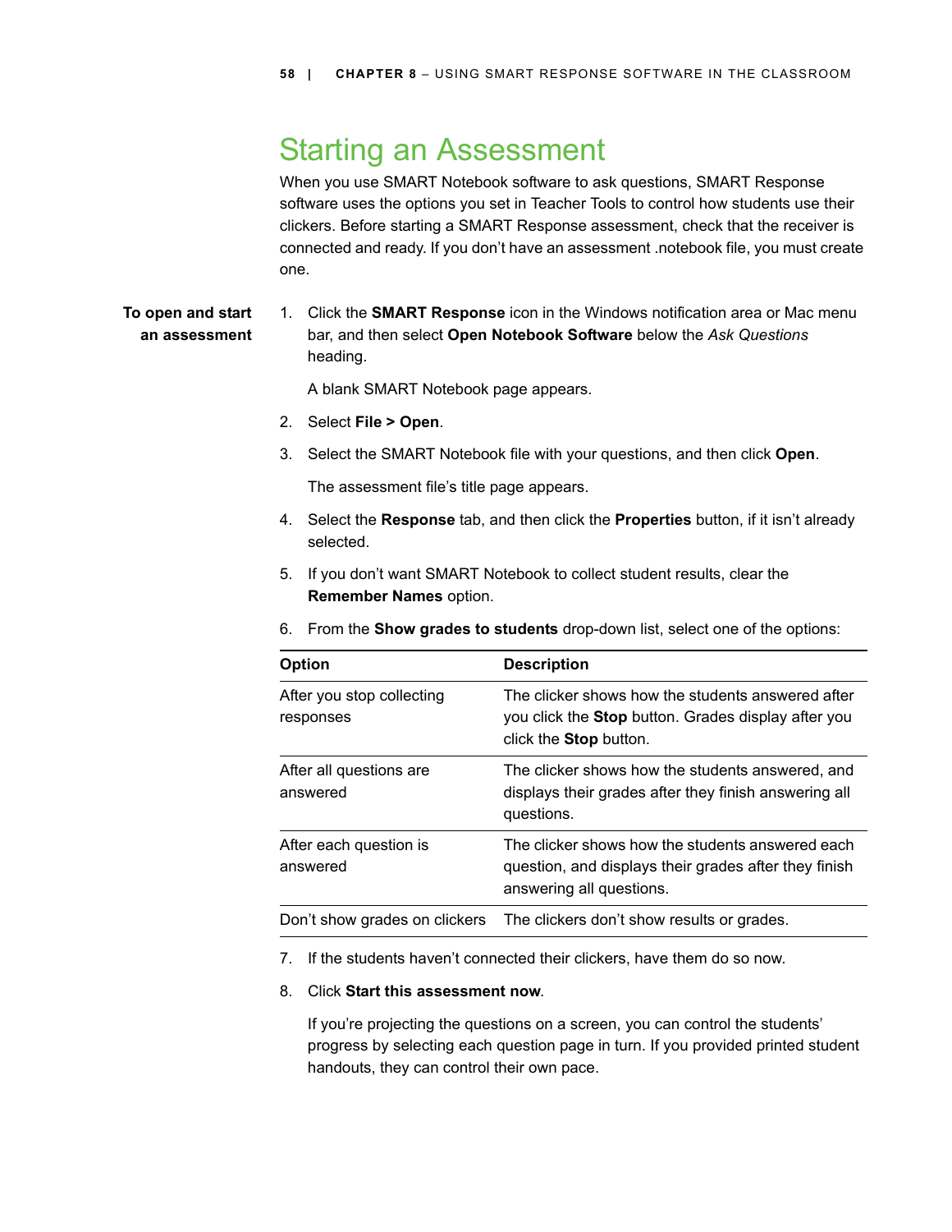# Starting an Assessment

When you use SMART Notebook software to ask questions, SMART Response software uses the options you set in Teacher Tools to control how students use their clickers. Before starting a SMART Response assessment, check that the receiver is connected and ready. If you don't have an assessment .notebook file, you must create one.

**To open and start an assessment**

1. Click the **SMART Response** icon in the Windows notification area or Mac menu bar, and then select **Open Notebook Software** below the *Ask Questions* heading.

   A blank SMART Notebook page appears.

2. Select **File > Open**.
3. Select the SMART Notebook file with your questions, and then click **Open**.

   The assessment file's title page appears.

4. Select the **Response** tab, and then click the **Properties** button, if it isn't already selected.
5. If you don't want SMART Notebook to collect student results, clear the **Remember Names** option.
6. From the **Show grades to students** drop-down list, select one of the options:

| Option | Description |
|---|---|
| After you stop collecting responses | The clicker shows how the students answered after you click the **Stop** button. Grades display after you click the **Stop** button. |
| After all questions are answered | The clicker shows how the students answered, and displays their grades after they finish answering all questions. |
| After each question is answered | The clicker shows how the students answered each question, and displays their grades after they finish answering all questions. |
| Don't show grades on clickers | The clickers don't show results or grades. |

7. If the students haven't connected their clickers, have them do so now.
8. Click **Start this assessment now**.

   If you're projecting the questions on a screen, you can control the students' progress by selecting each question page in turn. If you provided printed student handouts, they can control their own pace.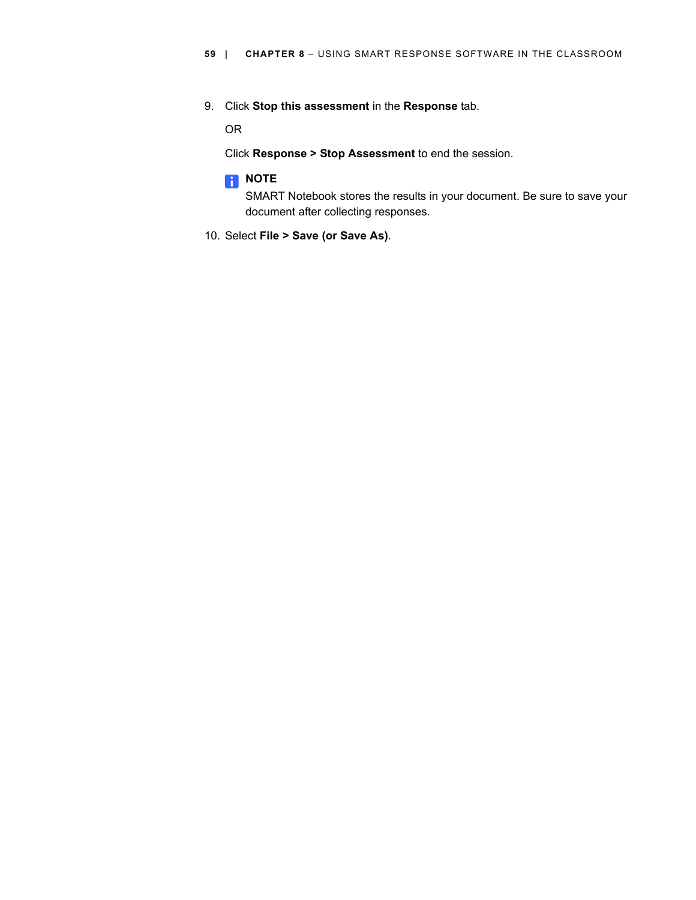9. Click **Stop this assessment** in the **Response** tab.

   OR

   Click **Response > Stop Assessment** to end the session.

   **NOTE**
   SMART Notebook stores the results in your document. Be sure to save your document after collecting responses.

10. Select **File > Save (or Save As)**.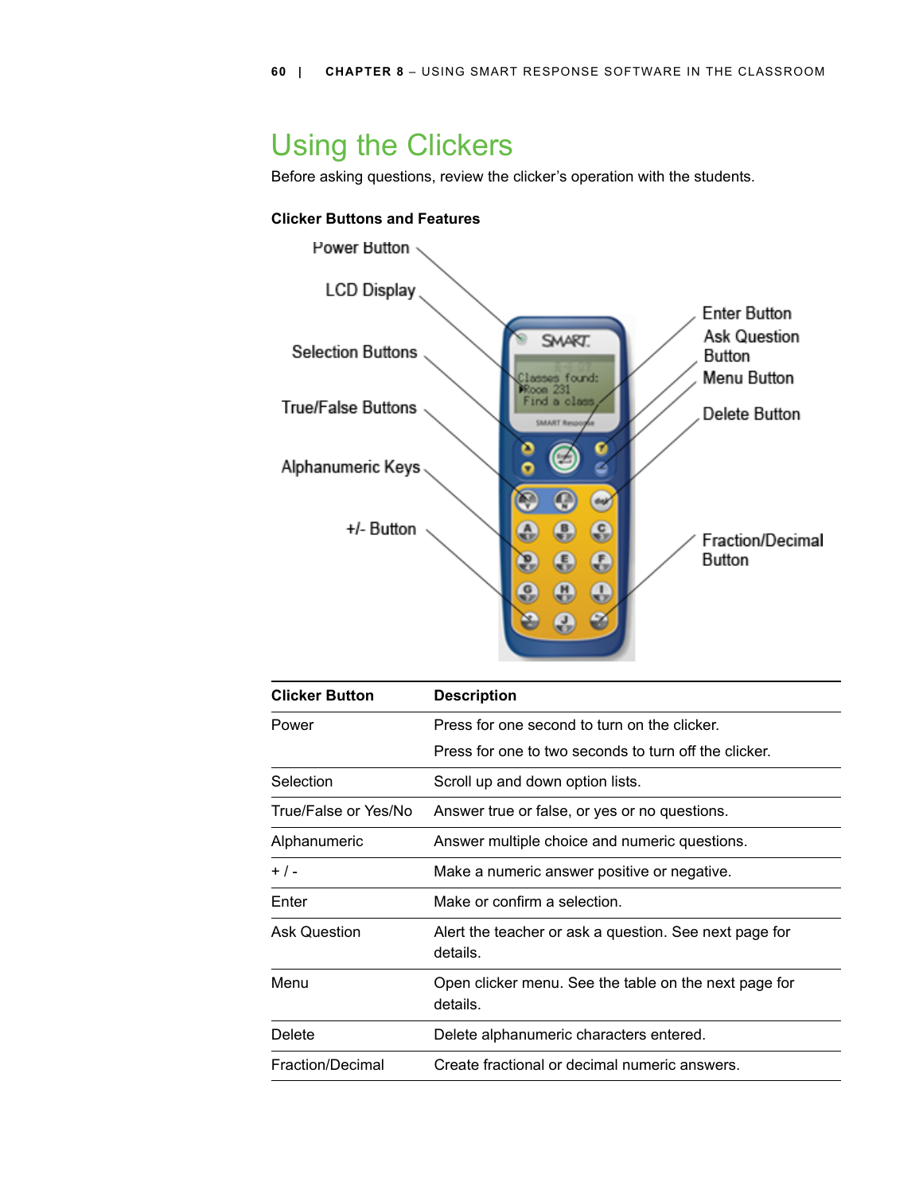# Using the Clickers

Before asking questions, review the clicker's operation with the students.

**Clicker Buttons and Features**

Power Button

LCD Display

Selection Buttons

True/False Buttons

Alphanumeric Keys

+/- Button

Enter Button

Ask Question Button

Menu Button

Delete Button

Fraction/Decimal Button

| Clicker Button | Description |
|---|---|
| Power | Press for one second to turn on the clicker.<br>Press for one to two seconds to turn off the clicker. |
| Selection | Scroll up and down option lists. |
| True/False or Yes/No | Answer true or false, or yes or no questions. |
| Alphanumeric | Answer multiple choice and numeric questions. |
| + / - | Make a numeric answer positive or negative. |
| Enter | Make or confirm a selection. |
| Ask Question | Alert the teacher or ask a question. See next page for details. |
| Menu | Open clicker menu. See the table on the next page for details. |
| Delete | Delete alphanumeric characters entered. |
| Fraction/Decimal | Create fractional or decimal numeric answers. |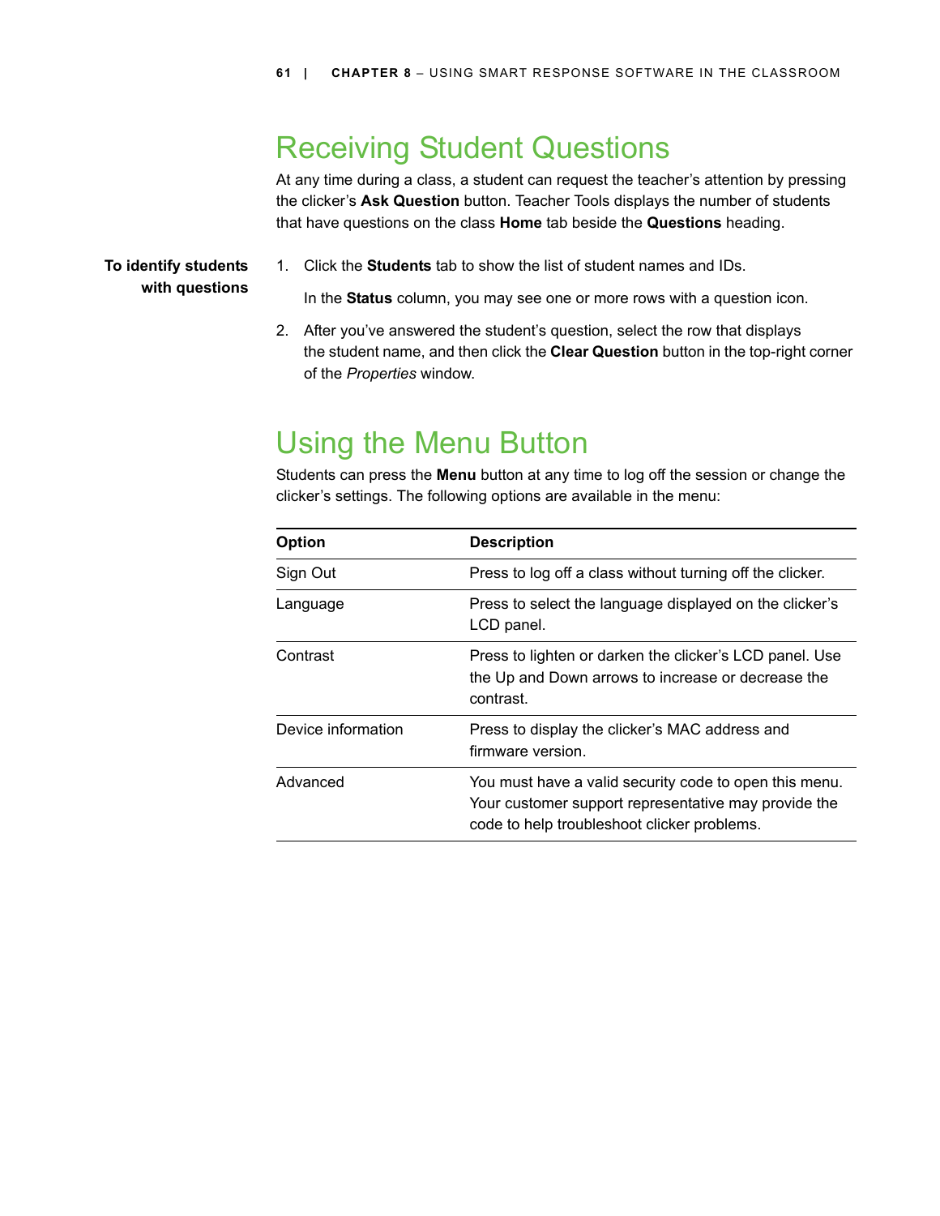## Receiving Student Questions

At any time during a class, a student can request the teacher's attention by pressing the clicker's **Ask Question** button. Teacher Tools displays the number of students that have questions on the class **Home** tab beside the **Questions** heading.

**To identify students with questions**

1. Click the **Students** tab to show the list of student names and IDs.

   In the **Status** column, you may see one or more rows with a question icon.

2. After you've answered the student's question, select the row that displays the student name, and then click the **Clear Question** button in the top-right corner of the *Properties* window.

## Using the Menu Button

Students can press the **Menu** button at any time to log off the session or change the clicker's settings. The following options are available in the menu:

| Option | Description |
| --- | --- |
| Sign Out | Press to log off a class without turning off the clicker. |
| Language | Press to select the language displayed on the clicker's LCD panel. |
| Contrast | Press to lighten or darken the clicker's LCD panel. Use the Up and Down arrows to increase or decrease the contrast. |
| Device information | Press to display the clicker's MAC address and firmware version. |
| Advanced | You must have a valid security code to open this menu. Your customer support representative may provide the code to help troubleshoot clicker problems. |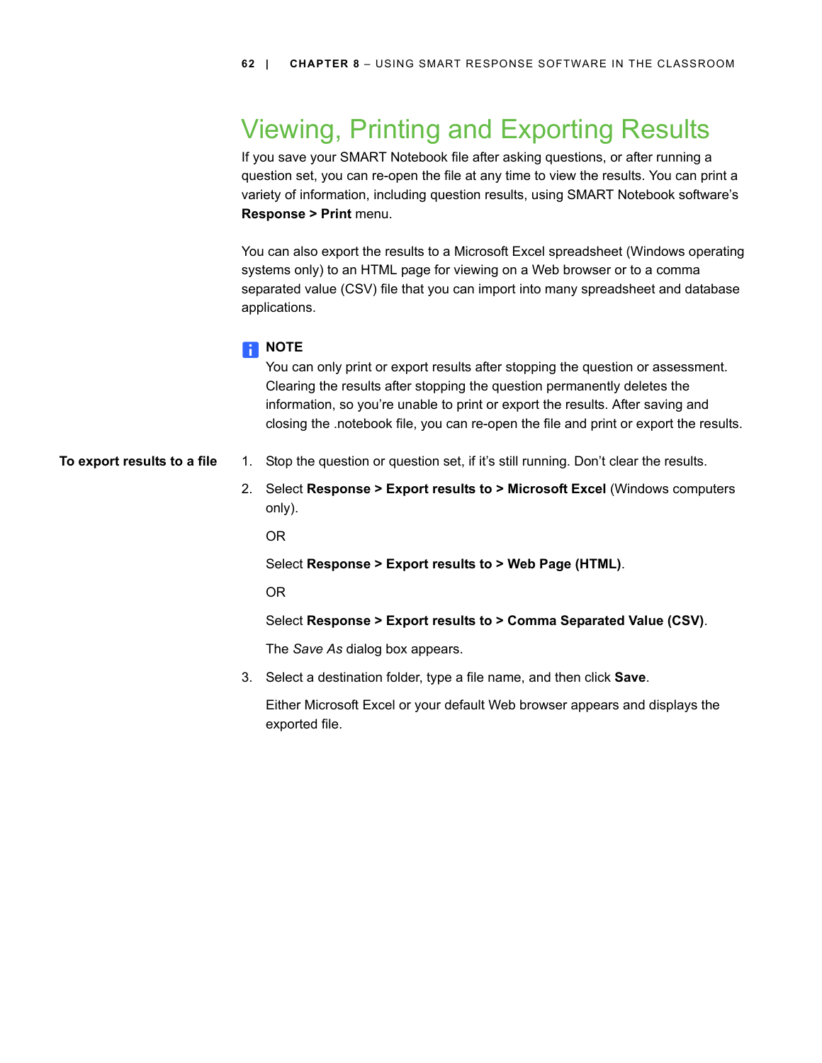# Viewing, Printing and Exporting Results

If you save your SMART Notebook file after asking questions, or after running a question set, you can re-open the file at any time to view the results. You can print a variety of information, including question results, using SMART Notebook software's **Response > Print** menu.

You can also export the results to a Microsoft Excel spreadsheet (Windows operating systems only) to an HTML page for viewing on a Web browser or to a comma separated value (CSV) file that you can import into many spreadsheet and database applications.

**NOTE**

You can only print or export results after stopping the question or assessment. Clearing the results after stopping the question permanently deletes the information, so you're unable to print or export the results. After saving and closing the .notebook file, you can re-open the file and print or export the results.

**To export results to a file**

1. Stop the question or question set, if it's still running. Don't clear the results.
2. Select **Response > Export results to > Microsoft Excel** (Windows computers only).

   OR

   Select **Response > Export results to > Web Page (HTML)**.

   OR

   Select **Response > Export results to > Comma Separated Value (CSV)**.

   The *Save As* dialog box appears.
3. Select a destination folder, type a file name, and then click **Save**.

   Either Microsoft Excel or your default Web browser appears and displays the exported file.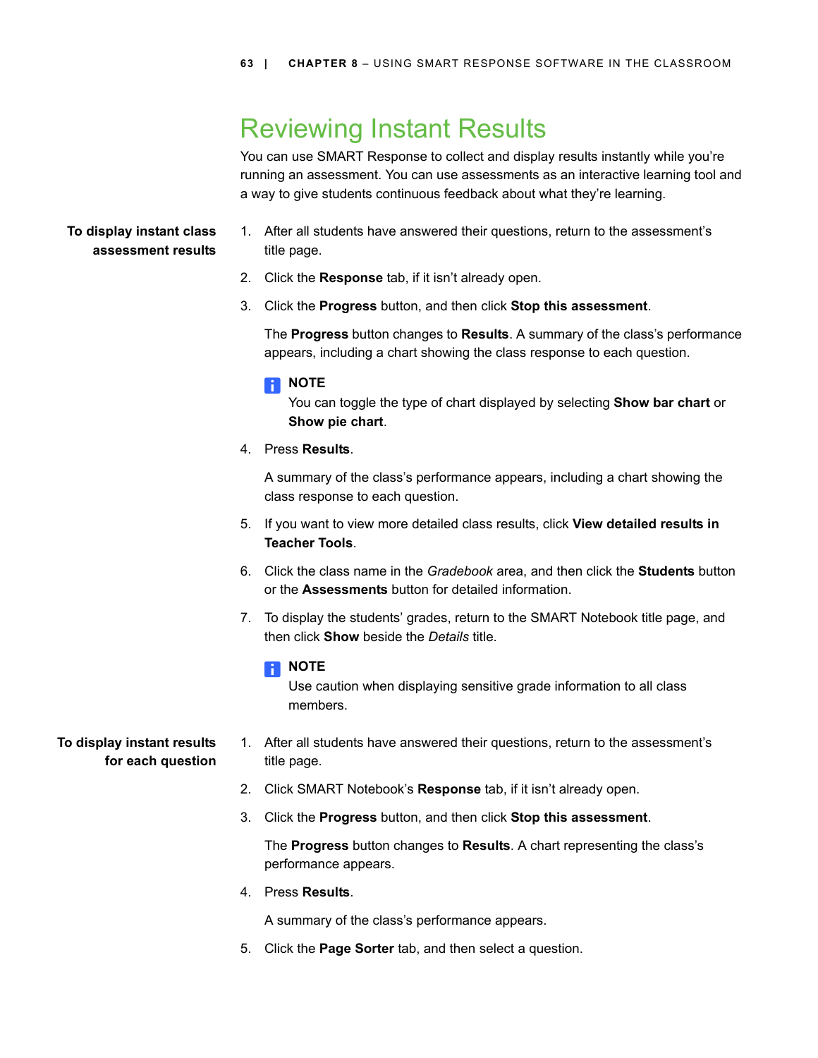# Reviewing Instant Results

You can use SMART Response to collect and display results instantly while you're running an assessment. You can use assessments as an interactive learning tool and a way to give students continuous feedback about what they're learning.

**To display instant class assessment results**

1. After all students have answered their questions, return to the assessment's title page.
2. Click the **Response** tab, if it isn't already open.
3. Click the **Progress** button, and then click **Stop this assessment**.

   The **Progress** button changes to **Results**. A summary of the class's performance appears, including a chart showing the class response to each question.

   **NOTE**
   You can toggle the type of chart displayed by selecting **Show bar chart** or **Show pie chart**.

4. Press **Results**.

   A summary of the class's performance appears, including a chart showing the class response to each question.

5. If you want to view more detailed class results, click **View detailed results in Teacher Tools**.
6. Click the class name in the *Gradebook* area, and then click the **Students** button or the **Assessments** button for detailed information.
7. To display the students' grades, return to the SMART Notebook title page, and then click **Show** beside the *Details* title.

   **NOTE**
   Use caution when displaying sensitive grade information to all class members.

**To display instant results for each question**

1. After all students have answered their questions, return to the assessment's title page.
2. Click SMART Notebook's **Response** tab, if it isn't already open.
3. Click the **Progress** button, and then click **Stop this assessment**.

   The **Progress** button changes to **Results**. A chart representing the class's performance appears.

4. Press **Results**.

   A summary of the class's performance appears.

5. Click the **Page Sorter** tab, and then select a question.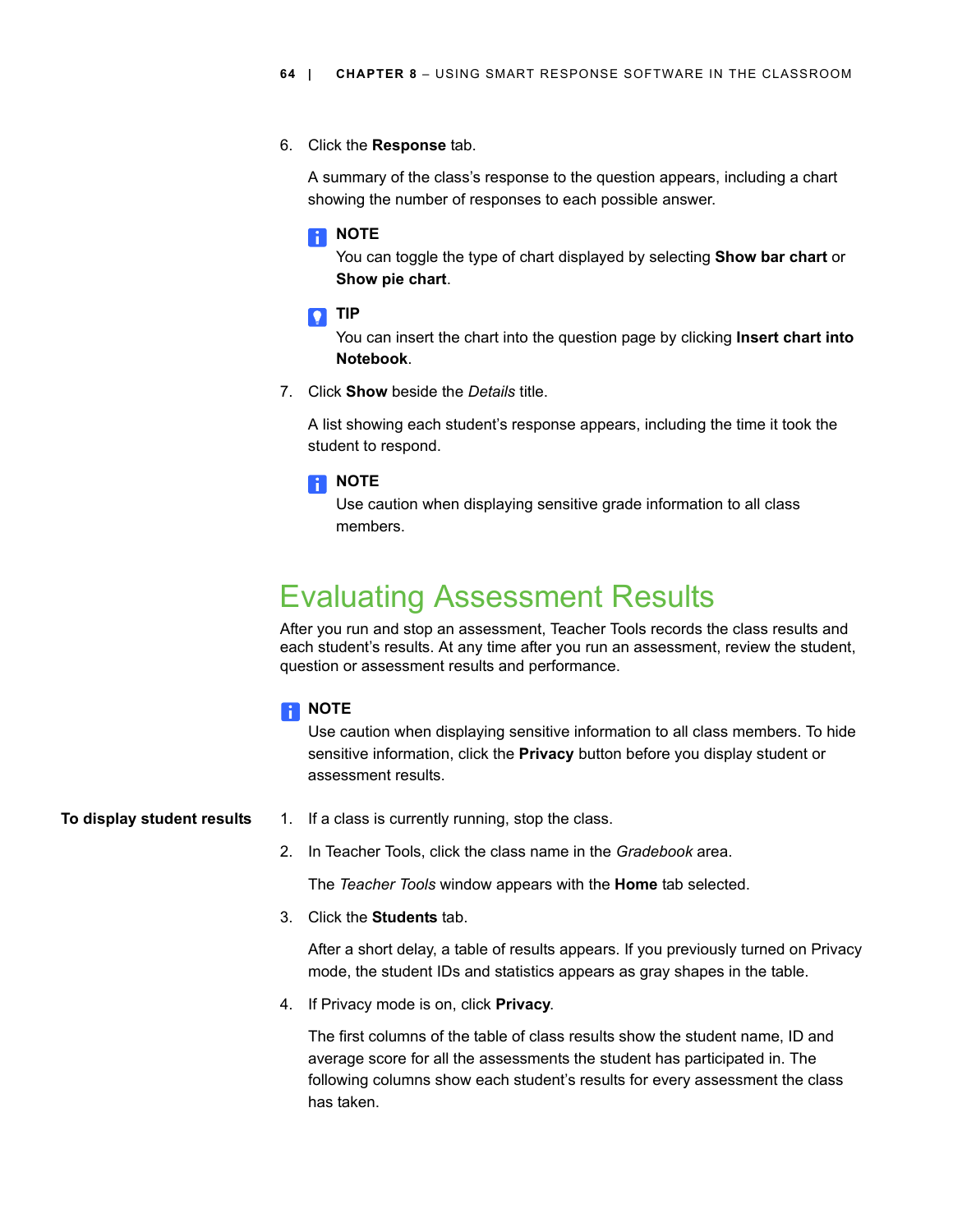6. Click the **Response** tab.

   A summary of the class's response to the question appears, including a chart showing the number of responses to each possible answer.

   **NOTE**
   You can toggle the type of chart displayed by selecting **Show bar chart** or **Show pie chart**.

   **TIP**
   You can insert the chart into the question page by clicking **Insert chart into Notebook**.

7. Click **Show** beside the *Details* title.

   A list showing each student's response appears, including the time it took the student to respond.

   **NOTE**
   Use caution when displaying sensitive grade information to all class members.

## Evaluating Assessment Results

After you run and stop an assessment, Teacher Tools records the class results and each student's results. At any time after you run an assessment, review the student, question or assessment results and performance.

**NOTE**
Use caution when displaying sensitive information to all class members. To hide sensitive information, click the **Privacy** button before you display student or assessment results.

**To display student results**

1. If a class is currently running, stop the class.
2. In Teacher Tools, click the class name in the *Gradebook* area.

   The *Teacher Tools* window appears with the **Home** tab selected.

3. Click the **Students** tab.

   After a short delay, a table of results appears. If you previously turned on Privacy mode, the student IDs and statistics appears as gray shapes in the table.

4. If Privacy mode is on, click **Privacy**.

   The first columns of the table of class results show the student name, ID and average score for all the assessments the student has participated in. The following columns show each student's results for every assessment the class has taken.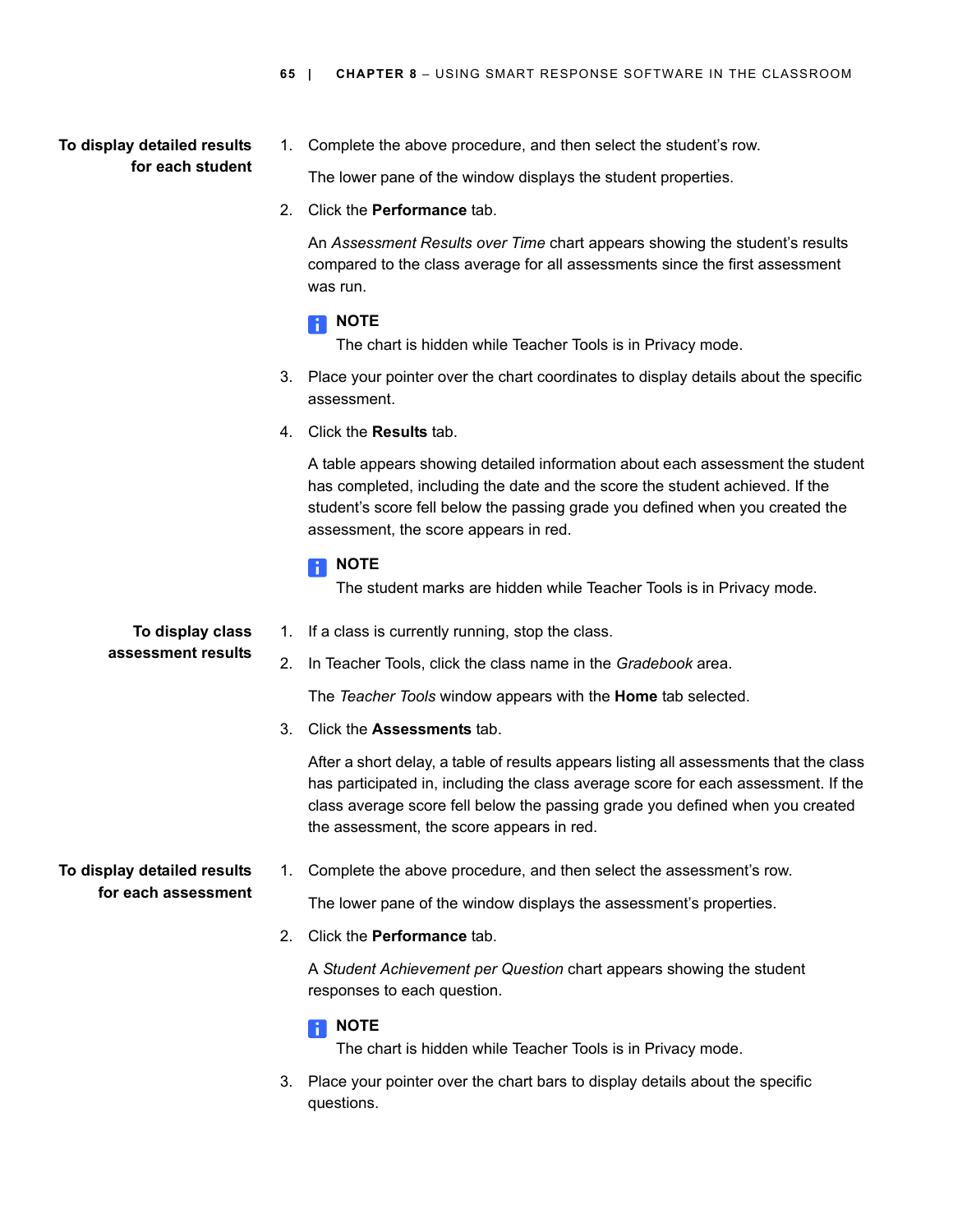**To display detailed results for each student**

1. Complete the above procedure, and then select the student's row.

   The lower pane of the window displays the student properties.

2. Click the **Performance** tab.

   An *Assessment Results over Time* chart appears showing the student's results compared to the class average for all assessments since the first assessment was run.

   **NOTE**
   The chart is hidden while Teacher Tools is in Privacy mode.

3. Place your pointer over the chart coordinates to display details about the specific assessment.

4. Click the **Results** tab.

   A table appears showing detailed information about each assessment the student has completed, including the date and the score the student achieved. If the student's score fell below the passing grade you defined when you created the assessment, the score appears in red.

   **NOTE**
   The student marks are hidden while Teacher Tools is in Privacy mode.

**To display class assessment results**

1. If a class is currently running, stop the class.

2. In Teacher Tools, click the class name in the *Gradebook* area.

   The *Teacher Tools* window appears with the **Home** tab selected.

3. Click the **Assessments** tab.

   After a short delay, a table of results appears listing all assessments that the class has participated in, including the class average score for each assessment. If the class average score fell below the passing grade you defined when you created the assessment, the score appears in red.

**To display detailed results for each assessment**

1. Complete the above procedure, and then select the assessment's row.

   The lower pane of the window displays the assessment's properties.

2. Click the **Performance** tab.

   A *Student Achievement per Question* chart appears showing the student responses to each question.

   **NOTE**
   The chart is hidden while Teacher Tools is in Privacy mode.

3. Place your pointer over the chart bars to display details about the specific questions.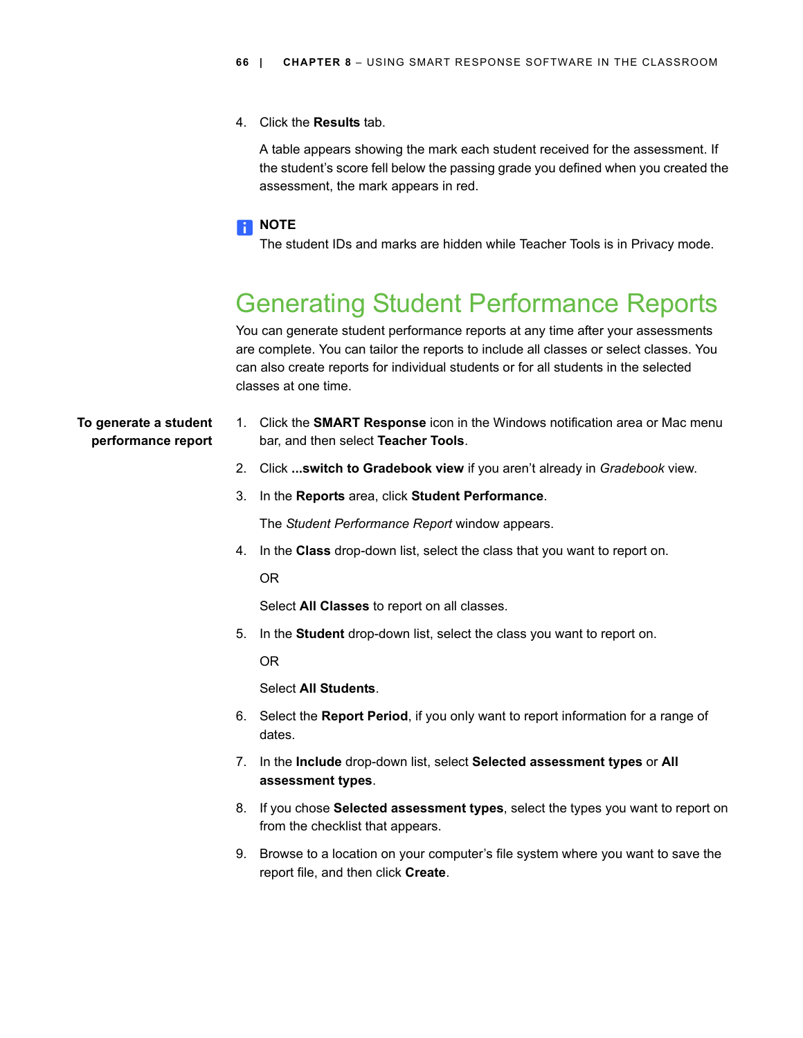4. Click the **Results** tab.

   A table appears showing the mark each student received for the assessment. If the student's score fell below the passing grade you defined when you created the assessment, the mark appears in red.

**NOTE**
The student IDs and marks are hidden while Teacher Tools is in Privacy mode.

## Generating Student Performance Reports

You can generate student performance reports at any time after your assessments are complete. You can tailor the reports to include all classes or select classes. You can also create reports for individual students or for all students in the selected classes at one time.

**To generate a student performance report**

1. Click the **SMART Response** icon in the Windows notification area or Mac menu bar, and then select **Teacher Tools**.
2. Click **...switch to Gradebook view** if you aren't already in *Gradebook* view.
3. In the **Reports** area, click **Student Performance**.

   The *Student Performance Report* window appears.
4. In the **Class** drop-down list, select the class that you want to report on.

   OR

   Select **All Classes** to report on all classes.
5. In the **Student** drop-down list, select the class you want to report on.

   OR

   Select **All Students**.
6. Select the **Report Period**, if you only want to report information for a range of dates.
7. In the **Include** drop-down list, select **Selected assessment types** or **All assessment types**.
8. If you chose **Selected assessment types**, select the types you want to report on from the checklist that appears.
9. Browse to a location on your computer's file system where you want to save the report file, and then click **Create**.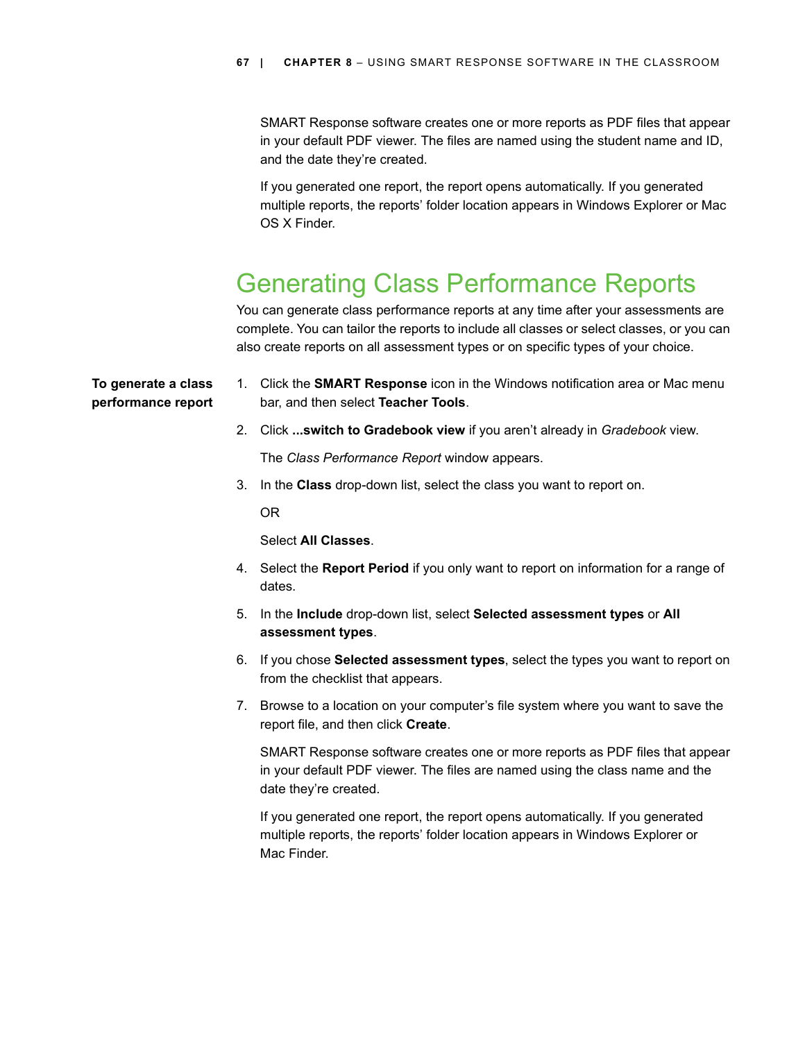SMART Response software creates one or more reports as PDF files that appear in your default PDF viewer. The files are named using the student name and ID, and the date they're created.

If you generated one report, the report opens automatically. If you generated multiple reports, the reports' folder location appears in Windows Explorer or Mac OS X Finder.

## Generating Class Performance Reports

You can generate class performance reports at any time after your assessments are complete. You can tailor the reports to include all classes or select classes, or you can also create reports on all assessment types or on specific types of your choice.

**To generate a class performance report**

1. Click the **SMART Response** icon in the Windows notification area or Mac menu bar, and then select **Teacher Tools**.
2. Click **...switch to Gradebook view** if you aren't already in *Gradebook* view.

   The *Class Performance Report* window appears.
3. In the **Class** drop-down list, select the class you want to report on.

   OR

   Select **All Classes**.
4. Select the **Report Period** if you only want to report on information for a range of dates.
5. In the **Include** drop-down list, select **Selected assessment types** or **All assessment types**.
6. If you chose **Selected assessment types**, select the types you want to report on from the checklist that appears.
7. Browse to a location on your computer's file system where you want to save the report file, and then click **Create**.

   SMART Response software creates one or more reports as PDF files that appear in your default PDF viewer. The files are named using the class name and the date they're created.

   If you generated one report, the report opens automatically. If you generated multiple reports, the reports' folder location appears in Windows Explorer or Mac Finder.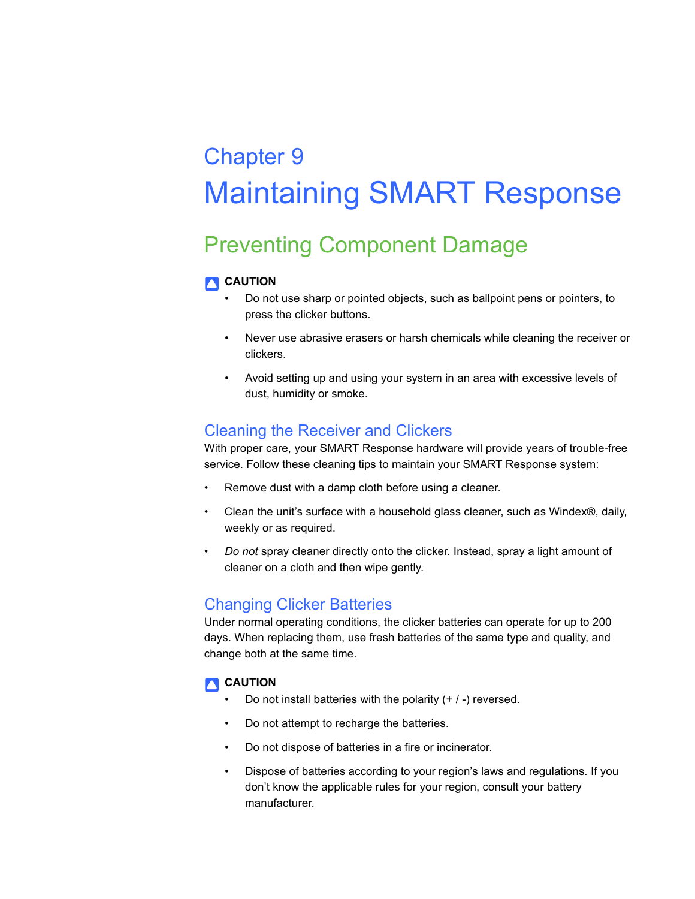# Chapter 9

# Maintaining SMART Response

## Preventing Component Damage

**CAUTION**

- Do not use sharp or pointed objects, such as ballpoint pens or pointers, to press the clicker buttons.
- Never use abrasive erasers or harsh chemicals while cleaning the receiver or clickers.
- Avoid setting up and using your system in an area with excessive levels of dust, humidity or smoke.

### Cleaning the Receiver and Clickers

With proper care, your SMART Response hardware will provide years of trouble-free service. Follow these cleaning tips to maintain your SMART Response system:

- Remove dust with a damp cloth before using a cleaner.
- Clean the unit's surface with a household glass cleaner, such as Windex®, daily, weekly or as required.
- *Do not* spray cleaner directly onto the clicker. Instead, spray a light amount of cleaner on a cloth and then wipe gently.

### Changing Clicker Batteries

Under normal operating conditions, the clicker batteries can operate for up to 200 days. When replacing them, use fresh batteries of the same type and quality, and change both at the same time.

**CAUTION**

- Do not install batteries with the polarity (+ / -) reversed.
- Do not attempt to recharge the batteries.
- Do not dispose of batteries in a fire or incinerator.
- Dispose of batteries according to your region's laws and regulations. If you don't know the applicable rules for your region, consult your battery manufacturer.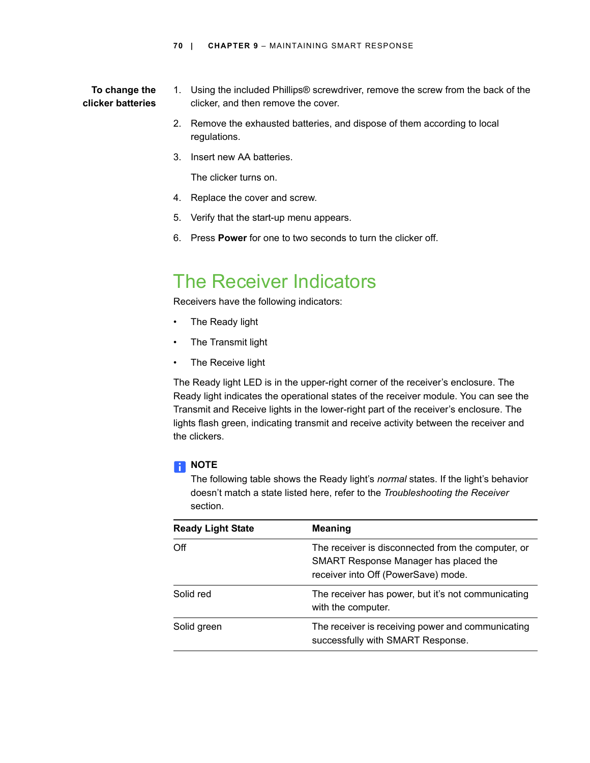**To change the clicker batteries**

1. Using the included Phillips® screwdriver, remove the screw from the back of the clicker, and then remove the cover.
2. Remove the exhausted batteries, and dispose of them according to local regulations.
3. Insert new AA batteries.

   The clicker turns on.
4. Replace the cover and screw.
5. Verify that the start-up menu appears.
6. Press **Power** for one to two seconds to turn the clicker off.

## The Receiver Indicators

Receivers have the following indicators:

- The Ready light
- The Transmit light
- The Receive light

The Ready light LED is in the upper-right corner of the receiver's enclosure. The Ready light indicates the operational states of the receiver module. You can see the Transmit and Receive lights in the lower-right part of the receiver's enclosure. The lights flash green, indicating transmit and receive activity between the receiver and the clickers.

**NOTE**
The following table shows the Ready light's *normal* states. If the light's behavior doesn't match a state listed here, refer to the *Troubleshooting the Receiver* section.

| Ready Light State | Meaning |
|---|---|
| Off | The receiver is disconnected from the computer, or SMART Response Manager has placed the receiver into Off (PowerSave) mode. |
| Solid red | The receiver has power, but it's not communicating with the computer. |
| Solid green | The receiver is receiving power and communicating successfully with SMART Response. |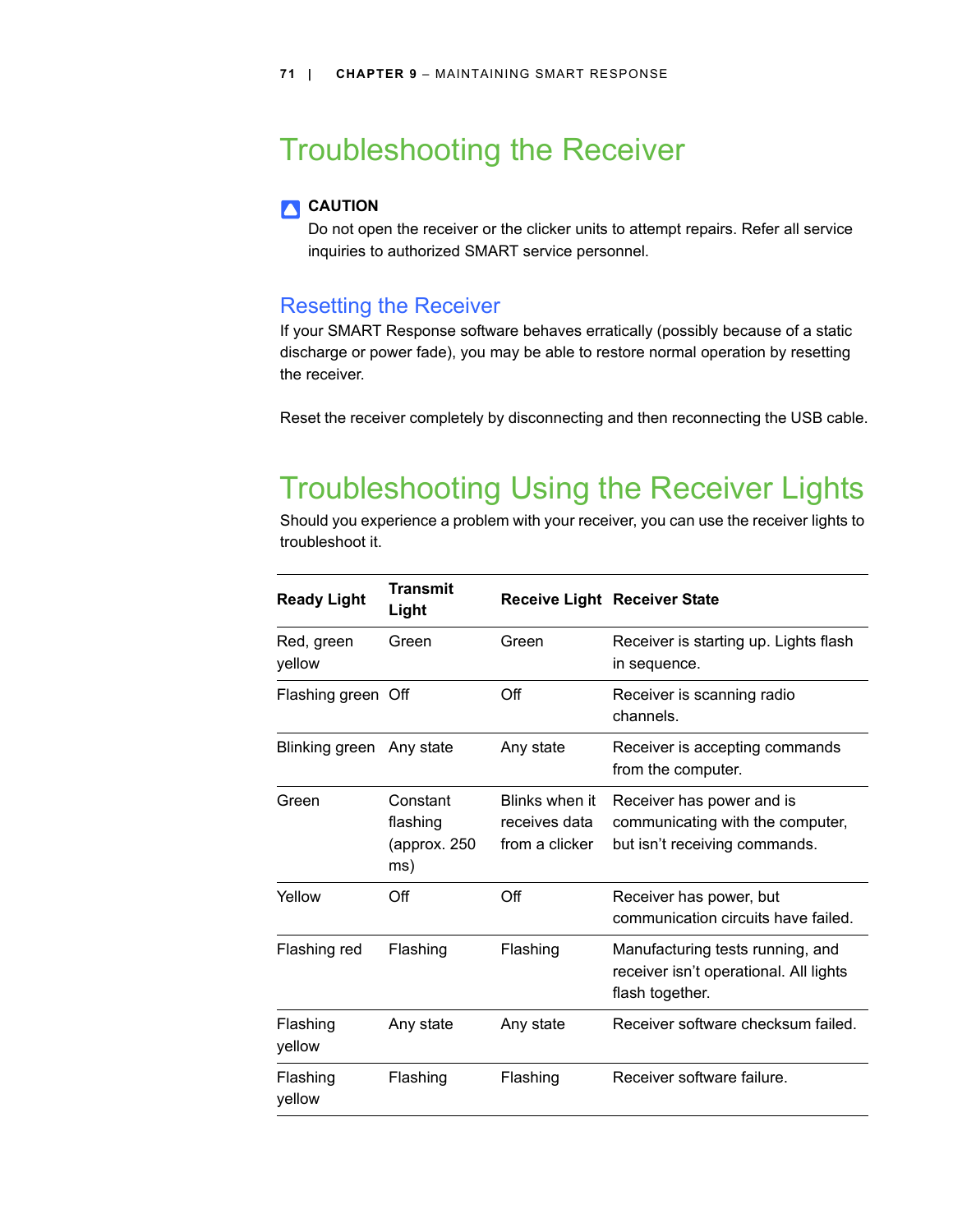# Troubleshooting the Receiver

**CAUTION**

Do not open the receiver or the clicker units to attempt repairs. Refer all service inquiries to authorized SMART service personnel.

## Resetting the Receiver

If your SMART Response software behaves erratically (possibly because of a static discharge or power fade), you may be able to restore normal operation by resetting the receiver.

Reset the receiver completely by disconnecting and then reconnecting the USB cable.

# Troubleshooting Using the Receiver Lights

Should you experience a problem with your receiver, you can use the receiver lights to troubleshoot it.

| Ready Light | Transmit Light | Receive Light | Receiver State |
|---|---|---|---|
| Red, green yellow | Green | Green | Receiver is starting up. Lights flash in sequence. |
| Flashing green | Off | Off | Receiver is scanning radio channels. |
| Blinking green | Any state | Any state | Receiver is accepting commands from the computer. |
| Green | Constant flashing (approx. 250 ms) | Blinks when it receives data from a clicker | Receiver has power and is communicating with the computer, but isn't receiving commands. |
| Yellow | Off | Off | Receiver has power, but communication circuits have failed. |
| Flashing red | Flashing | Flashing | Manufacturing tests running, and receiver isn't operational. All lights flash together. |
| Flashing yellow | Any state | Any state | Receiver software checksum failed. |
| Flashing yellow | Flashing | Flashing | Receiver software failure. |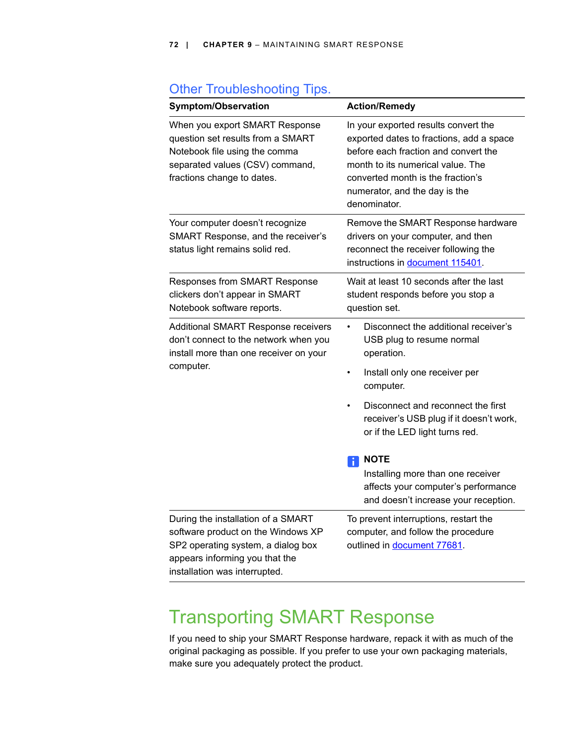## Other Troubleshooting Tips.

| Symptom/Observation | Action/Remedy |
|---|---|
| When you export SMART Response question set results from a SMART Notebook file using the comma separated values (CSV) command, fractions change to dates. | In your exported results convert the exported dates to fractions, add a space before each fraction and convert the month to its numerical value. The converted month is the fraction's numerator, and the day is the denominator. |
| Your computer doesn't recognize SMART Response, and the receiver's status light remains solid red. | Remove the SMART Response hardware drivers on your computer, and then reconnect the receiver following the instructions in document 115401. |
| Responses from SMART Response clickers don't appear in SMART Notebook software reports. | Wait at least 10 seconds after the last student responds before you stop a question set. |
| Additional SMART Response receivers don't connect to the network when you install more than one receiver on your computer. | • Disconnect the additional receiver's USB plug to resume normal operation.<br>• Install only one receiver per computer.<br>• Disconnect and reconnect the first receiver's USB plug if it doesn't work, or if the LED light turns red.<br><br>**NOTE**<br>Installing more than one receiver affects your computer's performance and doesn't increase your reception. |
| During the installation of a SMART software product on the Windows XP SP2 operating system, a dialog box appears informing you that the installation was interrupted. | To prevent interruptions, restart the computer, and follow the procedure outlined in document 77681. |

# Transporting SMART Response

If you need to ship your SMART Response hardware, repack it with as much of the original packaging as possible. If you prefer to use your own packaging materials, make sure you adequately protect the product.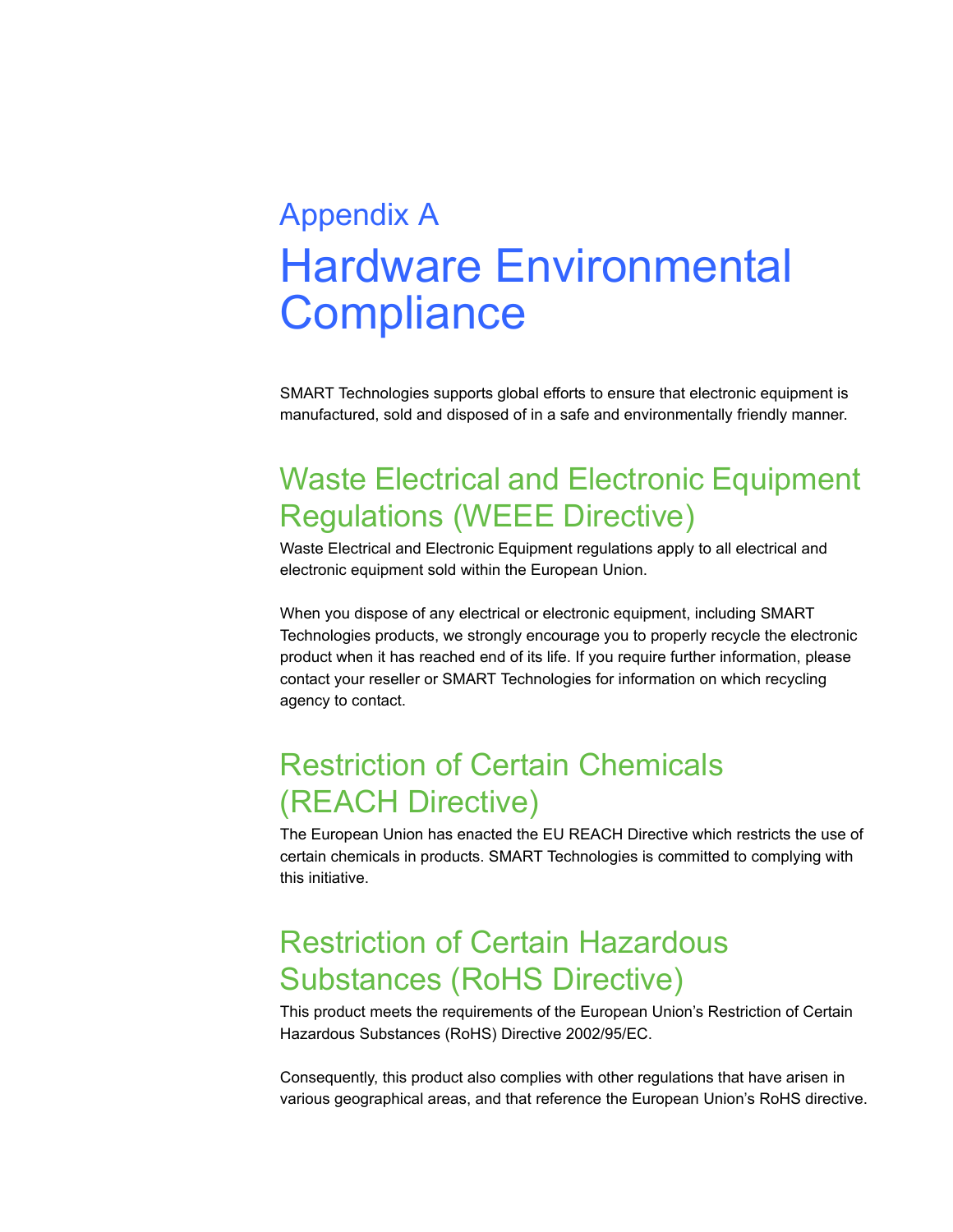# Appendix A

# Hardware Environmental Compliance

SMART Technologies supports global efforts to ensure that electronic equipment is manufactured, sold and disposed of in a safe and environmentally friendly manner.

## Waste Electrical and Electronic Equipment Regulations (WEEE Directive)

Waste Electrical and Electronic Equipment regulations apply to all electrical and electronic equipment sold within the European Union.

When you dispose of any electrical or electronic equipment, including SMART Technologies products, we strongly encourage you to properly recycle the electronic product when it has reached end of its life. If you require further information, please contact your reseller or SMART Technologies for information on which recycling agency to contact.

## Restriction of Certain Chemicals (REACH Directive)

The European Union has enacted the EU REACH Directive which restricts the use of certain chemicals in products. SMART Technologies is committed to complying with this initiative.

## Restriction of Certain Hazardous Substances (RoHS Directive)

This product meets the requirements of the European Union's Restriction of Certain Hazardous Substances (RoHS) Directive 2002/95/EC.

Consequently, this product also complies with other regulations that have arisen in various geographical areas, and that reference the European Union's RoHS directive.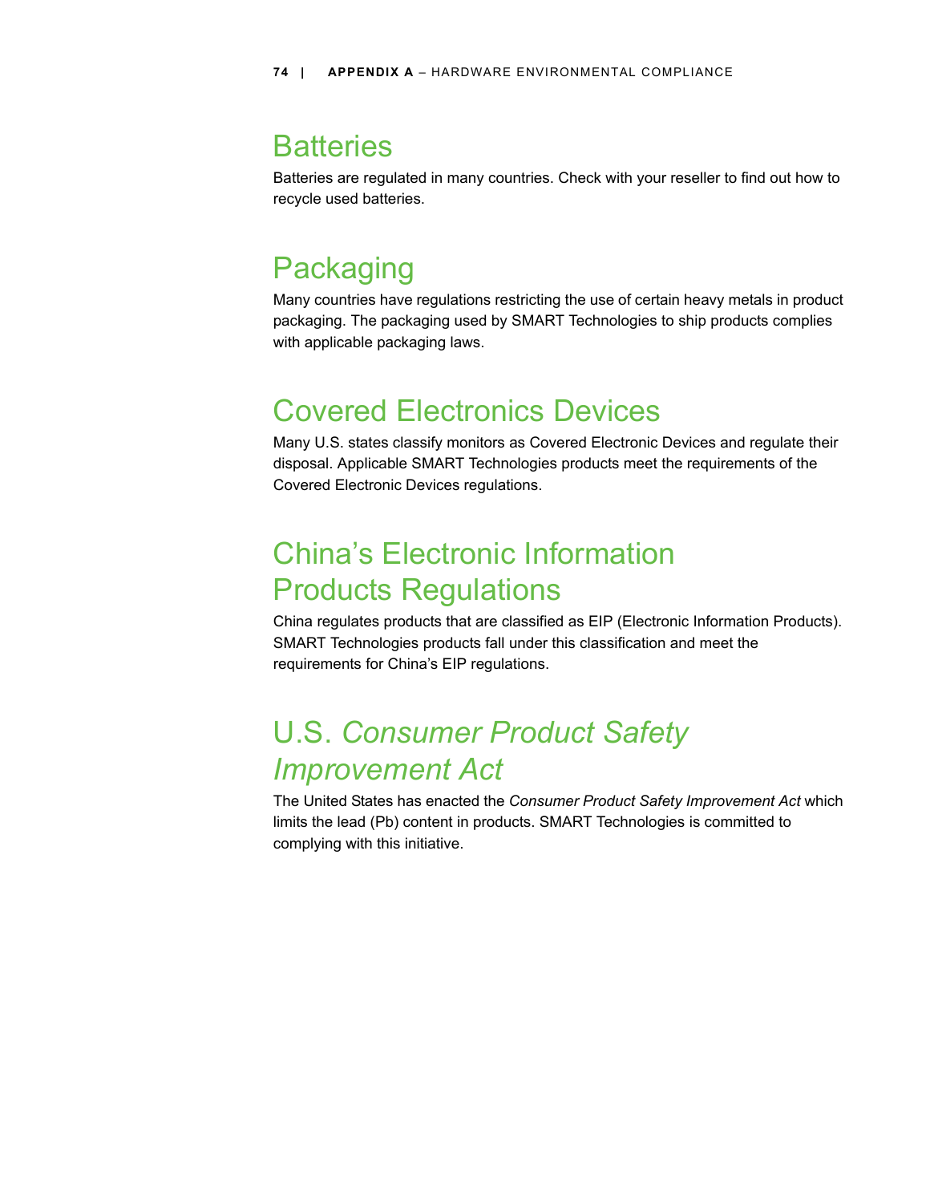## Batteries

Batteries are regulated in many countries. Check with your reseller to find out how to recycle used batteries.

## Packaging

Many countries have regulations restricting the use of certain heavy metals in product packaging. The packaging used by SMART Technologies to ship products complies with applicable packaging laws.

## Covered Electronics Devices

Many U.S. states classify monitors as Covered Electronic Devices and regulate their disposal. Applicable SMART Technologies products meet the requirements of the Covered Electronic Devices regulations.

## China's Electronic Information Products Regulations

China regulates products that are classified as EIP (Electronic Information Products). SMART Technologies products fall under this classification and meet the requirements for China's EIP regulations.

## U.S. *Consumer Product Safety Improvement Act*

The United States has enacted the *Consumer Product Safety Improvement Act* which limits the lead (Pb) content in products. SMART Technologies is committed to complying with this initiative.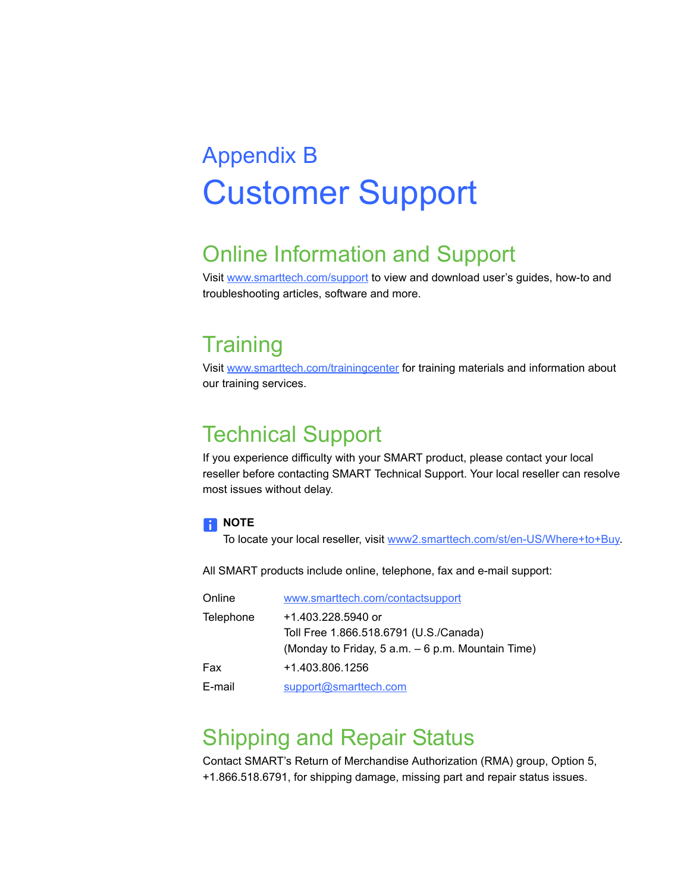# Appendix B
# Customer Support

## Online Information and Support

Visit www.smarttech.com/support to view and download user's guides, how-to and troubleshooting articles, software and more.

## Training

Visit www.smarttech.com/trainingcenter for training materials and information about our training services.

## Technical Support

If you experience difficulty with your SMART product, please contact your local reseller before contacting SMART Technical Support. Your local reseller can resolve most issues without delay.

**NOTE**

To locate your local reseller, visit www2.smarttech.com/st/en-US/Where+to+Buy.

All SMART products include online, telephone, fax and e-mail support:

| | |
|---|---|
| Online | www.smarttech.com/contactsupport |
| Telephone | +1.403.228.5940 or<br>Toll Free 1.866.518.6791 (U.S./Canada)<br>(Monday to Friday, 5 a.m. – 6 p.m. Mountain Time) |
| Fax | +1.403.806.1256 |
| E-mail | support@smarttech.com |

## Shipping and Repair Status

Contact SMART's Return of Merchandise Authorization (RMA) group, Option 5, +1.866.518.6791, for shipping damage, missing part and repair status issues.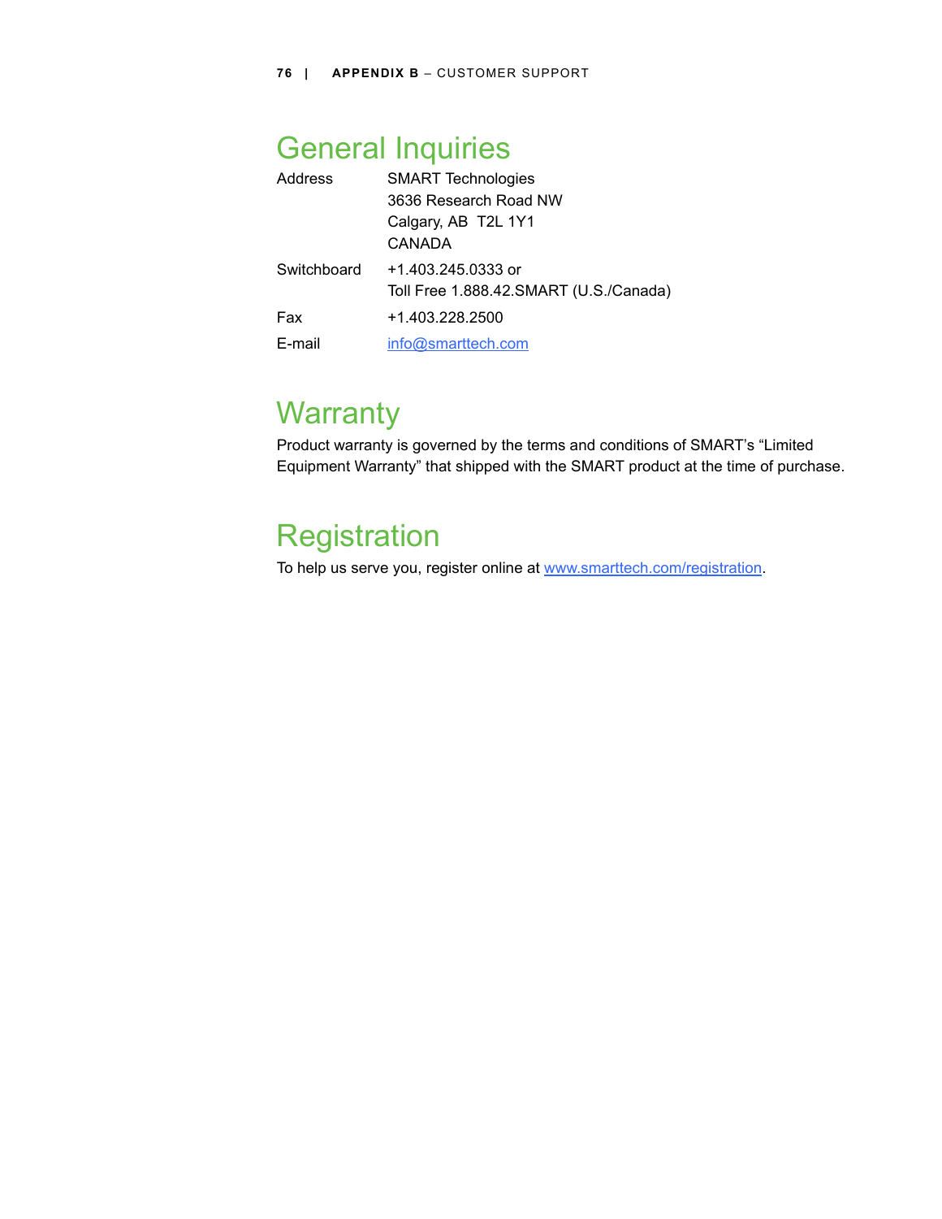## General Inquiries

| | |
|---|---|
| Address | SMART Technologies<br>3636 Research Road NW<br>Calgary, AB  T2L 1Y1<br>CANADA |
| Switchboard | +1.403.245.0333 or<br>Toll Free 1.888.42.SMART (U.S./Canada) |
| Fax | +1.403.228.2500 |
| E-mail | info@smarttech.com |

## Warranty

Product warranty is governed by the terms and conditions of SMART's "Limited Equipment Warranty" that shipped with the SMART product at the time of purchase.

## Registration

To help us serve you, register online at www.smarttech.com/registration.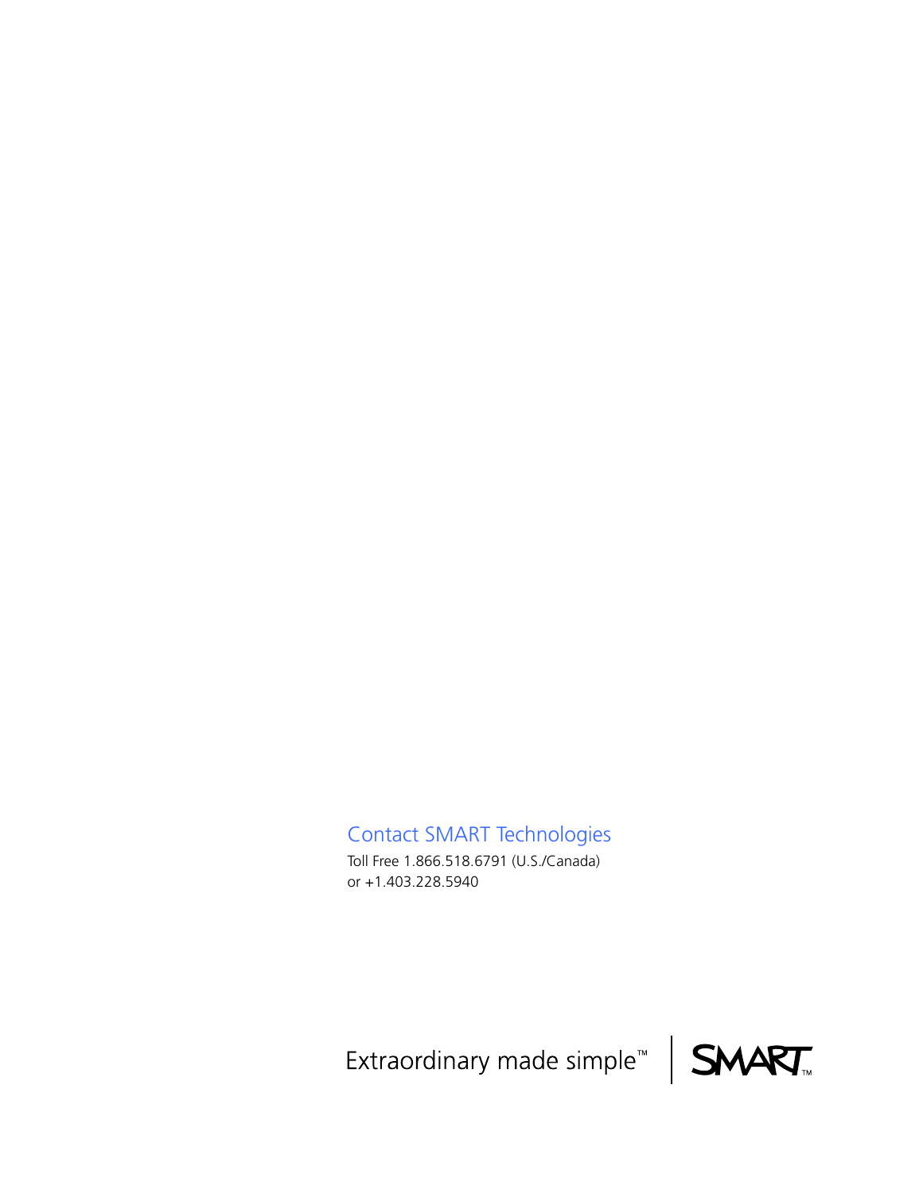## Contact SMART Technologies

Toll Free 1.866.518.6791 (U.S./Canada)
or +1.403.228.5940

Extraordinary made simple™ | SMART™